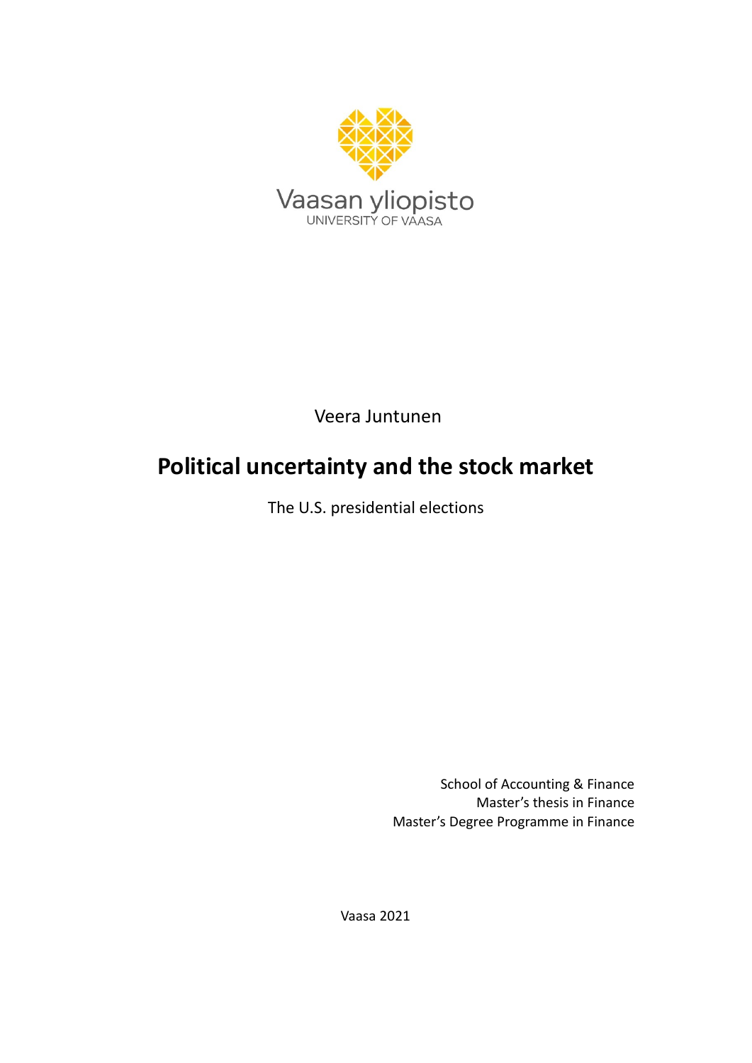Vaasan yliopisto
UNIVERSITY OF VAASA

Veera Juntunen

# Political uncertainty and the stock market

The U.S. presidential elections

School of Accounting & Finance
Master's thesis in Finance
Master's Degree Programme in Finance

Vaasa 2021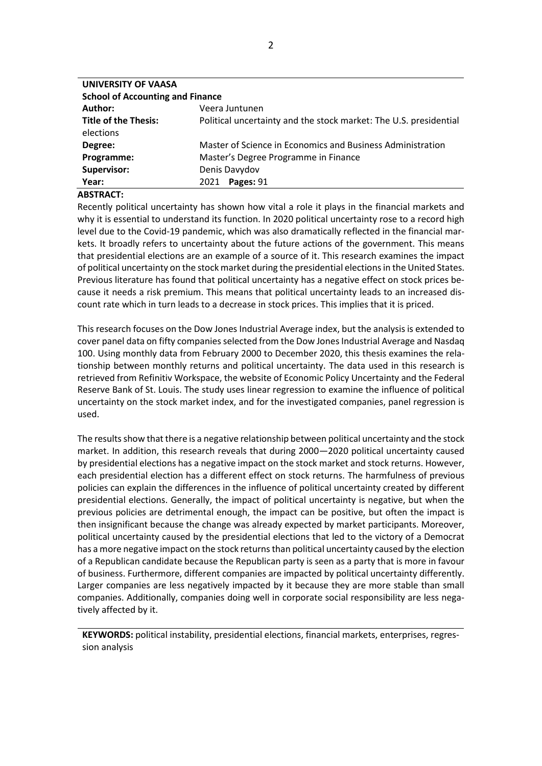**UNIVERSITY OF VAASA**
**School of Accounting and Finance**

| | |
|---|---|
| **Author:** | Veera Juntunen |
| **Title of the Thesis:** | Political uncertainty and the stock market: The U.S. presidential elections |
| **Degree:** | Master of Science in Economics and Business Administration |
| **Programme:** | Master's Degree Programme in Finance |
| **Supervisor:** | Denis Davydov |
| **Year:** | 2021 **Pages:** 91 |

**ABSTRACT:**

Recently political uncertainty has shown how vital a role it plays in the financial markets and why it is essential to understand its function. In 2020 political uncertainty rose to a record high level due to the Covid-19 pandemic, which was also dramatically reflected in the financial markets. It broadly refers to uncertainty about the future actions of the government. This means that presidential elections are an example of a source of it. This research examines the impact of political uncertainty on the stock market during the presidential elections in the United States. Previous literature has found that political uncertainty has a negative effect on stock prices because it needs a risk premium. This means that political uncertainty leads to an increased discount rate which in turn leads to a decrease in stock prices. This implies that it is priced.

This research focuses on the Dow Jones Industrial Average index, but the analysis is extended to cover panel data on fifty companies selected from the Dow Jones Industrial Average and Nasdaq 100. Using monthly data from February 2000 to December 2020, this thesis examines the relationship between monthly returns and political uncertainty. The data used in this research is retrieved from Refinitiv Workspace, the website of Economic Policy Uncertainty and the Federal Reserve Bank of St. Louis. The study uses linear regression to examine the influence of political uncertainty on the stock market index, and for the investigated companies, panel regression is used.

The results show that there is a negative relationship between political uncertainty and the stock market. In addition, this research reveals that during 2000—2020 political uncertainty caused by presidential elections has a negative impact on the stock market and stock returns. However, each presidential election has a different effect on stock returns. The harmfulness of previous policies can explain the differences in the influence of political uncertainty created by different presidential elections. Generally, the impact of political uncertainty is negative, but when the previous policies are detrimental enough, the impact can be positive, but often the impact is then insignificant because the change was already expected by market participants. Moreover, political uncertainty caused by the presidential elections that led to the victory of a Democrat has a more negative impact on the stock returns than political uncertainty caused by the election of a Republican candidate because the Republican party is seen as a party that is more in favour of business. Furthermore, different companies are impacted by political uncertainty differently. Larger companies are less negatively impacted by it because they are more stable than small companies. Additionally, companies doing well in corporate social responsibility are less negatively affected by it.

**KEYWORDS:** political instability, presidential elections, financial markets, enterprises, regression analysis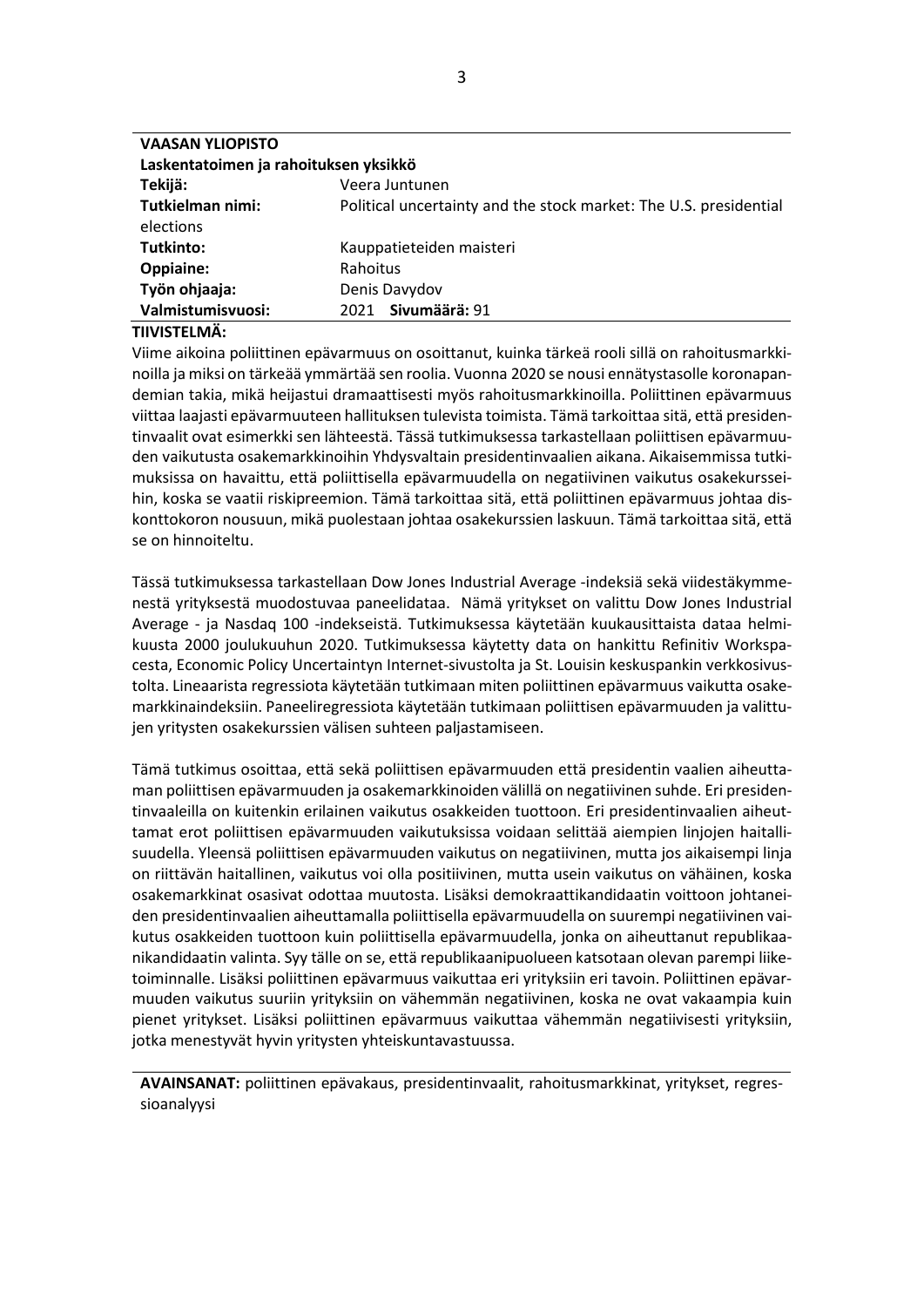| **VAASAN YLIOPISTO** | |
|---|---|
| **Laskentatoimen ja rahoituksen yksikkö** | |
| **Tekijä:** | Veera Juntunen |
| **Tutkielman nimi:** | Political uncertainty and the stock market: The U.S. presidential elections |
| **Tutkinto:** | Kauppatieteiden maisteri |
| **Oppiaine:** | Rahoitus |
| **Työn ohjaaja:** | Denis Davydov |
| **Valmistumisvuosi:** | 2021 **Sivumäärä:** 91 |

**TIIVISTELMÄ:**

Viime aikoina poliittinen epävarmuus on osoittanut, kuinka tärkeä rooli sillä on rahoitusmarkkinoilla ja miksi on tärkeää ymmärtää sen roolia. Vuonna 2020 se nousi ennätystasolle koronapandemian takia, mikä heijastui dramaattisesti myös rahoitusmarkkinoilla. Poliittinen epävarmuus viittaa laajasti epävarmuuteen hallituksen tulevista toimista. Tämä tarkoittaa sitä, että presidentinvaalit ovat esimerkki sen lähteestä. Tässä tutkimuksessa tarkastellaan poliittisen epävarmuuden vaikutusta osakemarkkinoihin Yhdysvaltain presidentinvaalien aikana. Aikaisemmissa tutkimuksissa on havaittu, että poliittisella epävarmuudella on negatiivinen vaikutus osakekursseihin, koska se vaatii riskipreemion. Tämä tarkoittaa sitä, että poliittinen epävarmuus johtaa diskonttokoron nousuun, mikä puolestaan johtaa osakekurssien laskuun. Tämä tarkoittaa sitä, että se on hinnoiteltu.

Tässä tutkimuksessa tarkastellaan Dow Jones Industrial Average -indeksiä sekä viidestäkymmenestä yrityksestä muodostuvaa paneelidataa. Nämä yritykset on valittu Dow Jones Industrial Average - ja Nasdaq 100 -indekseistä. Tutkimuksessa käytetään kuukausittaista dataa helmikuusta 2000 joulukuuhun 2020. Tutkimuksessa käytetty data on hankittu Refinitiv Workspacesta, Economic Policy Uncertaintyn Internet-sivustolta ja St. Louisin keskuspankin verkkosivustolta. Lineaarista regressiota käytetään tutkimaan miten poliittinen epävarmuus vaikutta osakemarkkinaindeksiin. Paneeliregressiota käytetään tutkimaan poliittisen epävarmuuden ja valittujen yritysten osakekurssien välisen suhteen paljastamiseen.

Tämä tutkimus osoittaa, että sekä poliittisen epävarmuuden että presidentin vaalien aiheuttaman poliittisen epävarmuuden ja osakemarkkinoiden välillä on negatiivinen suhde. Eri presidentinvaaleilla on kuitenkin erilainen vaikutus osakkeiden tuottoon. Eri presidentinvaalien aiheuttamat erot poliittisen epävarmuuden vaikutuksissa voidaan selittää aiempien linjojen haitallisuudella. Yleensä poliittisen epävarmuuden vaikutus on negatiivinen, mutta jos aikaisempi linja on riittävän haitallinen, vaikutus voi olla positiivinen, mutta usein vaikutus on vähäinen, koska osakemarkkinat osasivat odottaa muutosta. Lisäksi demokraattikandidaatin voittoon johtaneiden presidentinvaalien aiheuttamalla poliittisella epävarmuudella on suurempi negatiivinen vaikutus osakkeiden tuottoon kuin poliittisella epävarmuudella, jonka on aiheuttanut republikaanikandidaatin valinta. Syy tälle on se, että republikaanipuolueen katsotaan olevan parempi liiketoiminnalle. Lisäksi poliittinen epävarmuus vaikuttaa eri yrityksiin eri tavoin. Poliittinen epävarmuuden vaikutus suuriin yrityksiin on vähemmän negatiivinen, koska ne ovat vakaampia kuin pienet yritykset. Lisäksi poliittinen epävarmuus vaikuttaa vähemmän negatiivisesti yrityksiin, jotka menestyvät hyvin yritysten yhteiskuntavastuussa.

**AVAINSANAT:** poliittinen epävakaus, presidentinvaalit, rahoitusmarkkinat, yritykset, regressioanalyysi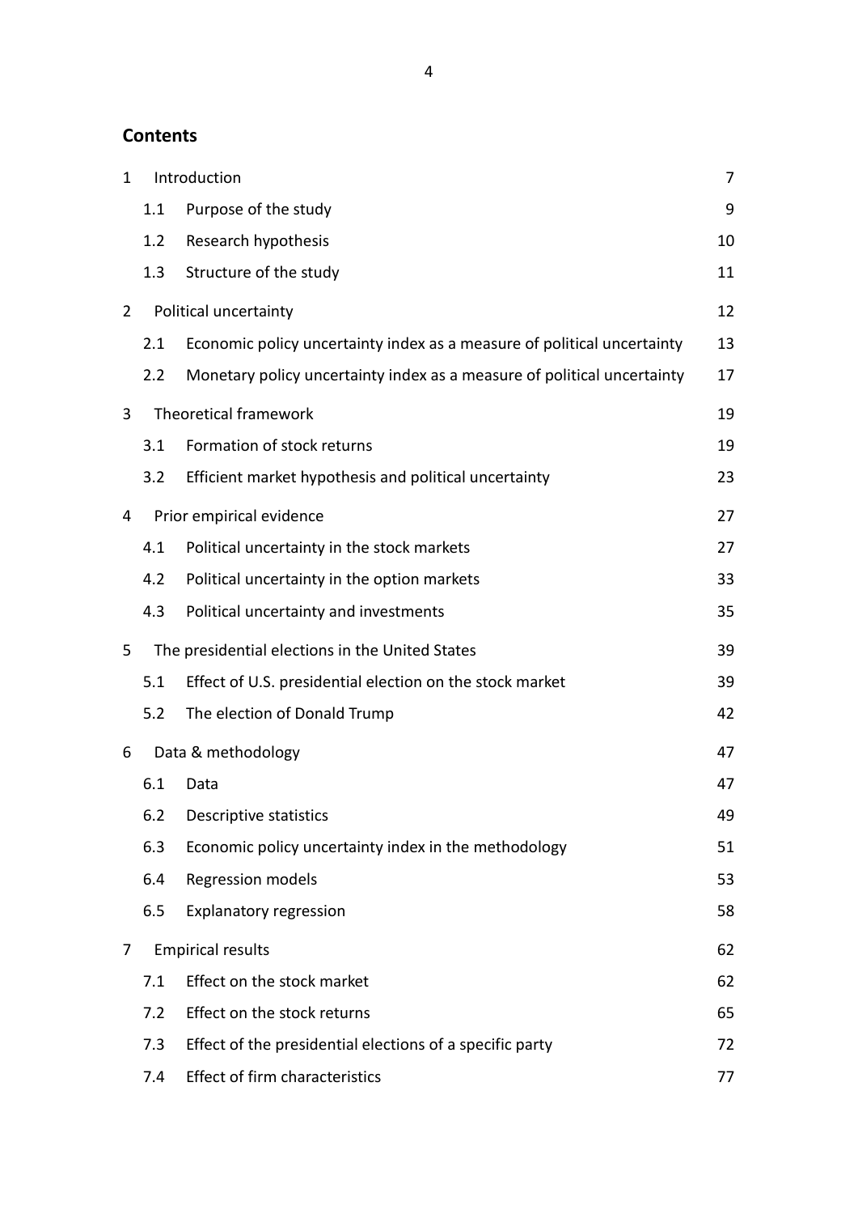## Contents

1 Introduction 7

1.1 Purpose of the study 9

1.2 Research hypothesis 10

1.3 Structure of the study 11

2 Political uncertainty 12

2.1 Economic policy uncertainty index as a measure of political uncertainty 13

2.2 Monetary policy uncertainty index as a measure of political uncertainty 17

3 Theoretical framework 19

3.1 Formation of stock returns 19

3.2 Efficient market hypothesis and political uncertainty 23

4 Prior empirical evidence 27

4.1 Political uncertainty in the stock markets 27

4.2 Political uncertainty in the option markets 33

4.3 Political uncertainty and investments 35

5 The presidential elections in the United States 39

5.1 Effect of U.S. presidential election on the stock market 39

5.2 The election of Donald Trump 42

6 Data & methodology 47

6.1 Data 47

6.2 Descriptive statistics 49

6.3 Economic policy uncertainty index in the methodology 51

6.4 Regression models 53

6.5 Explanatory regression 58

7 Empirical results 62

7.1 Effect on the stock market 62

7.2 Effect on the stock returns 65

7.3 Effect of the presidential elections of a specific party 72

7.4 Effect of firm characteristics 77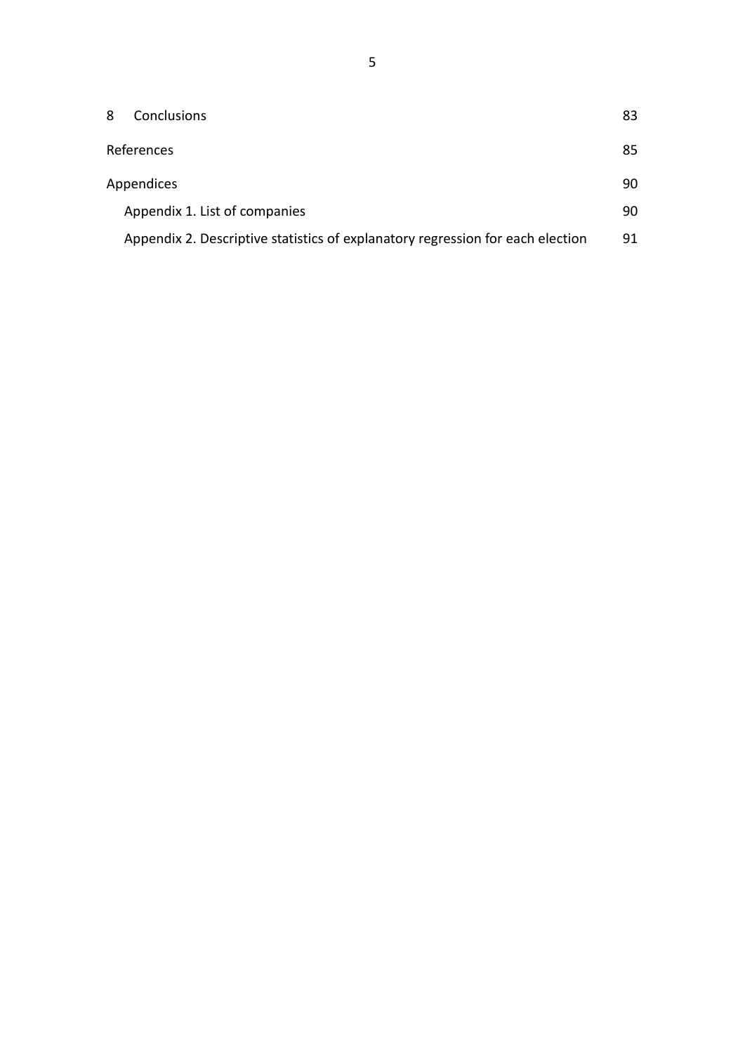8 Conclusions 83

References 85

Appendices 90

- Appendix 1. List of companies 90
- Appendix 2. Descriptive statistics of explanatory regression for each election 91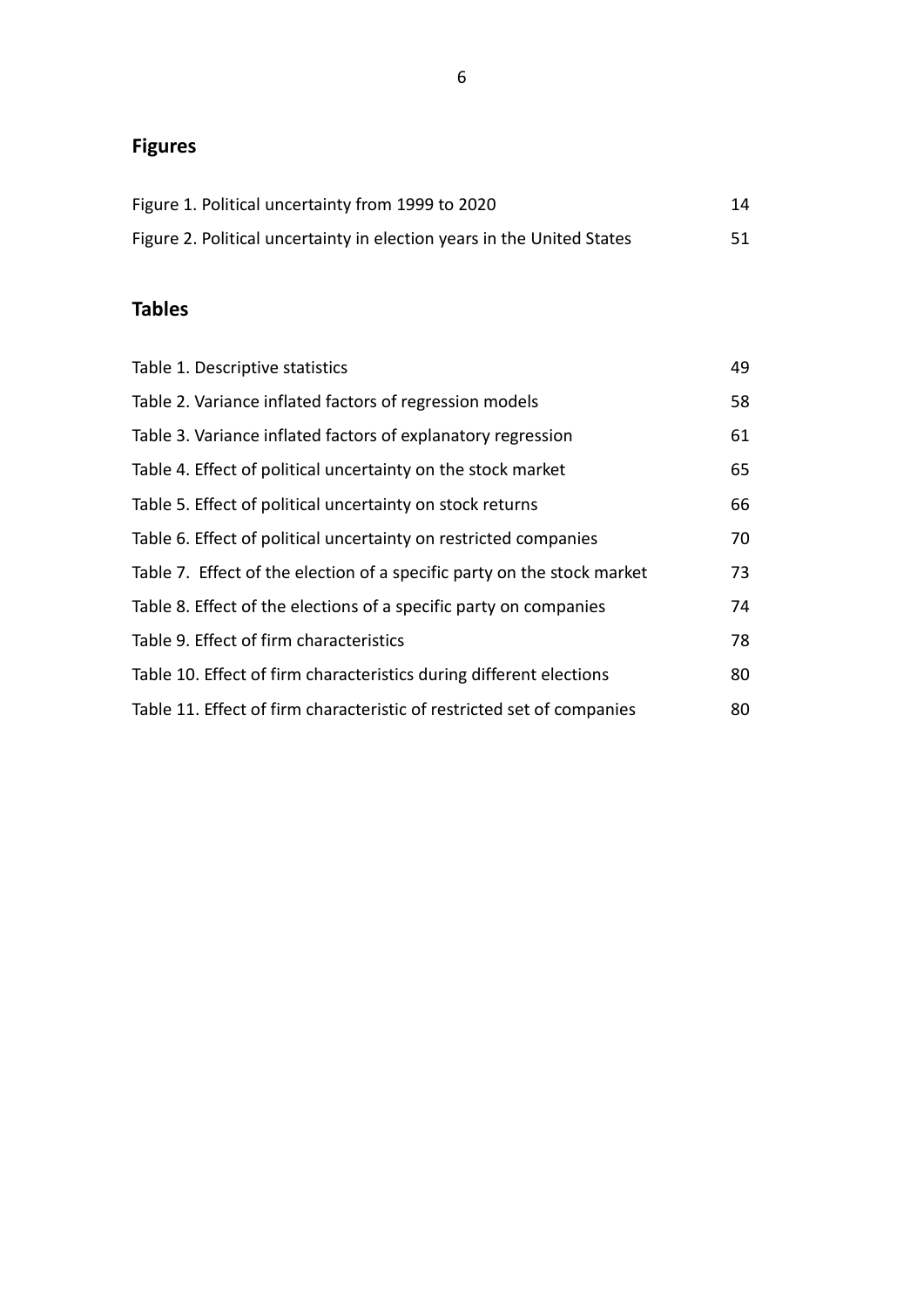## Figures

| | |
|---|---|
| Figure 1. Political uncertainty from 1999 to 2020 | 14 |
| Figure 2. Political uncertainty in election years in the United States | 51 |

## Tables

| | |
|---|---|
| Table 1. Descriptive statistics | 49 |
| Table 2. Variance inflated factors of regression models | 58 |
| Table 3. Variance inflated factors of explanatory regression | 61 |
| Table 4. Effect of political uncertainty on the stock market | 65 |
| Table 5. Effect of political uncertainty on stock returns | 66 |
| Table 6. Effect of political uncertainty on restricted companies | 70 |
| Table 7. Effect of the election of a specific party on the stock market | 73 |
| Table 8. Effect of the elections of a specific party on companies | 74 |
| Table 9. Effect of firm characteristics | 78 |
| Table 10. Effect of firm characteristics during different elections | 80 |
| Table 11. Effect of firm characteristic of restricted set of companies | 80 |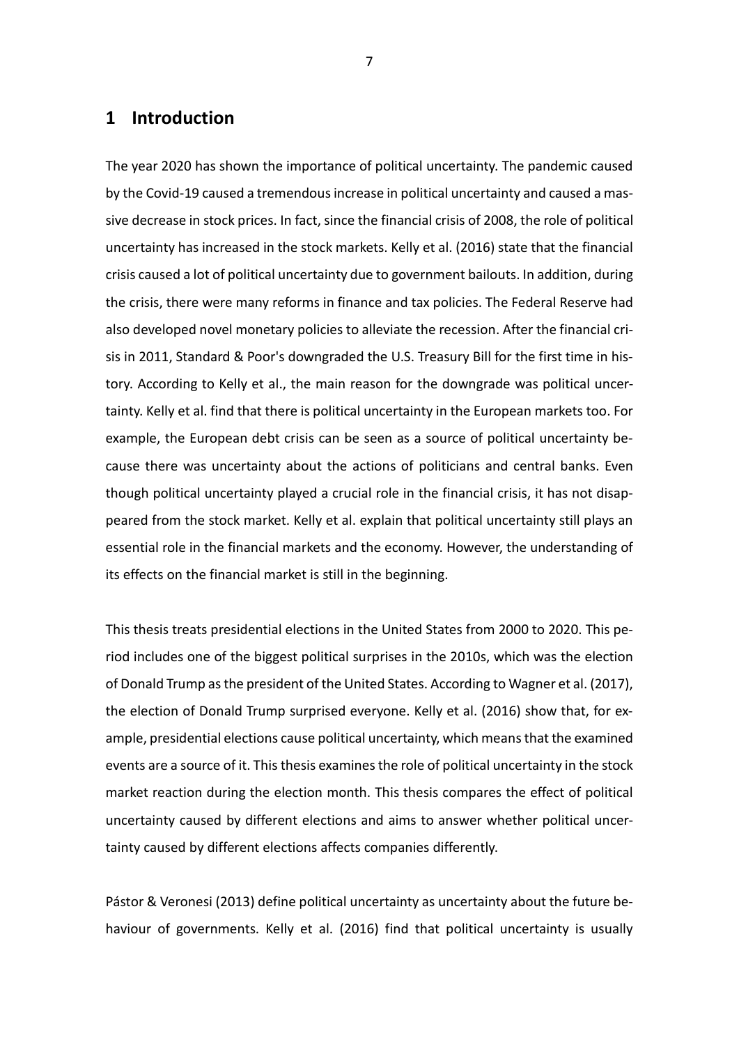# 1 Introduction

The year 2020 has shown the importance of political uncertainty. The pandemic caused by the Covid-19 caused a tremendous increase in political uncertainty and caused a massive decrease in stock prices. In fact, since the financial crisis of 2008, the role of political uncertainty has increased in the stock markets. Kelly et al. (2016) state that the financial crisis caused a lot of political uncertainty due to government bailouts. In addition, during the crisis, there were many reforms in finance and tax policies. The Federal Reserve had also developed novel monetary policies to alleviate the recession. After the financial crisis in 2011, Standard & Poor's downgraded the U.S. Treasury Bill for the first time in history. According to Kelly et al., the main reason for the downgrade was political uncertainty. Kelly et al. find that there is political uncertainty in the European markets too. For example, the European debt crisis can be seen as a source of political uncertainty because there was uncertainty about the actions of politicians and central banks. Even though political uncertainty played a crucial role in the financial crisis, it has not disappeared from the stock market. Kelly et al. explain that political uncertainty still plays an essential role in the financial markets and the economy. However, the understanding of its effects on the financial market is still in the beginning.

This thesis treats presidential elections in the United States from 2000 to 2020. This period includes one of the biggest political surprises in the 2010s, which was the election of Donald Trump as the president of the United States. According to Wagner et al. (2017), the election of Donald Trump surprised everyone. Kelly et al. (2016) show that, for example, presidential elections cause political uncertainty, which means that the examined events are a source of it. This thesis examines the role of political uncertainty in the stock market reaction during the election month. This thesis compares the effect of political uncertainty caused by different elections and aims to answer whether political uncertainty caused by different elections affects companies differently.

Pástor & Veronesi (2013) define political uncertainty as uncertainty about the future behaviour of governments. Kelly et al. (2016) find that political uncertainty is usually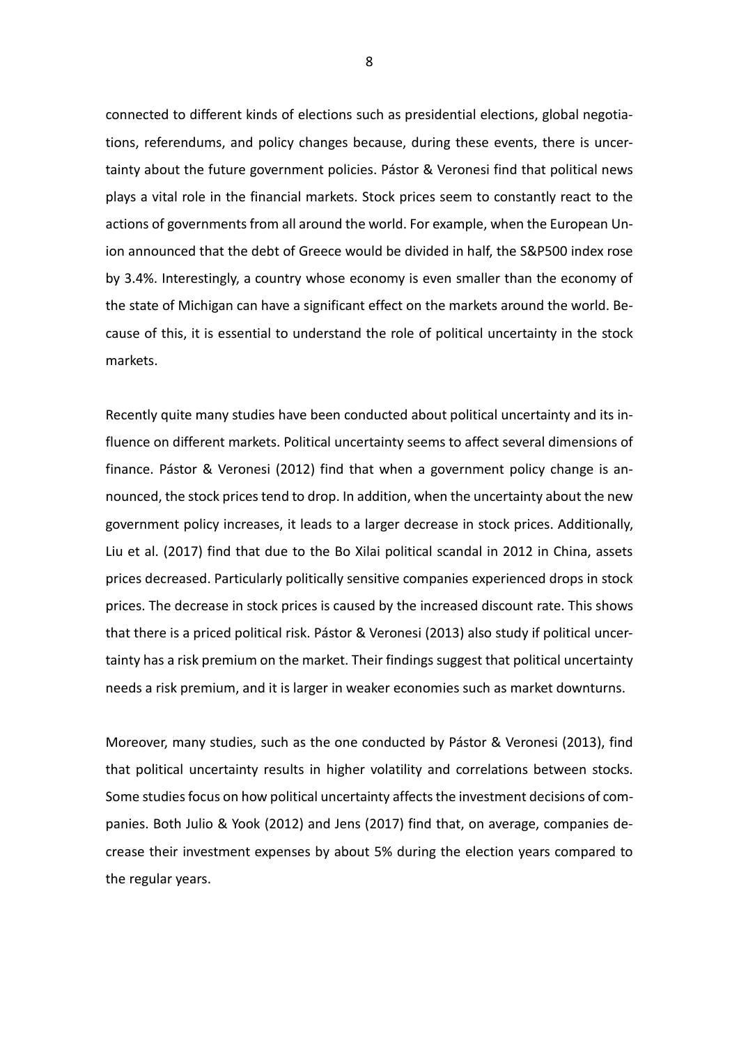connected to different kinds of elections such as presidential elections, global negotiations, referendums, and policy changes because, during these events, there is uncertainty about the future government policies. Pástor & Veronesi find that political news plays a vital role in the financial markets. Stock prices seem to constantly react to the actions of governments from all around the world. For example, when the European Union announced that the debt of Greece would be divided in half, the S&P500 index rose by 3.4%. Interestingly, a country whose economy is even smaller than the economy of the state of Michigan can have a significant effect on the markets around the world. Because of this, it is essential to understand the role of political uncertainty in the stock markets.

Recently quite many studies have been conducted about political uncertainty and its influence on different markets. Political uncertainty seems to affect several dimensions of finance. Pástor & Veronesi (2012) find that when a government policy change is announced, the stock prices tend to drop. In addition, when the uncertainty about the new government policy increases, it leads to a larger decrease in stock prices. Additionally, Liu et al. (2017) find that due to the Bo Xilai political scandal in 2012 in China, assets prices decreased. Particularly politically sensitive companies experienced drops in stock prices. The decrease in stock prices is caused by the increased discount rate. This shows that there is a priced political risk. Pástor & Veronesi (2013) also study if political uncertainty has a risk premium on the market. Their findings suggest that political uncertainty needs a risk premium, and it is larger in weaker economies such as market downturns.

Moreover, many studies, such as the one conducted by Pástor & Veronesi (2013), find that political uncertainty results in higher volatility and correlations between stocks. Some studies focus on how political uncertainty affects the investment decisions of companies. Both Julio & Yook (2012) and Jens (2017) find that, on average, companies decrease their investment expenses by about 5% during the election years compared to the regular years.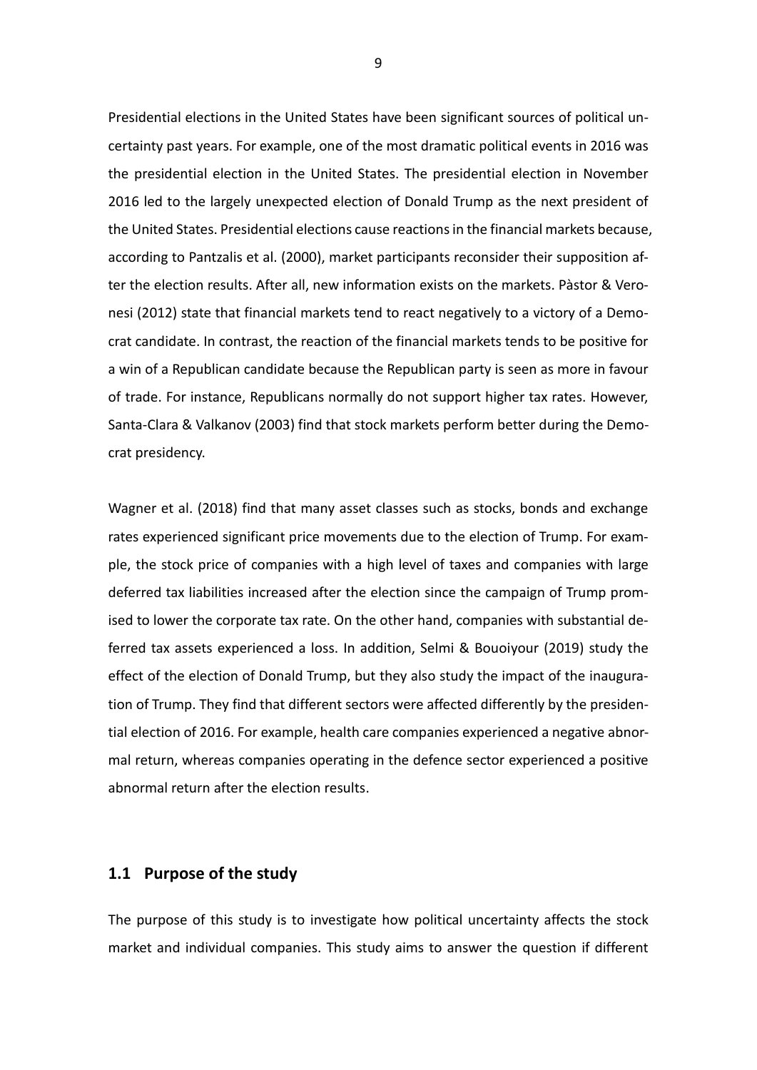Presidential elections in the United States have been significant sources of political uncertainty past years. For example, one of the most dramatic political events in 2016 was the presidential election in the United States. The presidential election in November 2016 led to the largely unexpected election of Donald Trump as the next president of the United States. Presidential elections cause reactions in the financial markets because, according to Pantzalis et al. (2000), market participants reconsider their supposition after the election results. After all, new information exists on the markets. Pàstor & Veronesi (2012) state that financial markets tend to react negatively to a victory of a Democrat candidate. In contrast, the reaction of the financial markets tends to be positive for a win of a Republican candidate because the Republican party is seen as more in favour of trade. For instance, Republicans normally do not support higher tax rates. However, Santa-Clara & Valkanov (2003) find that stock markets perform better during the Democrat presidency.

Wagner et al. (2018) find that many asset classes such as stocks, bonds and exchange rates experienced significant price movements due to the election of Trump. For example, the stock price of companies with a high level of taxes and companies with large deferred tax liabilities increased after the election since the campaign of Trump promised to lower the corporate tax rate. On the other hand, companies with substantial deferred tax assets experienced a loss. In addition, Selmi & Bouoiyour (2019) study the effect of the election of Donald Trump, but they also study the impact of the inauguration of Trump. They find that different sectors were affected differently by the presidential election of 2016. For example, health care companies experienced a negative abnormal return, whereas companies operating in the defence sector experienced a positive abnormal return after the election results.

## 1.1 Purpose of the study

The purpose of this study is to investigate how political uncertainty affects the stock market and individual companies. This study aims to answer the question if different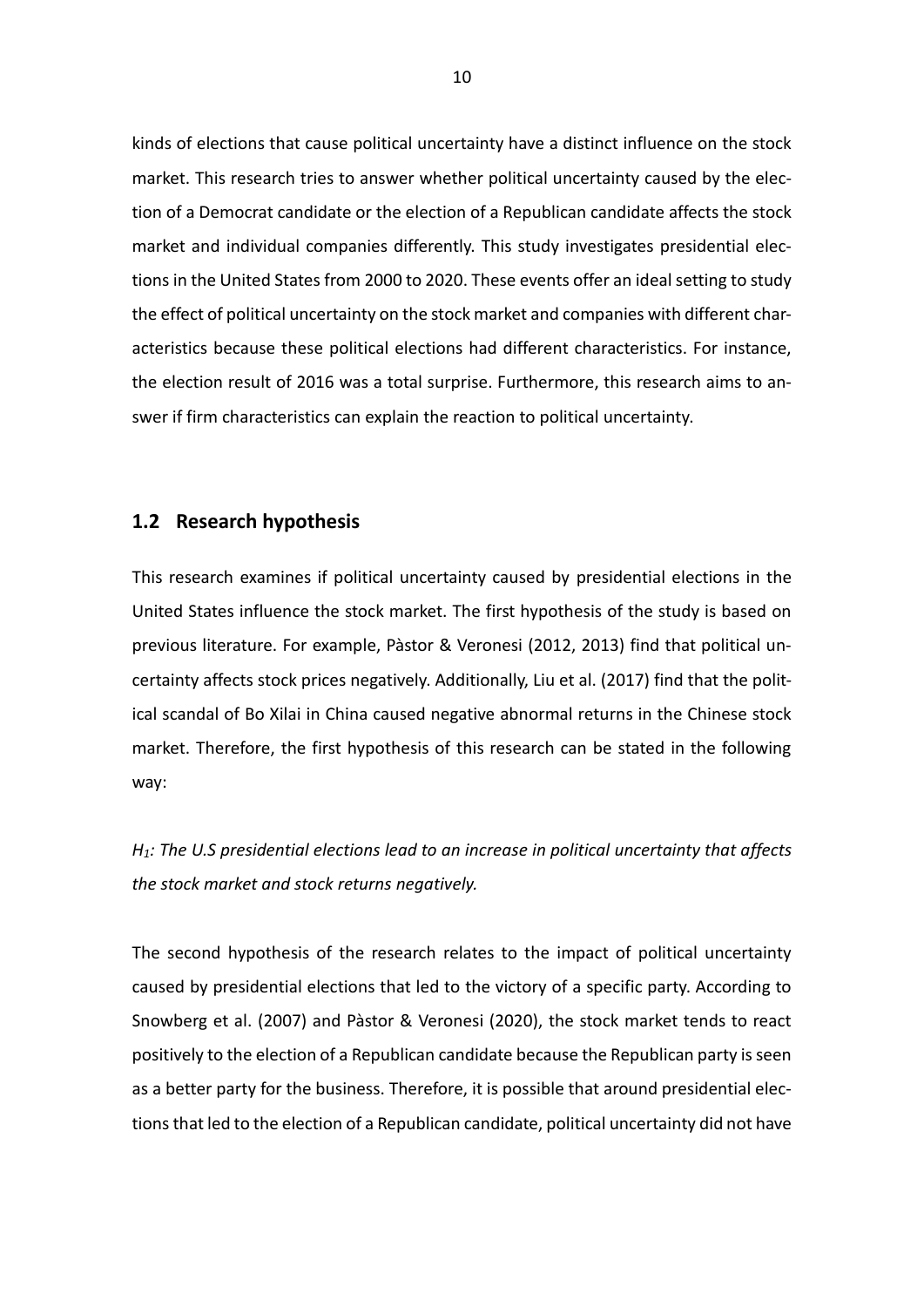kinds of elections that cause political uncertainty have a distinct influence on the stock market. This research tries to answer whether political uncertainty caused by the election of a Democrat candidate or the election of a Republican candidate affects the stock market and individual companies differently. This study investigates presidential elections in the United States from 2000 to 2020. These events offer an ideal setting to study the effect of political uncertainty on the stock market and companies with different characteristics because these political elections had different characteristics. For instance, the election result of 2016 was a total surprise. Furthermore, this research aims to answer if firm characteristics can explain the reaction to political uncertainty.

## 1.2 Research hypothesis

This research examines if political uncertainty caused by presidential elections in the United States influence the stock market. The first hypothesis of the study is based on previous literature. For example, Pàstor & Veronesi (2012, 2013) find that political uncertainty affects stock prices negatively. Additionally, Liu et al. (2017) find that the political scandal of Bo Xilai in China caused negative abnormal returns in the Chinese stock market. Therefore, the first hypothesis of this research can be stated in the following way:

*$H_1$: The U.S presidential elections lead to an increase in political uncertainty that affects the stock market and stock returns negatively.*

The second hypothesis of the research relates to the impact of political uncertainty caused by presidential elections that led to the victory of a specific party. According to Snowberg et al. (2007) and Pàstor & Veronesi (2020), the stock market tends to react positively to the election of a Republican candidate because the Republican party is seen as a better party for the business. Therefore, it is possible that around presidential elections that led to the election of a Republican candidate, political uncertainty did not have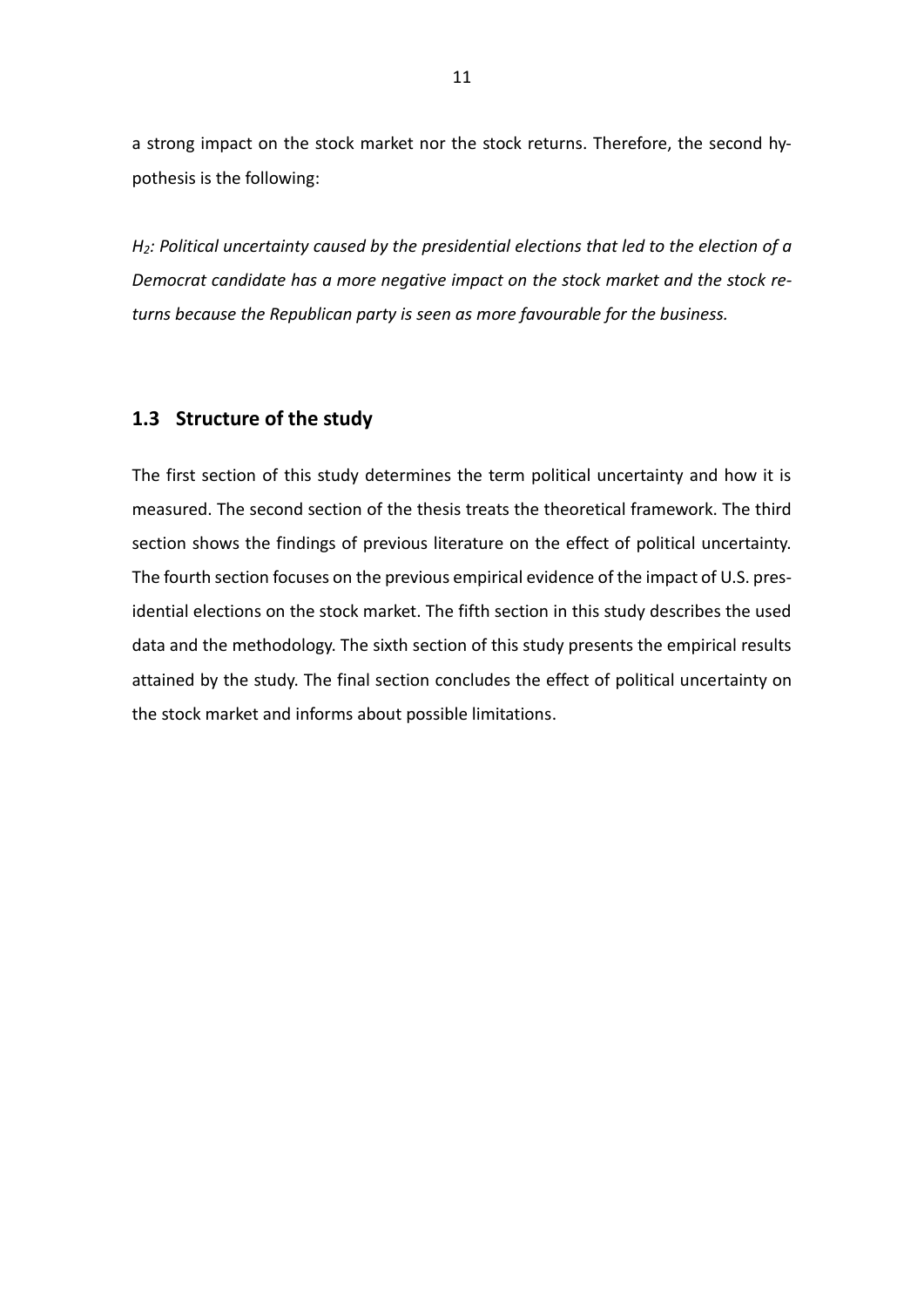a strong impact on the stock market nor the stock returns. Therefore, the second hypothesis is the following:

*$H_2$: Political uncertainty caused by the presidential elections that led to the election of a Democrat candidate has a more negative impact on the stock market and the stock returns because the Republican party is seen as more favourable for the business.*

## 1.3 Structure of the study

The first section of this study determines the term political uncertainty and how it is measured. The second section of the thesis treats the theoretical framework. The third section shows the findings of previous literature on the effect of political uncertainty. The fourth section focuses on the previous empirical evidence of the impact of U.S. presidential elections on the stock market. The fifth section in this study describes the used data and the methodology. The sixth section of this study presents the empirical results attained by the study. The final section concludes the effect of political uncertainty on the stock market and informs about possible limitations.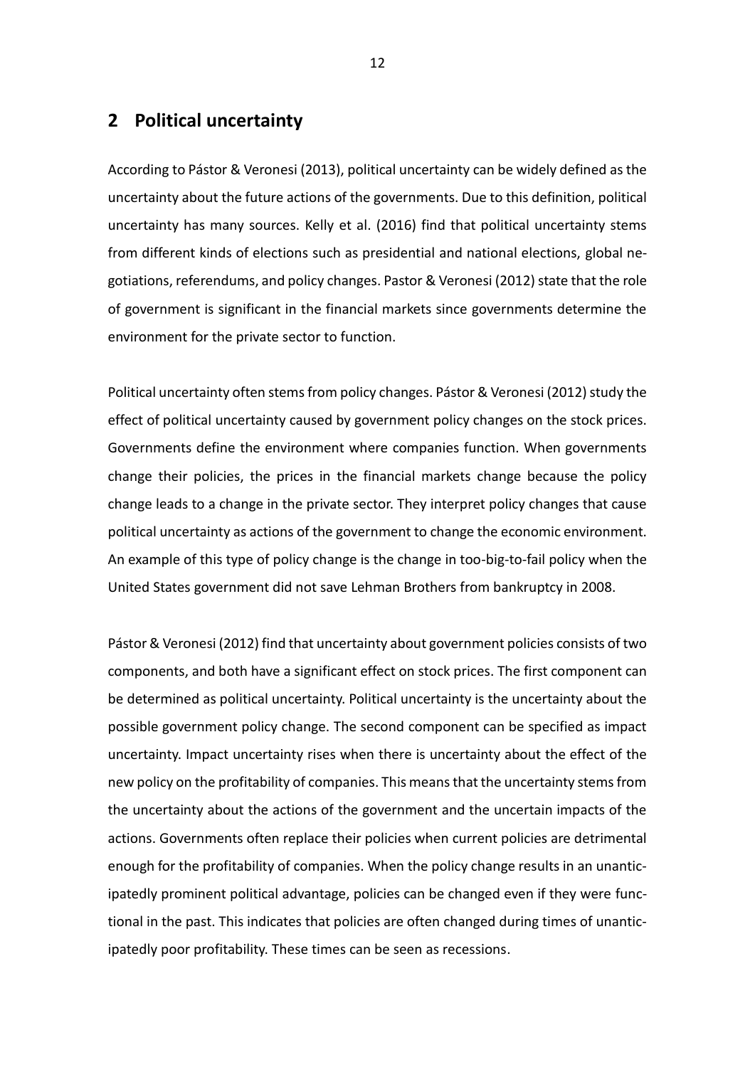## 2 Political uncertainty

According to Pástor & Veronesi (2013), political uncertainty can be widely defined as the uncertainty about the future actions of the governments. Due to this definition, political uncertainty has many sources. Kelly et al. (2016) find that political uncertainty stems from different kinds of elections such as presidential and national elections, global negotiations, referendums, and policy changes. Pastor & Veronesi (2012) state that the role of government is significant in the financial markets since governments determine the environment for the private sector to function.

Political uncertainty often stems from policy changes. Pástor & Veronesi (2012) study the effect of political uncertainty caused by government policy changes on the stock prices. Governments define the environment where companies function. When governments change their policies, the prices in the financial markets change because the policy change leads to a change in the private sector. They interpret policy changes that cause political uncertainty as actions of the government to change the economic environment. An example of this type of policy change is the change in too-big-to-fail policy when the United States government did not save Lehman Brothers from bankruptcy in 2008.

Pástor & Veronesi (2012) find that uncertainty about government policies consists of two components, and both have a significant effect on stock prices. The first component can be determined as political uncertainty. Political uncertainty is the uncertainty about the possible government policy change. The second component can be specified as impact uncertainty. Impact uncertainty rises when there is uncertainty about the effect of the new policy on the profitability of companies. This means that the uncertainty stems from the uncertainty about the actions of the government and the uncertain impacts of the actions. Governments often replace their policies when current policies are detrimental enough for the profitability of companies. When the policy change results in an unanticipatedly prominent political advantage, policies can be changed even if they were functional in the past. This indicates that policies are often changed during times of unanticipatedly poor profitability. These times can be seen as recessions.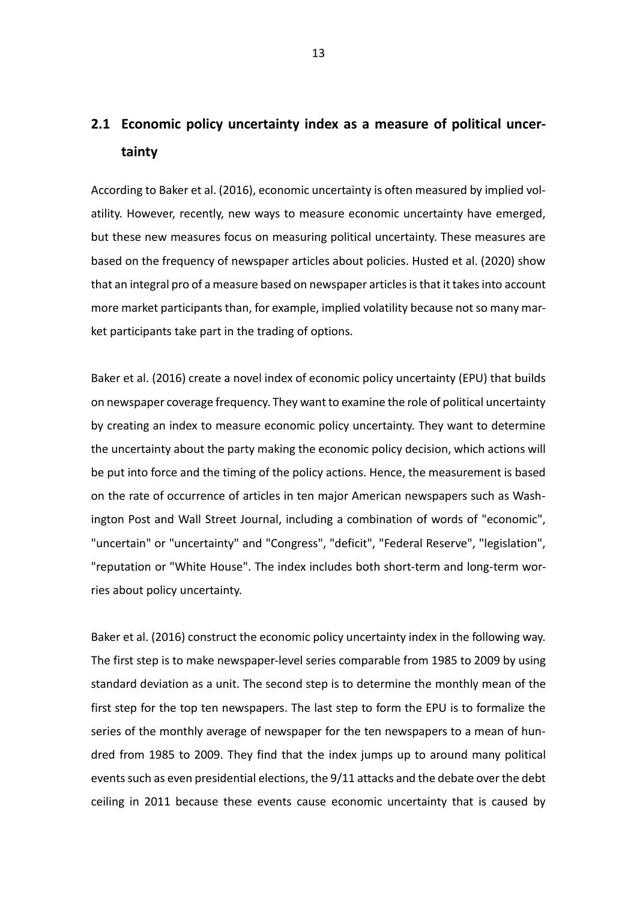## 2.1 Economic policy uncertainty index as a measure of political uncertainty

According to Baker et al. (2016), economic uncertainty is often measured by implied volatility. However, recently, new ways to measure economic uncertainty have emerged, but these new measures focus on measuring political uncertainty. These measures are based on the frequency of newspaper articles about policies. Husted et al. (2020) show that an integral pro of a measure based on newspaper articles is that it takes into account more market participants than, for example, implied volatility because not so many market participants take part in the trading of options.

Baker et al. (2016) create a novel index of economic policy uncertainty (EPU) that builds on newspaper coverage frequency. They want to examine the role of political uncertainty by creating an index to measure economic policy uncertainty. They want to determine the uncertainty about the party making the economic policy decision, which actions will be put into force and the timing of the policy actions. Hence, the measurement is based on the rate of occurrence of articles in ten major American newspapers such as Washington Post and Wall Street Journal, including a combination of words of "economic", "uncertain" or "uncertainty" and "Congress", "deficit", "Federal Reserve", "legislation", "reputation or "White House". The index includes both short-term and long-term worries about policy uncertainty.

Baker et al. (2016) construct the economic policy uncertainty index in the following way. The first step is to make newspaper-level series comparable from 1985 to 2009 by using standard deviation as a unit. The second step is to determine the monthly mean of the first step for the top ten newspapers. The last step to form the EPU is to formalize the series of the monthly average of newspaper for the ten newspapers to a mean of hundred from 1985 to 2009. They find that the index jumps up to around many political events such as even presidential elections, the 9/11 attacks and the debate over the debt ceiling in 2011 because these events cause economic uncertainty that is caused by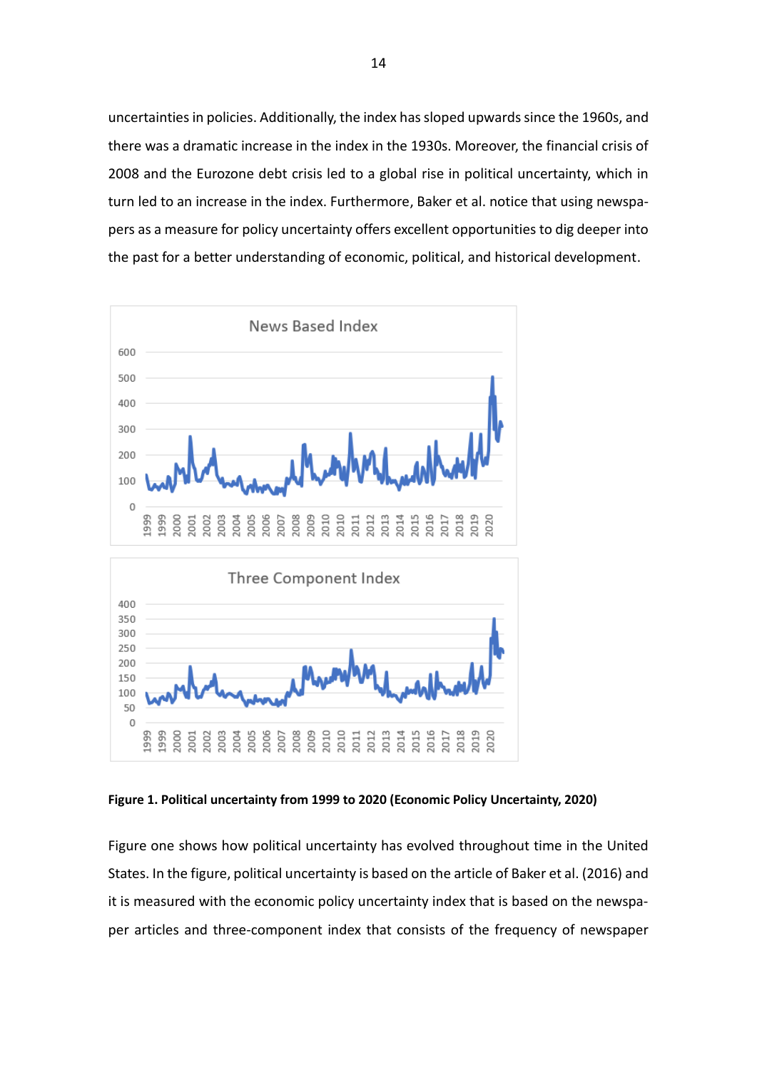uncertainties in policies. Additionally, the index has sloped upwards since the 1960s, and there was a dramatic increase in the index in the 1930s. Moreover, the financial crisis of 2008 and the Eurozone debt crisis led to a global rise in political uncertainty, which in turn led to an increase in the index. Furthermore, Baker et al. notice that using newspapers as a measure for policy uncertainty offers excellent opportunities to dig deeper into the past for a better understanding of economic, political, and historical development.

**Figure 1. Political uncertainty from 1999 to 2020 (Economic Policy Uncertainty, 2020)**

Figure one shows how political uncertainty has evolved throughout time in the United States. In the figure, political uncertainty is based on the article of Baker et al. (2016) and it is measured with the economic policy uncertainty index that is based on the newspaper articles and three-component index that consists of the frequency of newspaper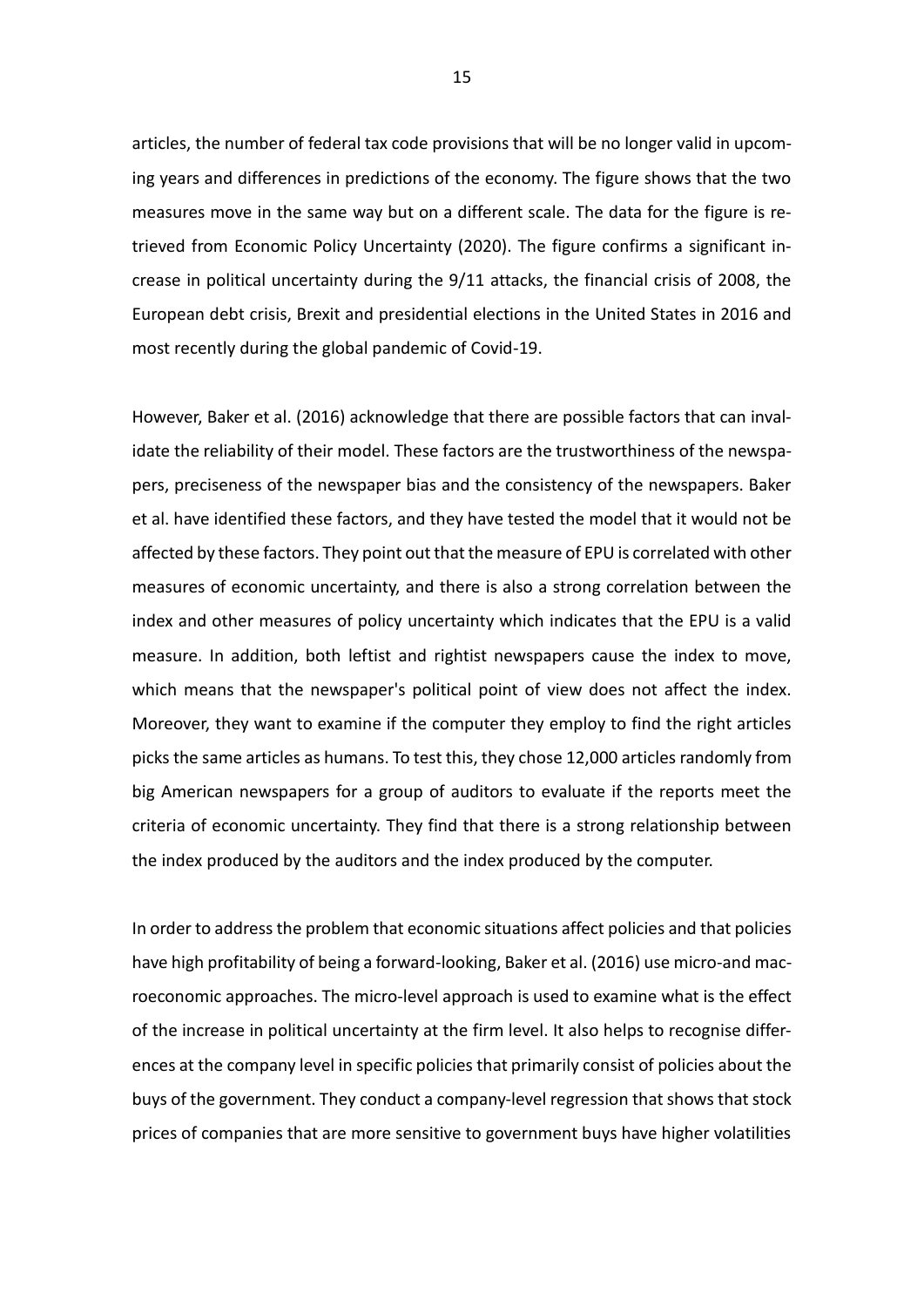articles, the number of federal tax code provisions that will be no longer valid in upcoming years and differences in predictions of the economy. The figure shows that the two measures move in the same way but on a different scale. The data for the figure is retrieved from Economic Policy Uncertainty (2020). The figure confirms a significant increase in political uncertainty during the 9/11 attacks, the financial crisis of 2008, the European debt crisis, Brexit and presidential elections in the United States in 2016 and most recently during the global pandemic of Covid-19.

However, Baker et al. (2016) acknowledge that there are possible factors that can invalidate the reliability of their model. These factors are the trustworthiness of the newspapers, preciseness of the newspaper bias and the consistency of the newspapers. Baker et al. have identified these factors, and they have tested the model that it would not be affected by these factors. They point out that the measure of EPU is correlated with other measures of economic uncertainty, and there is also a strong correlation between the index and other measures of policy uncertainty which indicates that the EPU is a valid measure. In addition, both leftist and rightist newspapers cause the index to move, which means that the newspaper's political point of view does not affect the index. Moreover, they want to examine if the computer they employ to find the right articles picks the same articles as humans. To test this, they chose 12,000 articles randomly from big American newspapers for a group of auditors to evaluate if the reports meet the criteria of economic uncertainty. They find that there is a strong relationship between the index produced by the auditors and the index produced by the computer.

In order to address the problem that economic situations affect policies and that policies have high profitability of being a forward-looking, Baker et al. (2016) use micro-and macroeconomic approaches. The micro-level approach is used to examine what is the effect of the increase in political uncertainty at the firm level. It also helps to recognise differences at the company level in specific policies that primarily consist of policies about the buys of the government. They conduct a company-level regression that shows that stock prices of companies that are more sensitive to government buys have higher volatilities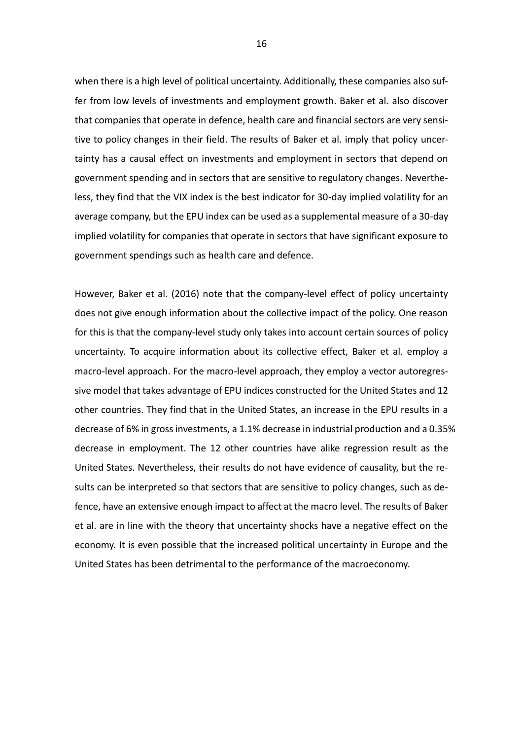when there is a high level of political uncertainty. Additionally, these companies also suffer from low levels of investments and employment growth. Baker et al. also discover that companies that operate in defence, health care and financial sectors are very sensitive to policy changes in their field. The results of Baker et al. imply that policy uncertainty has a causal effect on investments and employment in sectors that depend on government spending and in sectors that are sensitive to regulatory changes. Nevertheless, they find that the VIX index is the best indicator for 30-day implied volatility for an average company, but the EPU index can be used as a supplemental measure of a 30-day implied volatility for companies that operate in sectors that have significant exposure to government spendings such as health care and defence.

However, Baker et al. (2016) note that the company-level effect of policy uncertainty does not give enough information about the collective impact of the policy. One reason for this is that the company-level study only takes into account certain sources of policy uncertainty. To acquire information about its collective effect, Baker et al. employ a macro-level approach. For the macro-level approach, they employ a vector autoregressive model that takes advantage of EPU indices constructed for the United States and 12 other countries. They find that in the United States, an increase in the EPU results in a decrease of 6% in gross investments, a 1.1% decrease in industrial production and a 0.35% decrease in employment. The 12 other countries have alike regression result as the United States. Nevertheless, their results do not have evidence of causality, but the results can be interpreted so that sectors that are sensitive to policy changes, such as defence, have an extensive enough impact to affect at the macro level. The results of Baker et al. are in line with the theory that uncertainty shocks have a negative effect on the economy. It is even possible that the increased political uncertainty in Europe and the United States has been detrimental to the performance of the macroeconomy.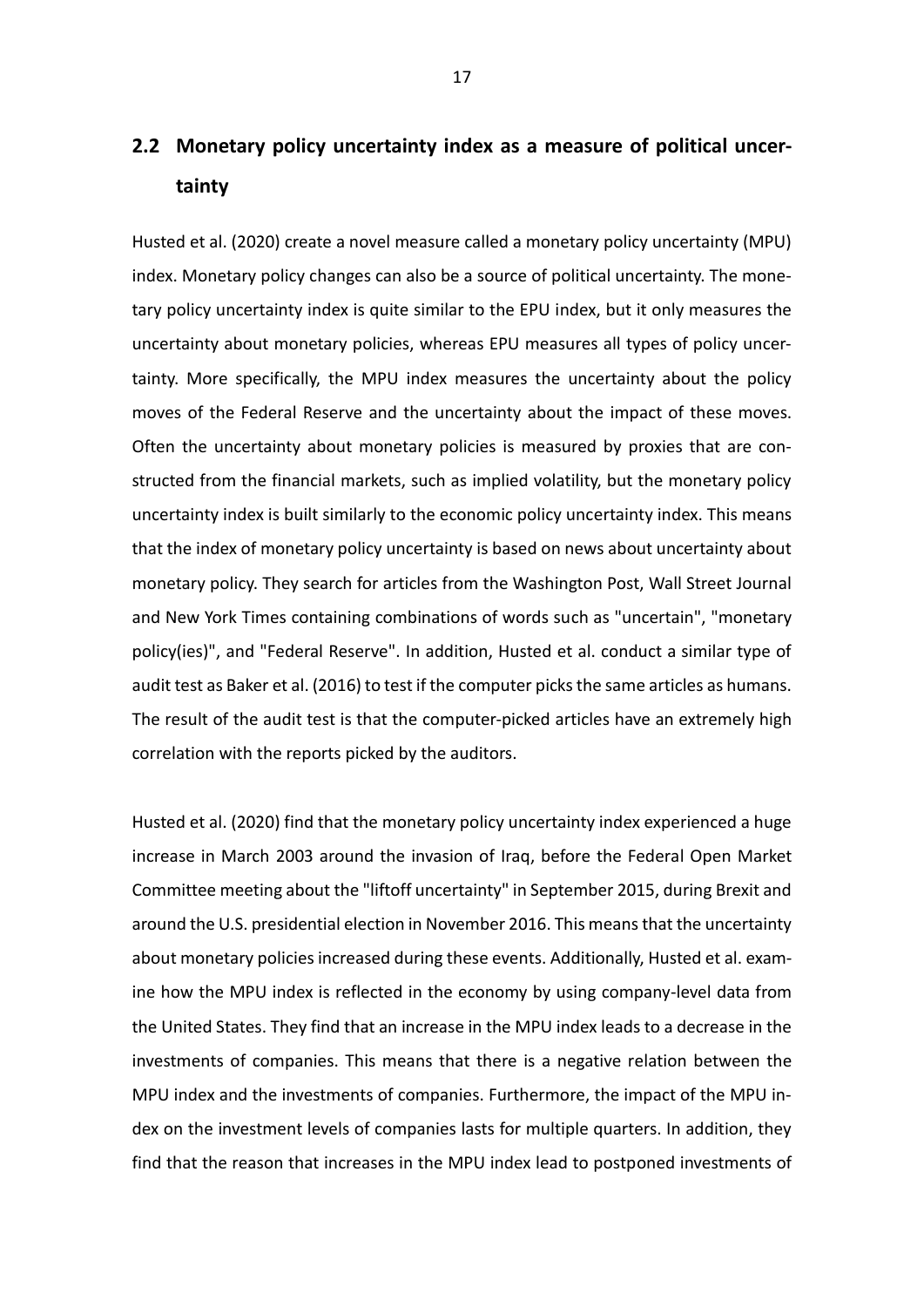## 2.2 Monetary policy uncertainty index as a measure of political uncertainty

Husted et al. (2020) create a novel measure called a monetary policy uncertainty (MPU) index. Monetary policy changes can also be a source of political uncertainty. The monetary policy uncertainty index is quite similar to the EPU index, but it only measures the uncertainty about monetary policies, whereas EPU measures all types of policy uncertainty. More specifically, the MPU index measures the uncertainty about the policy moves of the Federal Reserve and the uncertainty about the impact of these moves. Often the uncertainty about monetary policies is measured by proxies that are constructed from the financial markets, such as implied volatility, but the monetary policy uncertainty index is built similarly to the economic policy uncertainty index. This means that the index of monetary policy uncertainty is based on news about uncertainty about monetary policy. They search for articles from the Washington Post, Wall Street Journal and New York Times containing combinations of words such as "uncertain", "monetary policy(ies)", and "Federal Reserve". In addition, Husted et al. conduct a similar type of audit test as Baker et al. (2016) to test if the computer picks the same articles as humans. The result of the audit test is that the computer-picked articles have an extremely high correlation with the reports picked by the auditors.

Husted et al. (2020) find that the monetary policy uncertainty index experienced a huge increase in March 2003 around the invasion of Iraq, before the Federal Open Market Committee meeting about the "liftoff uncertainty" in September 2015, during Brexit and around the U.S. presidential election in November 2016. This means that the uncertainty about monetary policies increased during these events. Additionally, Husted et al. examine how the MPU index is reflected in the economy by using company-level data from the United States. They find that an increase in the MPU index leads to a decrease in the investments of companies. This means that there is a negative relation between the MPU index and the investments of companies. Furthermore, the impact of the MPU index on the investment levels of companies lasts for multiple quarters. In addition, they find that the reason that increases in the MPU index lead to postponed investments of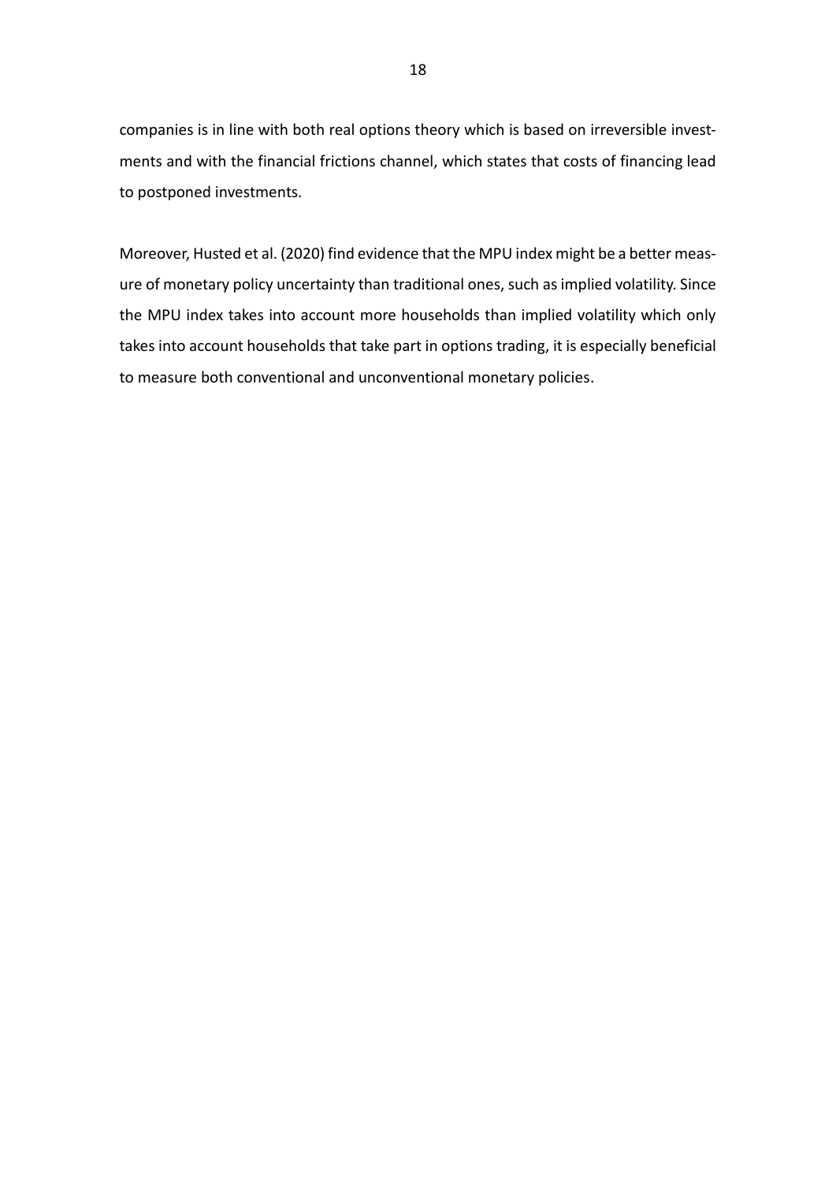companies is in line with both real options theory which is based on irreversible investments and with the financial frictions channel, which states that costs of financing lead to postponed investments.

Moreover, Husted et al. (2020) find evidence that the MPU index might be a better measure of monetary policy uncertainty than traditional ones, such as implied volatility. Since the MPU index takes into account more households than implied volatility which only takes into account households that take part in options trading, it is especially beneficial to measure both conventional and unconventional monetary policies.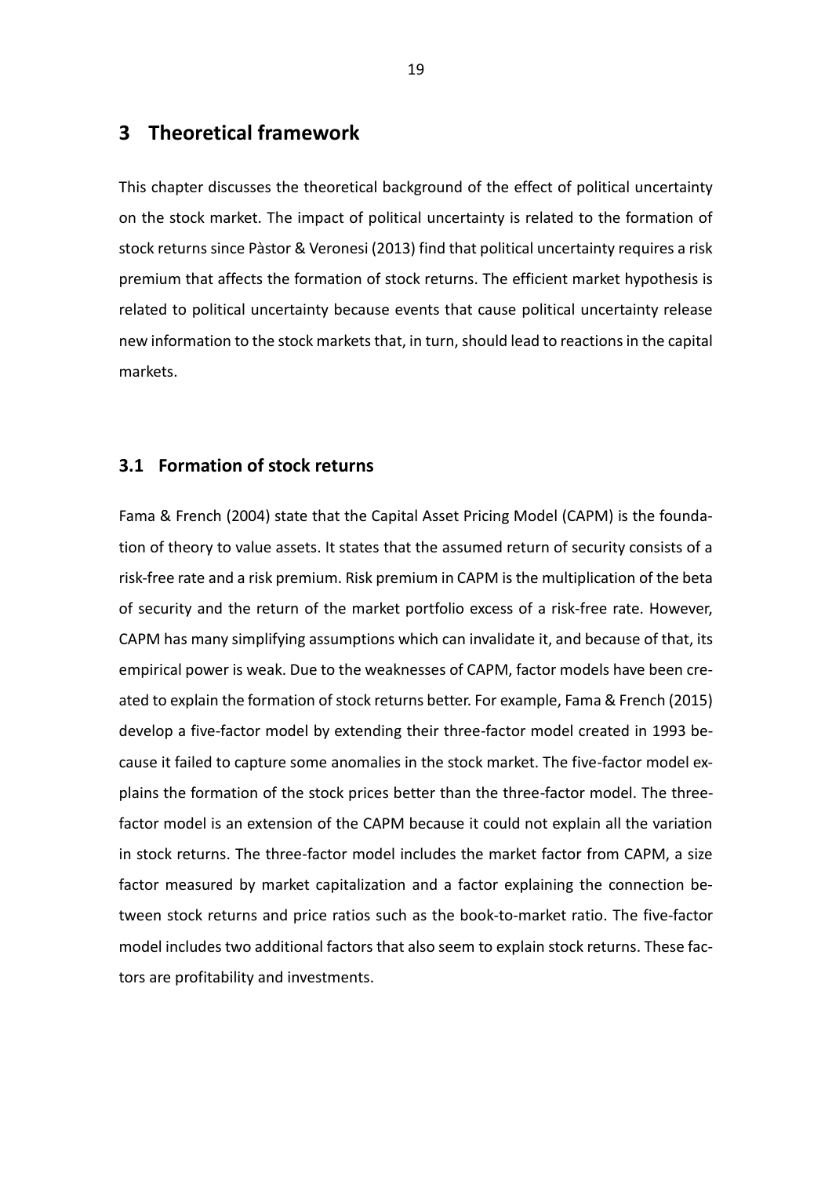# 3 Theoretical framework

This chapter discusses the theoretical background of the effect of political uncertainty on the stock market. The impact of political uncertainty is related to the formation of stock returns since Pàstor & Veronesi (2013) find that political uncertainty requires a risk premium that affects the formation of stock returns. The efficient market hypothesis is related to political uncertainty because events that cause political uncertainty release new information to the stock markets that, in turn, should lead to reactions in the capital markets.

## 3.1 Formation of stock returns

Fama & French (2004) state that the Capital Asset Pricing Model (CAPM) is the foundation of theory to value assets. It states that the assumed return of security consists of a risk-free rate and a risk premium. Risk premium in CAPM is the multiplication of the beta of security and the return of the market portfolio excess of a risk-free rate. However, CAPM has many simplifying assumptions which can invalidate it, and because of that, its empirical power is weak. Due to the weaknesses of CAPM, factor models have been created to explain the formation of stock returns better. For example, Fama & French (2015) develop a five-factor model by extending their three-factor model created in 1993 because it failed to capture some anomalies in the stock market. The five-factor model explains the formation of the stock prices better than the three-factor model. The three-factor model is an extension of the CAPM because it could not explain all the variation in stock returns. The three-factor model includes the market factor from CAPM, a size factor measured by market capitalization and a factor explaining the connection between stock returns and price ratios such as the book-to-market ratio. The five-factor model includes two additional factors that also seem to explain stock returns. These factors are profitability and investments.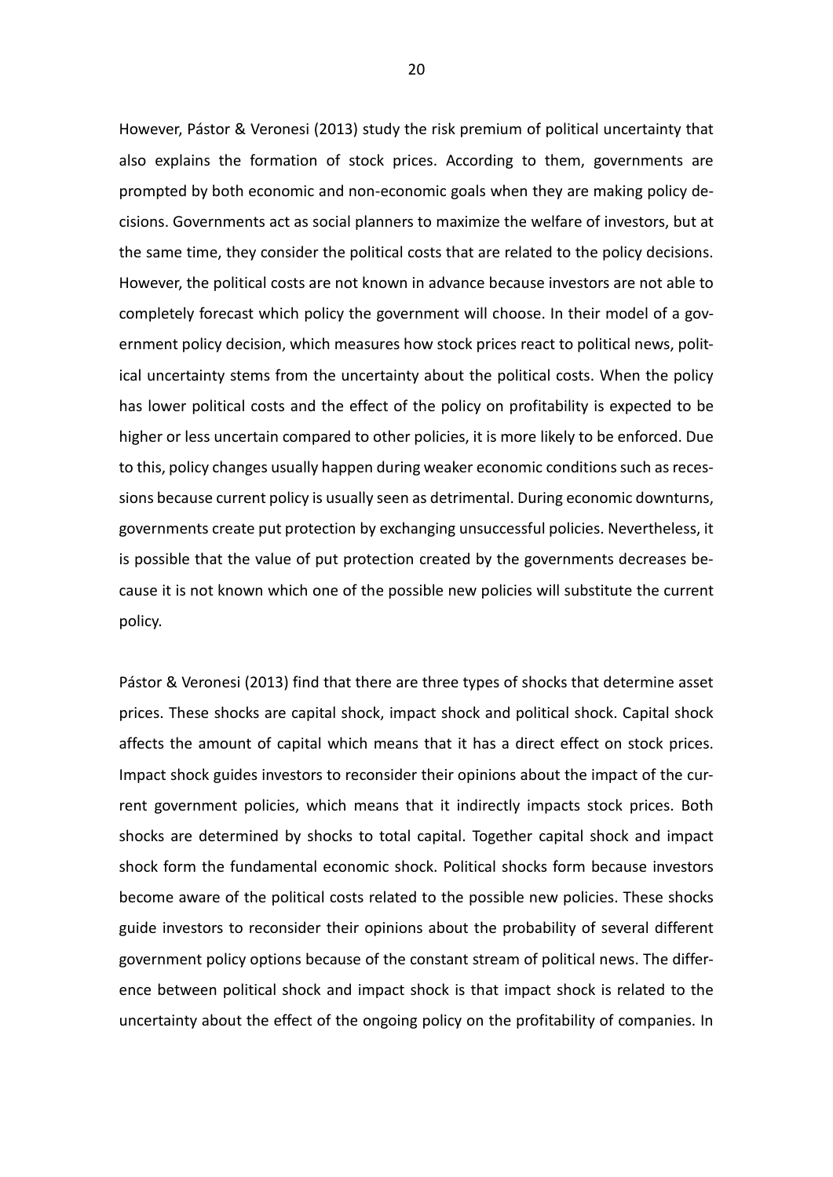However, Pástor & Veronesi (2013) study the risk premium of political uncertainty that also explains the formation of stock prices. According to them, governments are prompted by both economic and non-economic goals when they are making policy decisions. Governments act as social planners to maximize the welfare of investors, but at the same time, they consider the political costs that are related to the policy decisions. However, the political costs are not known in advance because investors are not able to completely forecast which policy the government will choose. In their model of a government policy decision, which measures how stock prices react to political news, political uncertainty stems from the uncertainty about the political costs. When the policy has lower political costs and the effect of the policy on profitability is expected to be higher or less uncertain compared to other policies, it is more likely to be enforced. Due to this, policy changes usually happen during weaker economic conditions such as recessions because current policy is usually seen as detrimental. During economic downturns, governments create put protection by exchanging unsuccessful policies. Nevertheless, it is possible that the value of put protection created by the governments decreases because it is not known which one of the possible new policies will substitute the current policy.

Pástor & Veronesi (2013) find that there are three types of shocks that determine asset prices. These shocks are capital shock, impact shock and political shock. Capital shock affects the amount of capital which means that it has a direct effect on stock prices. Impact shock guides investors to reconsider their opinions about the impact of the current government policies, which means that it indirectly impacts stock prices. Both shocks are determined by shocks to total capital. Together capital shock and impact shock form the fundamental economic shock. Political shocks form because investors become aware of the political costs related to the possible new policies. These shocks guide investors to reconsider their opinions about the probability of several different government policy options because of the constant stream of political news. The difference between political shock and impact shock is that impact shock is related to the uncertainty about the effect of the ongoing policy on the profitability of companies. In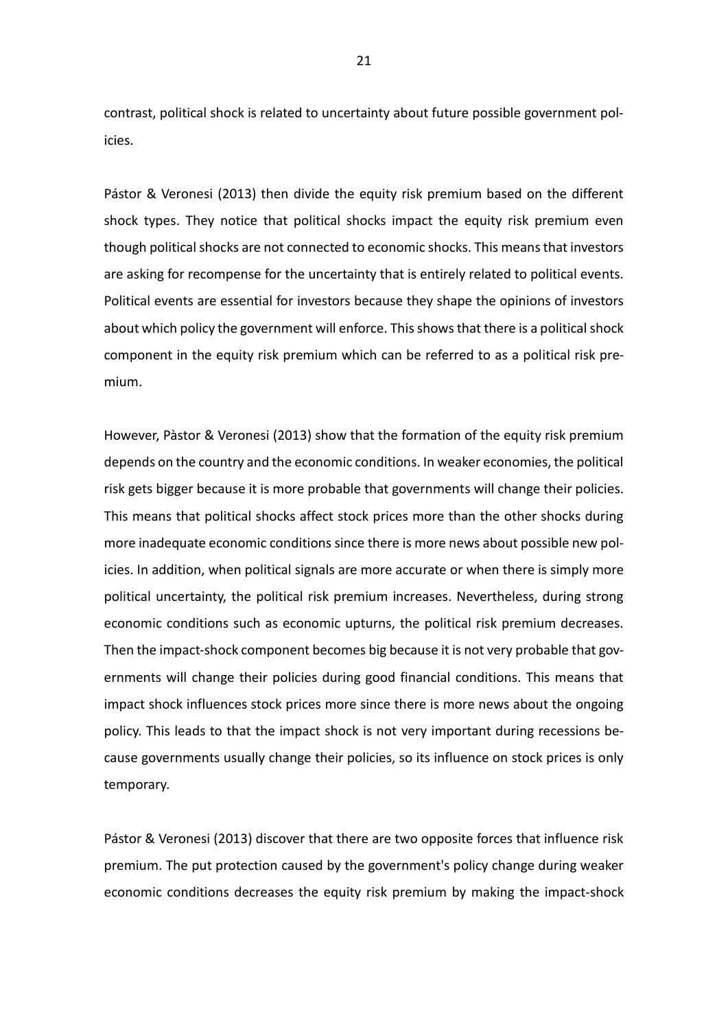contrast, political shock is related to uncertainty about future possible government policies.

Pástor & Veronesi (2013) then divide the equity risk premium based on the different shock types. They notice that political shocks impact the equity risk premium even though political shocks are not connected to economic shocks. This means that investors are asking for recompense for the uncertainty that is entirely related to political events. Political events are essential for investors because they shape the opinions of investors about which policy the government will enforce. This shows that there is a political shock component in the equity risk premium which can be referred to as a political risk premium.

However, Pàstor & Veronesi (2013) show that the formation of the equity risk premium depends on the country and the economic conditions. In weaker economies, the political risk gets bigger because it is more probable that governments will change their policies. This means that political shocks affect stock prices more than the other shocks during more inadequate economic conditions since there is more news about possible new policies. In addition, when political signals are more accurate or when there is simply more political uncertainty, the political risk premium increases. Nevertheless, during strong economic conditions such as economic upturns, the political risk premium decreases. Then the impact-shock component becomes big because it is not very probable that governments will change their policies during good financial conditions. This means that impact shock influences stock prices more since there is more news about the ongoing policy. This leads to that the impact shock is not very important during recessions because governments usually change their policies, so its influence on stock prices is only temporary.

Pástor & Veronesi (2013) discover that there are two opposite forces that influence risk premium. The put protection caused by the government's policy change during weaker economic conditions decreases the equity risk premium by making the impact-shock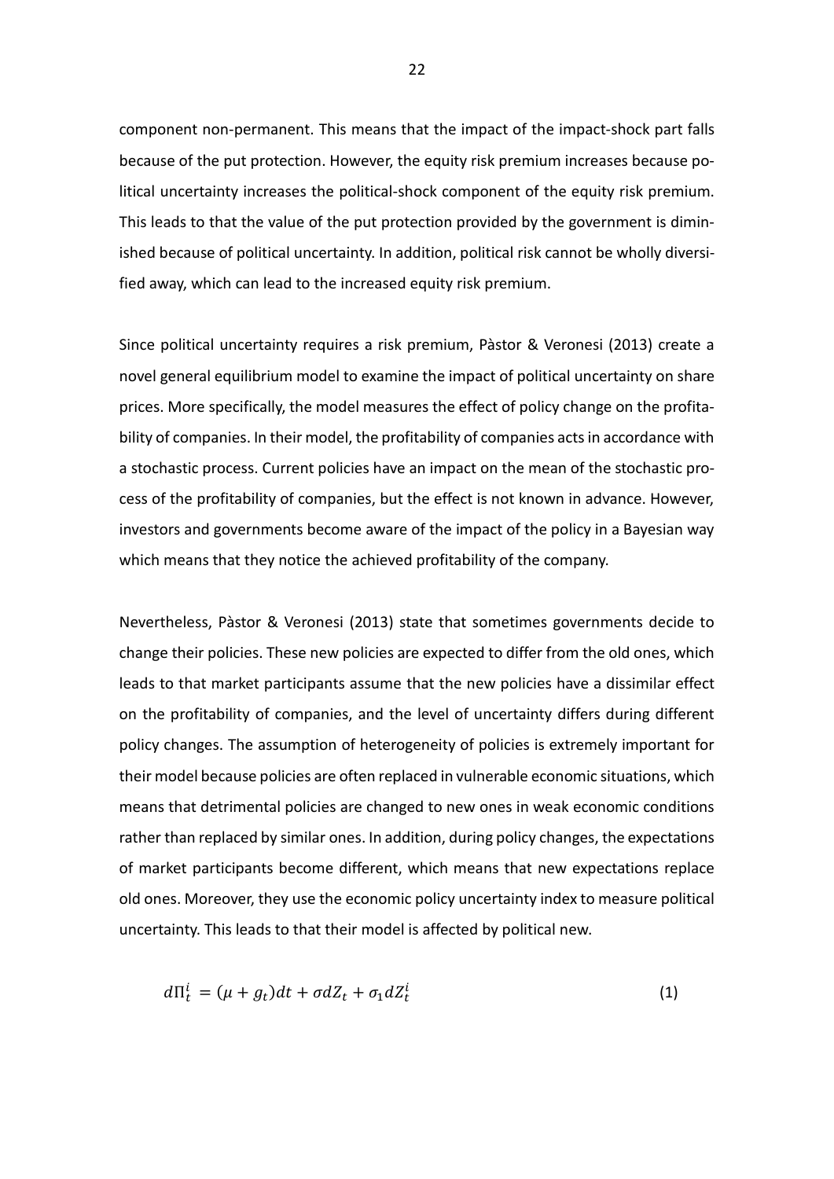component non-permanent. This means that the impact of the impact-shock part falls because of the put protection. However, the equity risk premium increases because political uncertainty increases the political-shock component of the equity risk premium. This leads to that the value of the put protection provided by the government is diminished because of political uncertainty. In addition, political risk cannot be wholly diversified away, which can lead to the increased equity risk premium.

Since political uncertainty requires a risk premium, Pàstor & Veronesi (2013) create a novel general equilibrium model to examine the impact of political uncertainty on share prices. More specifically, the model measures the effect of policy change on the profitability of companies. In their model, the profitability of companies acts in accordance with a stochastic process. Current policies have an impact on the mean of the stochastic process of the profitability of companies, but the effect is not known in advance. However, investors and governments become aware of the impact of the policy in a Bayesian way which means that they notice the achieved profitability of the company.

Nevertheless, Pàstor & Veronesi (2013) state that sometimes governments decide to change their policies. These new policies are expected to differ from the old ones, which leads to that market participants assume that the new policies have a dissimilar effect on the profitability of companies, and the level of uncertainty differs during different policy changes. The assumption of heterogeneity of policies is extremely important for their model because policies are often replaced in vulnerable economic situations, which means that detrimental policies are changed to new ones in weak economic conditions rather than replaced by similar ones. In addition, during policy changes, the expectations of market participants become different, which means that new expectations replace old ones. Moreover, they use the economic policy uncertainty index to measure political uncertainty. This leads to that their model is affected by political new.

$$d\Pi_t^i = (\mu + g_t)dt + \sigma dZ_t + \sigma_1 dZ_t^i \tag{1}$$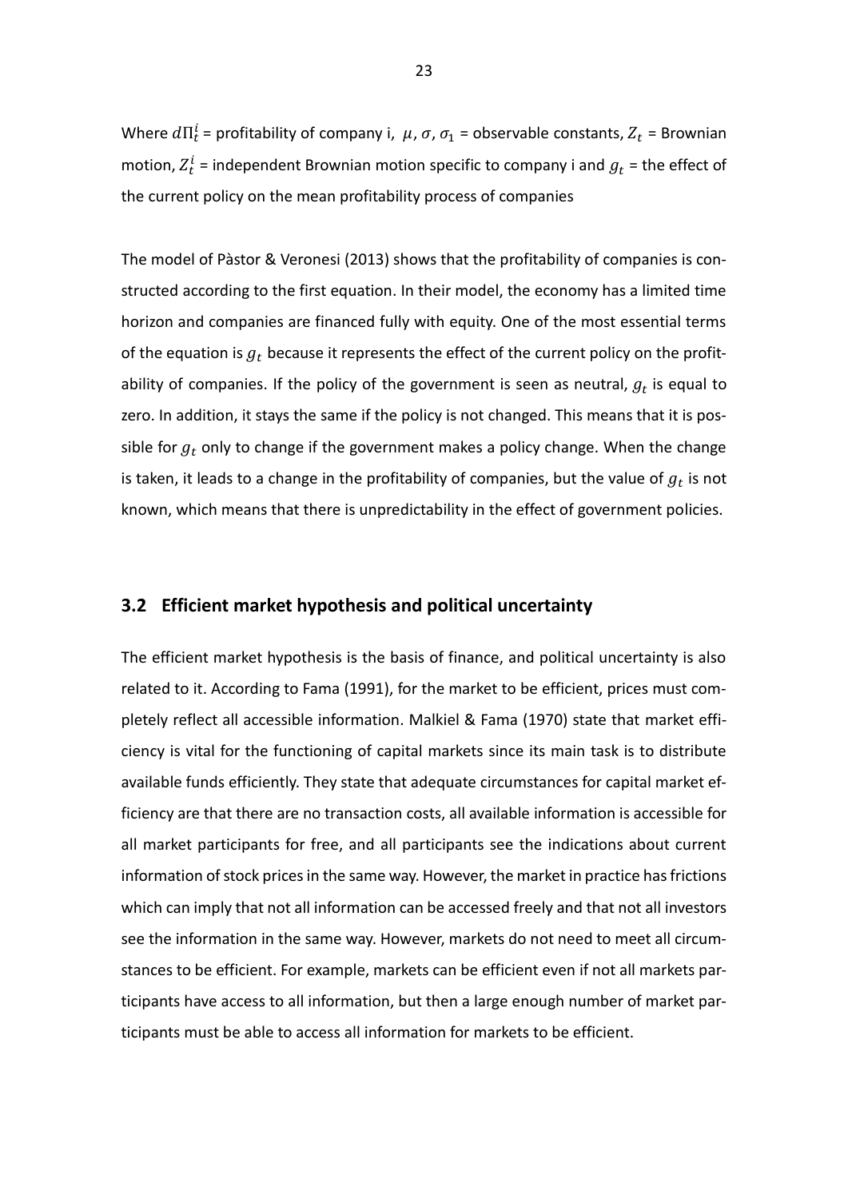Where $d\Pi_t^i$ = profitability of company i, $\mu$, $\sigma$, $\sigma_1$ = observable constants, $Z_t$ = Brownian motion, $Z_t^i$ = independent Brownian motion specific to company i and $g_t$ = the effect of the current policy on the mean profitability process of companies

The model of Pàstor & Veronesi (2013) shows that the profitability of companies is constructed according to the first equation. In their model, the economy has a limited time horizon and companies are financed fully with equity. One of the most essential terms of the equation is $g_t$ because it represents the effect of the current policy on the profitability of companies. If the policy of the government is seen as neutral, $g_t$ is equal to zero. In addition, it stays the same if the policy is not changed. This means that it is possible for $g_t$ only to change if the government makes a policy change. When the change is taken, it leads to a change in the profitability of companies, but the value of $g_t$ is not known, which means that there is unpredictability in the effect of government policies.

## 3.2 Efficient market hypothesis and political uncertainty

The efficient market hypothesis is the basis of finance, and political uncertainty is also related to it. According to Fama (1991), for the market to be efficient, prices must completely reflect all accessible information. Malkiel & Fama (1970) state that market efficiency is vital for the functioning of capital markets since its main task is to distribute available funds efficiently. They state that adequate circumstances for capital market efficiency are that there are no transaction costs, all available information is accessible for all market participants for free, and all participants see the indications about current information of stock prices in the same way. However, the market in practice has frictions which can imply that not all information can be accessed freely and that not all investors see the information in the same way. However, markets do not need to meet all circumstances to be efficient. For example, markets can be efficient even if not all markets participants have access to all information, but then a large enough number of market participants must be able to access all information for markets to be efficient.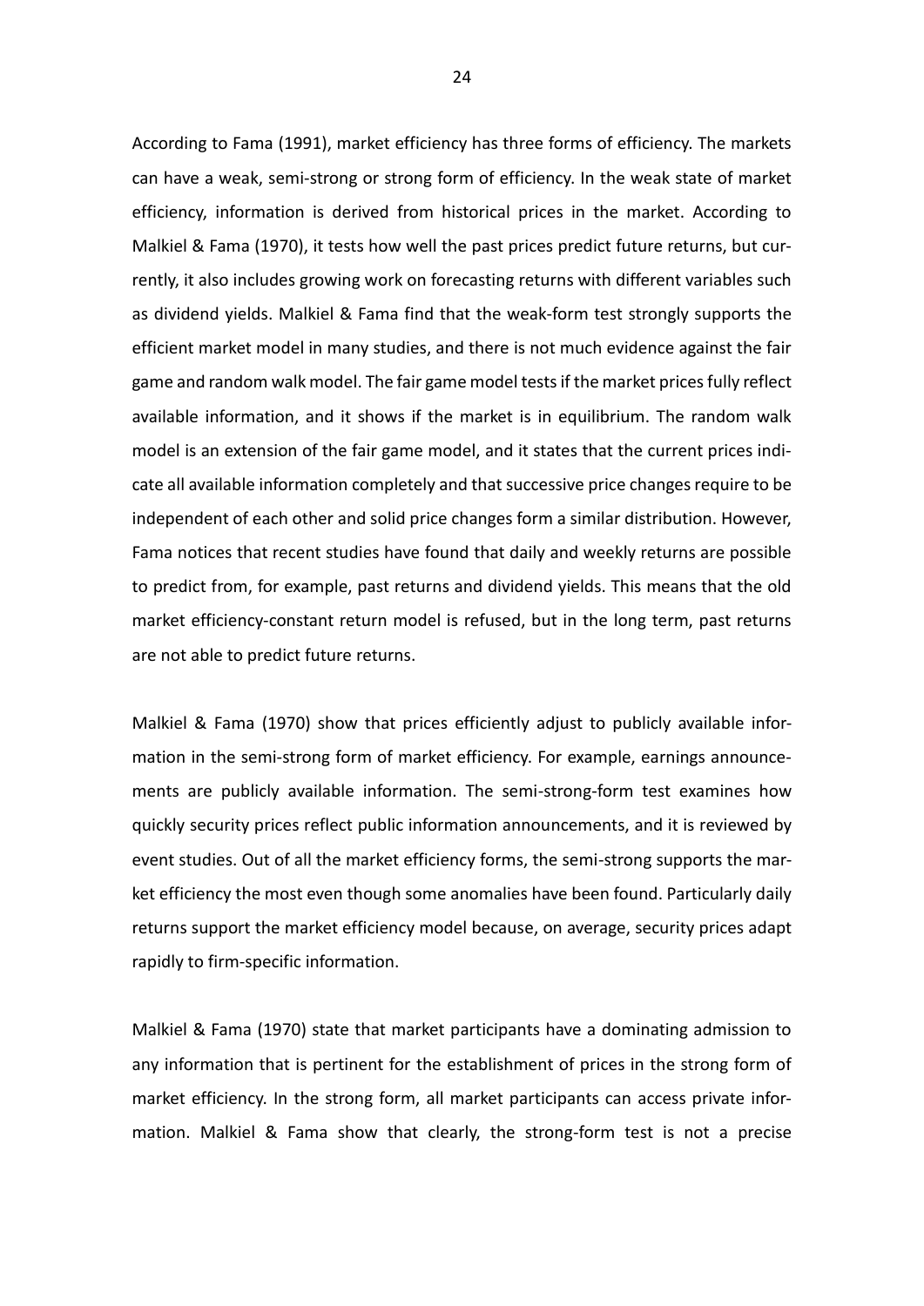According to Fama (1991), market efficiency has three forms of efficiency. The markets can have a weak, semi-strong or strong form of efficiency. In the weak state of market efficiency, information is derived from historical prices in the market. According to Malkiel & Fama (1970), it tests how well the past prices predict future returns, but currently, it also includes growing work on forecasting returns with different variables such as dividend yields. Malkiel & Fama find that the weak-form test strongly supports the efficient market model in many studies, and there is not much evidence against the fair game and random walk model. The fair game model tests if the market prices fully reflect available information, and it shows if the market is in equilibrium. The random walk model is an extension of the fair game model, and it states that the current prices indicate all available information completely and that successive price changes require to be independent of each other and solid price changes form a similar distribution. However, Fama notices that recent studies have found that daily and weekly returns are possible to predict from, for example, past returns and dividend yields. This means that the old market efficiency-constant return model is refused, but in the long term, past returns are not able to predict future returns.

Malkiel & Fama (1970) show that prices efficiently adjust to publicly available information in the semi-strong form of market efficiency. For example, earnings announcements are publicly available information. The semi-strong-form test examines how quickly security prices reflect public information announcements, and it is reviewed by event studies. Out of all the market efficiency forms, the semi-strong supports the market efficiency the most even though some anomalies have been found. Particularly daily returns support the market efficiency model because, on average, security prices adapt rapidly to firm-specific information.

Malkiel & Fama (1970) state that market participants have a dominating admission to any information that is pertinent for the establishment of prices in the strong form of market efficiency. In the strong form, all market participants can access private information. Malkiel & Fama show that clearly, the strong-form test is not a precise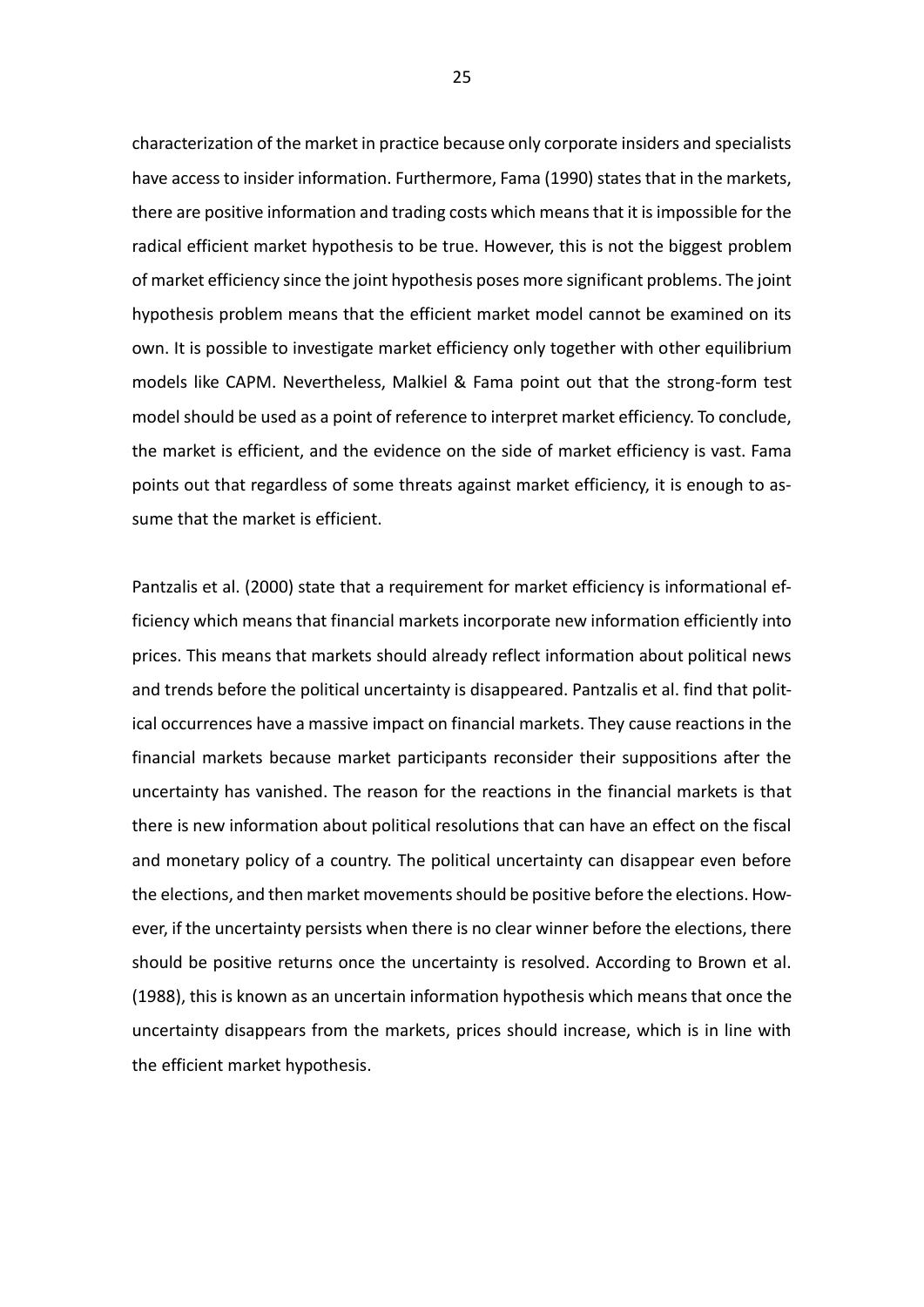characterization of the market in practice because only corporate insiders and specialists have access to insider information. Furthermore, Fama (1990) states that in the markets, there are positive information and trading costs which means that it is impossible for the radical efficient market hypothesis to be true. However, this is not the biggest problem of market efficiency since the joint hypothesis poses more significant problems. The joint hypothesis problem means that the efficient market model cannot be examined on its own. It is possible to investigate market efficiency only together with other equilibrium models like CAPM. Nevertheless, Malkiel & Fama point out that the strong-form test model should be used as a point of reference to interpret market efficiency. To conclude, the market is efficient, and the evidence on the side of market efficiency is vast. Fama points out that regardless of some threats against market efficiency, it is enough to assume that the market is efficient.

Pantzalis et al. (2000) state that a requirement for market efficiency is informational efficiency which means that financial markets incorporate new information efficiently into prices. This means that markets should already reflect information about political news and trends before the political uncertainty is disappeared. Pantzalis et al. find that political occurrences have a massive impact on financial markets. They cause reactions in the financial markets because market participants reconsider their suppositions after the uncertainty has vanished. The reason for the reactions in the financial markets is that there is new information about political resolutions that can have an effect on the fiscal and monetary policy of a country. The political uncertainty can disappear even before the elections, and then market movements should be positive before the elections. However, if the uncertainty persists when there is no clear winner before the elections, there should be positive returns once the uncertainty is resolved. According to Brown et al. (1988), this is known as an uncertain information hypothesis which means that once the uncertainty disappears from the markets, prices should increase, which is in line with the efficient market hypothesis.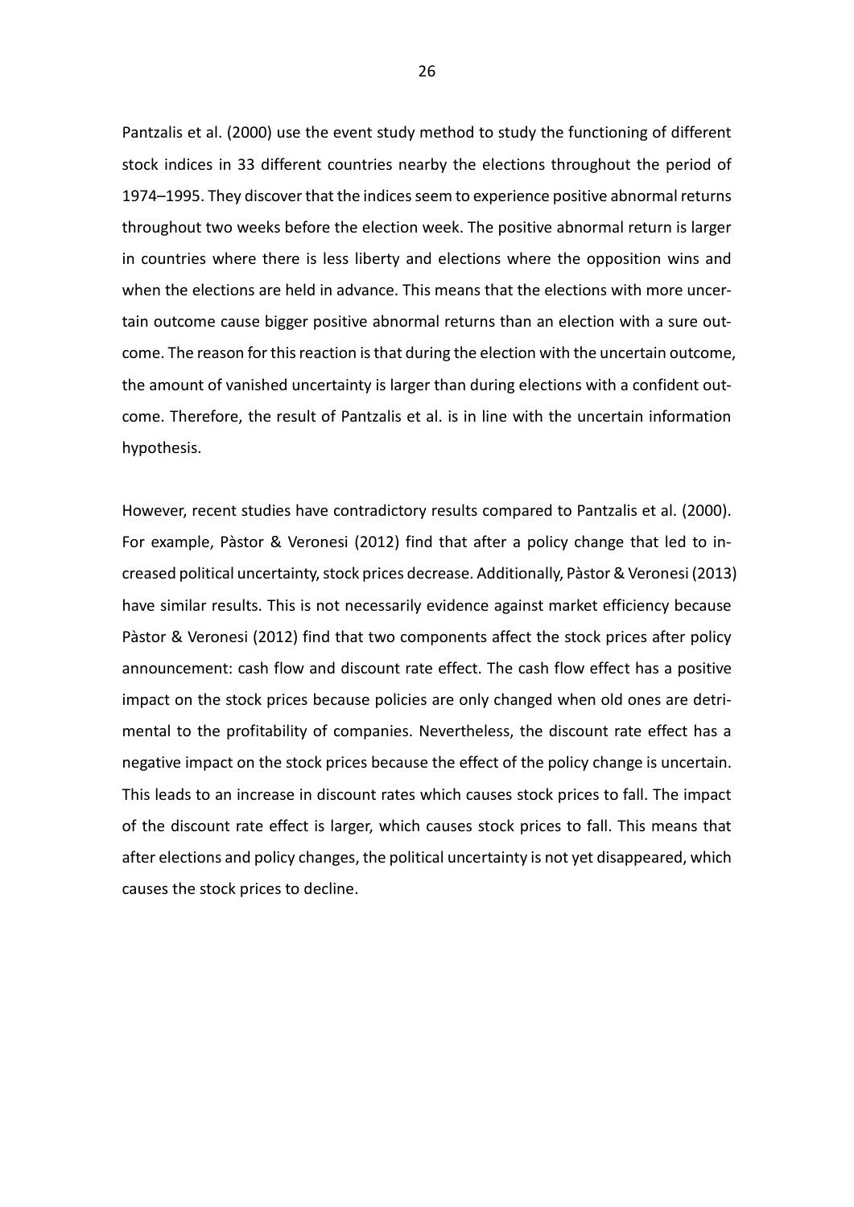Pantzalis et al. (2000) use the event study method to study the functioning of different stock indices in 33 different countries nearby the elections throughout the period of 1974–1995. They discover that the indices seem to experience positive abnormal returns throughout two weeks before the election week. The positive abnormal return is larger in countries where there is less liberty and elections where the opposition wins and when the elections are held in advance. This means that the elections with more uncertain outcome cause bigger positive abnormal returns than an election with a sure outcome. The reason for this reaction is that during the election with the uncertain outcome, the amount of vanished uncertainty is larger than during elections with a confident outcome. Therefore, the result of Pantzalis et al. is in line with the uncertain information hypothesis.

However, recent studies have contradictory results compared to Pantzalis et al. (2000). For example, Pàstor & Veronesi (2012) find that after a policy change that led to increased political uncertainty, stock prices decrease. Additionally, Pàstor & Veronesi (2013) have similar results. This is not necessarily evidence against market efficiency because Pàstor & Veronesi (2012) find that two components affect the stock prices after policy announcement: cash flow and discount rate effect. The cash flow effect has a positive impact on the stock prices because policies are only changed when old ones are detrimental to the profitability of companies. Nevertheless, the discount rate effect has a negative impact on the stock prices because the effect of the policy change is uncertain. This leads to an increase in discount rates which causes stock prices to fall. The impact of the discount rate effect is larger, which causes stock prices to fall. This means that after elections and policy changes, the political uncertainty is not yet disappeared, which causes the stock prices to decline.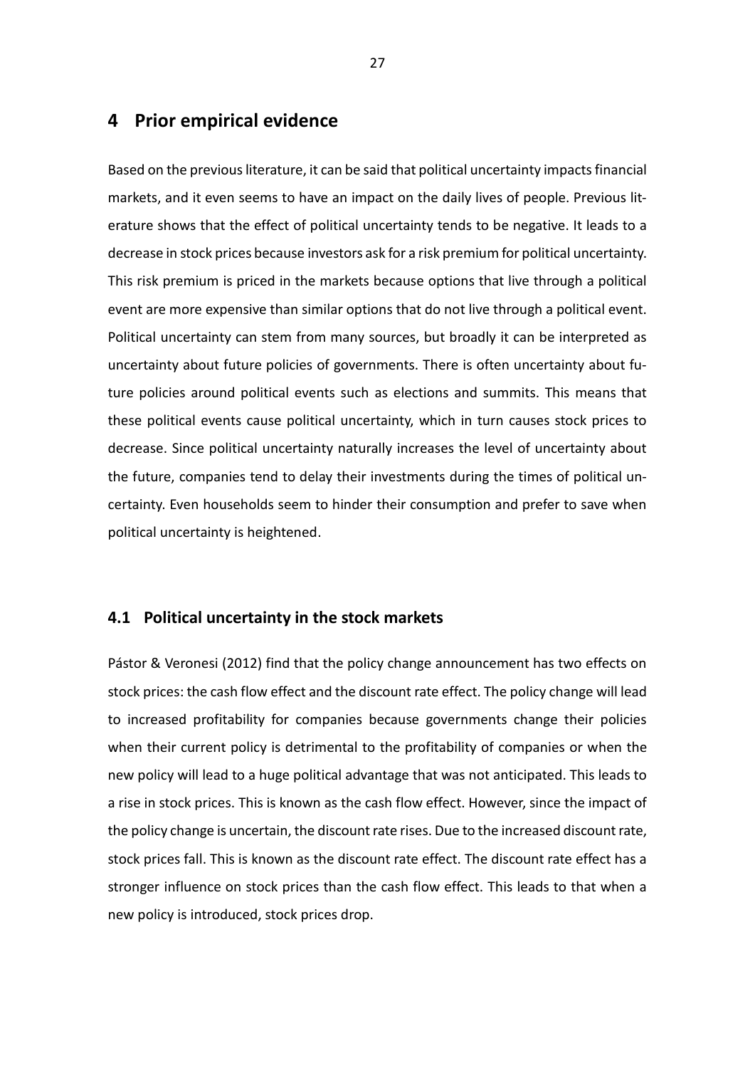# 4 Prior empirical evidence

Based on the previous literature, it can be said that political uncertainty impacts financial markets, and it even seems to have an impact on the daily lives of people. Previous literature shows that the effect of political uncertainty tends to be negative. It leads to a decrease in stock prices because investors ask for a risk premium for political uncertainty. This risk premium is priced in the markets because options that live through a political event are more expensive than similar options that do not live through a political event. Political uncertainty can stem from many sources, but broadly it can be interpreted as uncertainty about future policies of governments. There is often uncertainty about future policies around political events such as elections and summits. This means that these political events cause political uncertainty, which in turn causes stock prices to decrease. Since political uncertainty naturally increases the level of uncertainty about the future, companies tend to delay their investments during the times of political uncertainty. Even households seem to hinder their consumption and prefer to save when political uncertainty is heightened.

## 4.1 Political uncertainty in the stock markets

Pástor & Veronesi (2012) find that the policy change announcement has two effects on stock prices: the cash flow effect and the discount rate effect. The policy change will lead to increased profitability for companies because governments change their policies when their current policy is detrimental to the profitability of companies or when the new policy will lead to a huge political advantage that was not anticipated. This leads to a rise in stock prices. This is known as the cash flow effect. However, since the impact of the policy change is uncertain, the discount rate rises. Due to the increased discount rate, stock prices fall. This is known as the discount rate effect. The discount rate effect has a stronger influence on stock prices than the cash flow effect. This leads to that when a new policy is introduced, stock prices drop.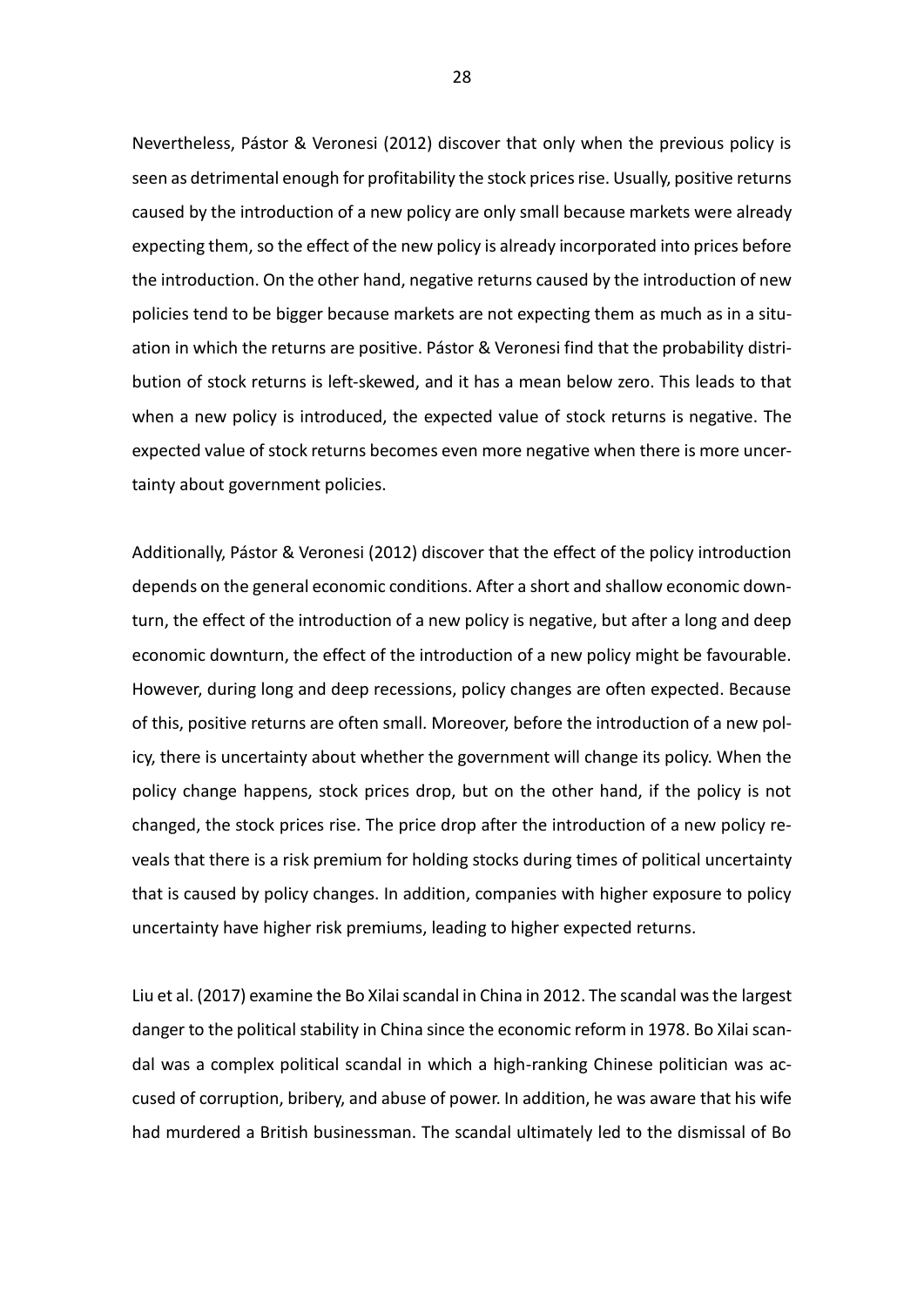Nevertheless, Pástor & Veronesi (2012) discover that only when the previous policy is seen as detrimental enough for profitability the stock prices rise. Usually, positive returns caused by the introduction of a new policy are only small because markets were already expecting them, so the effect of the new policy is already incorporated into prices before the introduction. On the other hand, negative returns caused by the introduction of new policies tend to be bigger because markets are not expecting them as much as in a situation in which the returns are positive. Pástor & Veronesi find that the probability distribution of stock returns is left-skewed, and it has a mean below zero. This leads to that when a new policy is introduced, the expected value of stock returns is negative. The expected value of stock returns becomes even more negative when there is more uncertainty about government policies.

Additionally, Pástor & Veronesi (2012) discover that the effect of the policy introduction depends on the general economic conditions. After a short and shallow economic downturn, the effect of the introduction of a new policy is negative, but after a long and deep economic downturn, the effect of the introduction of a new policy might be favourable. However, during long and deep recessions, policy changes are often expected. Because of this, positive returns are often small. Moreover, before the introduction of a new policy, there is uncertainty about whether the government will change its policy. When the policy change happens, stock prices drop, but on the other hand, if the policy is not changed, the stock prices rise. The price drop after the introduction of a new policy reveals that there is a risk premium for holding stocks during times of political uncertainty that is caused by policy changes. In addition, companies with higher exposure to policy uncertainty have higher risk premiums, leading to higher expected returns.

Liu et al. (2017) examine the Bo Xilai scandal in China in 2012. The scandal was the largest danger to the political stability in China since the economic reform in 1978. Bo Xilai scandal was a complex political scandal in which a high-ranking Chinese politician was accused of corruption, bribery, and abuse of power. In addition, he was aware that his wife had murdered a British businessman. The scandal ultimately led to the dismissal of Bo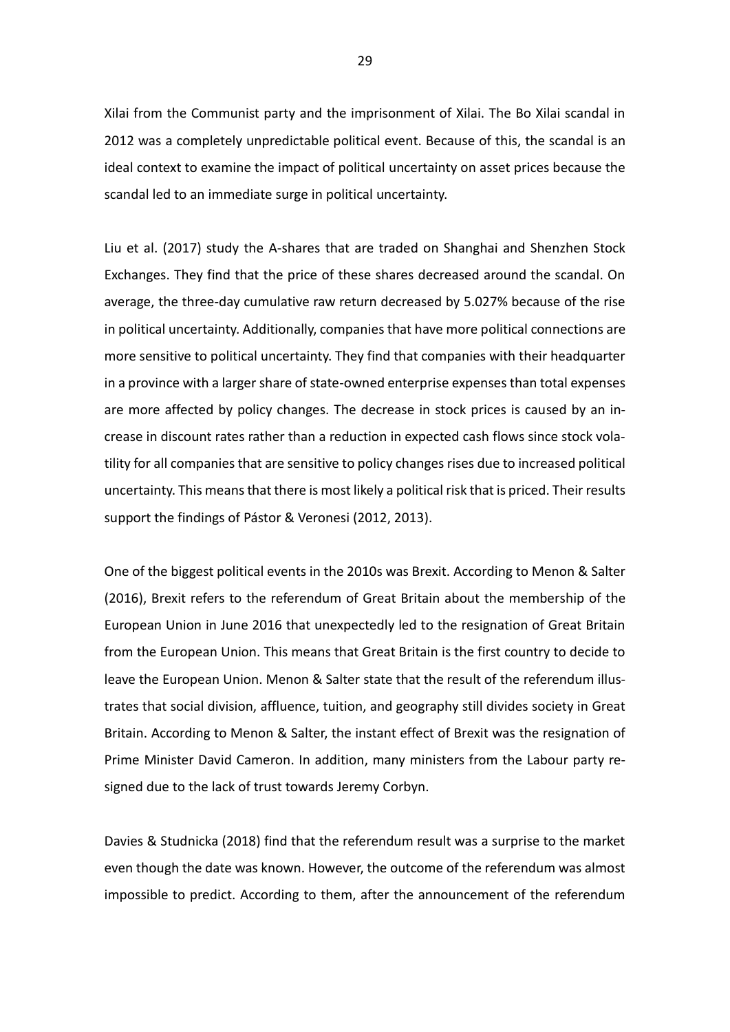Xilai from the Communist party and the imprisonment of Xilai. The Bo Xilai scandal in 2012 was a completely unpredictable political event. Because of this, the scandal is an ideal context to examine the impact of political uncertainty on asset prices because the scandal led to an immediate surge in political uncertainty.

Liu et al. (2017) study the A-shares that are traded on Shanghai and Shenzhen Stock Exchanges. They find that the price of these shares decreased around the scandal. On average, the three-day cumulative raw return decreased by 5.027% because of the rise in political uncertainty. Additionally, companies that have more political connections are more sensitive to political uncertainty. They find that companies with their headquarter in a province with a larger share of state-owned enterprise expenses than total expenses are more affected by policy changes. The decrease in stock prices is caused by an increase in discount rates rather than a reduction in expected cash flows since stock volatility for all companies that are sensitive to policy changes rises due to increased political uncertainty. This means that there is most likely a political risk that is priced. Their results support the findings of Pástor & Veronesi (2012, 2013).

One of the biggest political events in the 2010s was Brexit. According to Menon & Salter (2016), Brexit refers to the referendum of Great Britain about the membership of the European Union in June 2016 that unexpectedly led to the resignation of Great Britain from the European Union. This means that Great Britain is the first country to decide to leave the European Union. Menon & Salter state that the result of the referendum illustrates that social division, affluence, tuition, and geography still divides society in Great Britain. According to Menon & Salter, the instant effect of Brexit was the resignation of Prime Minister David Cameron. In addition, many ministers from the Labour party resigned due to the lack of trust towards Jeremy Corbyn.

Davies & Studnicka (2018) find that the referendum result was a surprise to the market even though the date was known. However, the outcome of the referendum was almost impossible to predict. According to them, after the announcement of the referendum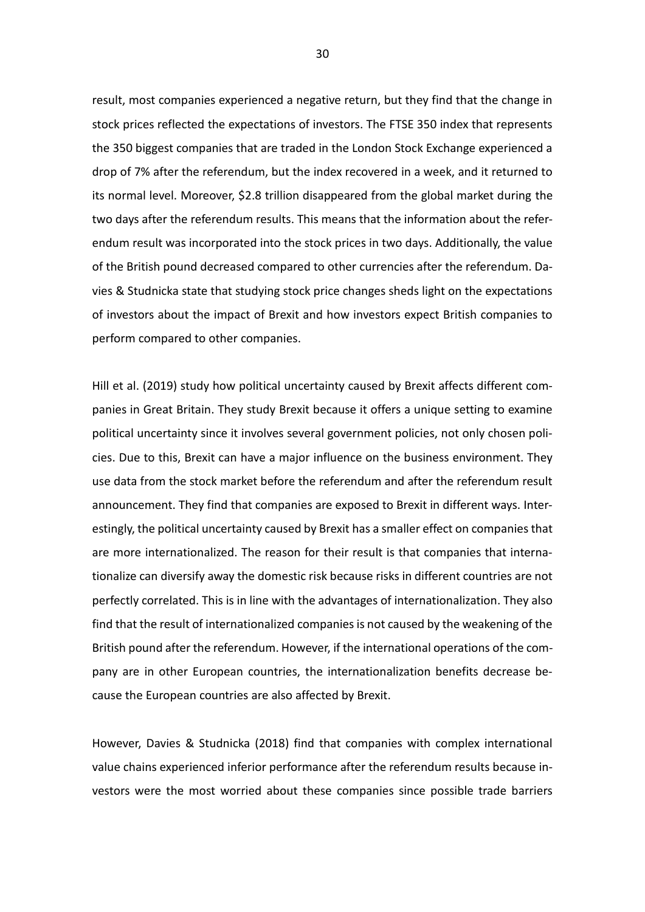result, most companies experienced a negative return, but they find that the change in stock prices reflected the expectations of investors. The FTSE 350 index that represents the 350 biggest companies that are traded in the London Stock Exchange experienced a drop of 7% after the referendum, but the index recovered in a week, and it returned to its normal level. Moreover, $2.8 trillion disappeared from the global market during the two days after the referendum results. This means that the information about the referendum result was incorporated into the stock prices in two days. Additionally, the value of the British pound decreased compared to other currencies after the referendum. Davies & Studnicka state that studying stock price changes sheds light on the expectations of investors about the impact of Brexit and how investors expect British companies to perform compared to other companies.

Hill et al. (2019) study how political uncertainty caused by Brexit affects different companies in Great Britain. They study Brexit because it offers a unique setting to examine political uncertainty since it involves several government policies, not only chosen policies. Due to this, Brexit can have a major influence on the business environment. They use data from the stock market before the referendum and after the referendum result announcement. They find that companies are exposed to Brexit in different ways. Interestingly, the political uncertainty caused by Brexit has a smaller effect on companies that are more internationalized. The reason for their result is that companies that internationalize can diversify away the domestic risk because risks in different countries are not perfectly correlated. This is in line with the advantages of internationalization. They also find that the result of internationalized companies is not caused by the weakening of the British pound after the referendum. However, if the international operations of the company are in other European countries, the internationalization benefits decrease because the European countries are also affected by Brexit.

However, Davies & Studnicka (2018) find that companies with complex international value chains experienced inferior performance after the referendum results because investors were the most worried about these companies since possible trade barriers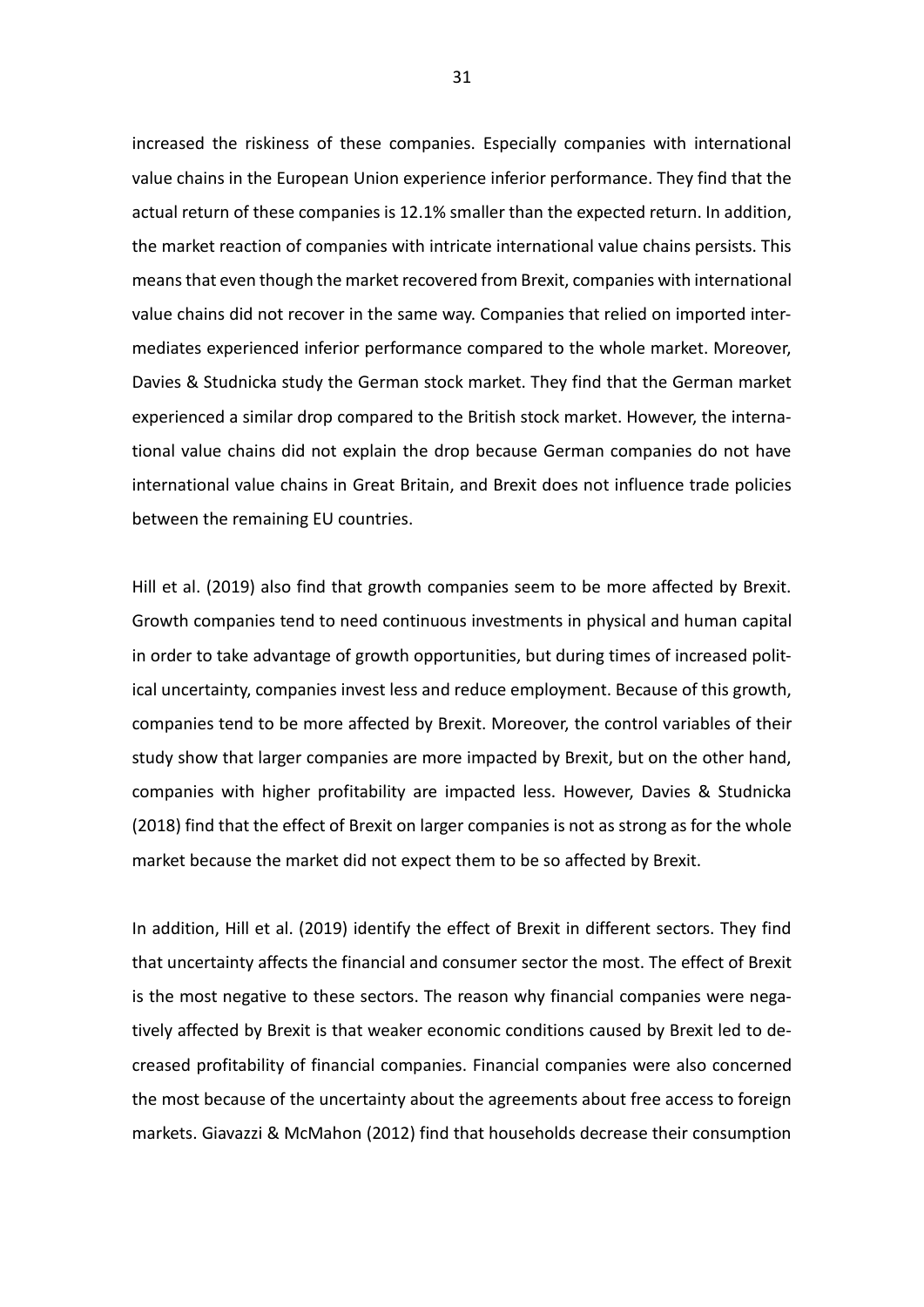increased the riskiness of these companies. Especially companies with international value chains in the European Union experience inferior performance. They find that the actual return of these companies is 12.1% smaller than the expected return. In addition, the market reaction of companies with intricate international value chains persists. This means that even though the market recovered from Brexit, companies with international value chains did not recover in the same way. Companies that relied on imported intermediates experienced inferior performance compared to the whole market. Moreover, Davies & Studnicka study the German stock market. They find that the German market experienced a similar drop compared to the British stock market. However, the international value chains did not explain the drop because German companies do not have international value chains in Great Britain, and Brexit does not influence trade policies between the remaining EU countries.

Hill et al. (2019) also find that growth companies seem to be more affected by Brexit. Growth companies tend to need continuous investments in physical and human capital in order to take advantage of growth opportunities, but during times of increased political uncertainty, companies invest less and reduce employment. Because of this growth, companies tend to be more affected by Brexit. Moreover, the control variables of their study show that larger companies are more impacted by Brexit, but on the other hand, companies with higher profitability are impacted less. However, Davies & Studnicka (2018) find that the effect of Brexit on larger companies is not as strong as for the whole market because the market did not expect them to be so affected by Brexit.

In addition, Hill et al. (2019) identify the effect of Brexit in different sectors. They find that uncertainty affects the financial and consumer sector the most. The effect of Brexit is the most negative to these sectors. The reason why financial companies were negatively affected by Brexit is that weaker economic conditions caused by Brexit led to decreased profitability of financial companies. Financial companies were also concerned the most because of the uncertainty about the agreements about free access to foreign markets. Giavazzi & McMahon (2012) find that households decrease their consumption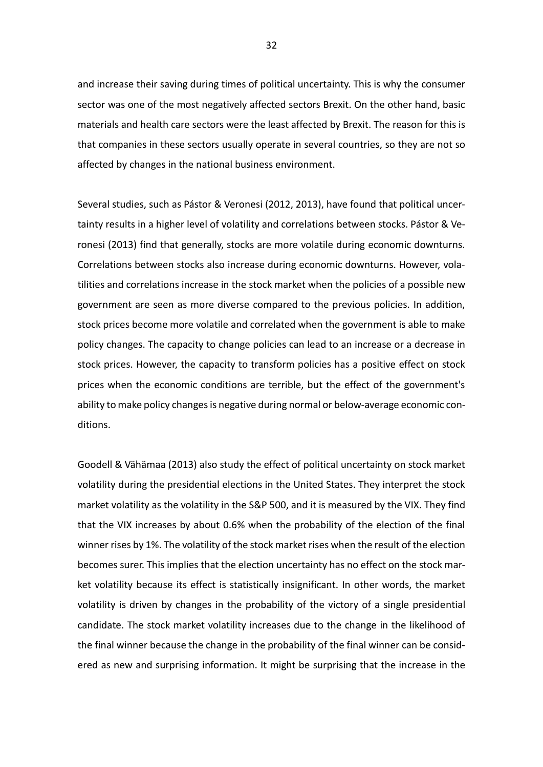and increase their saving during times of political uncertainty. This is why the consumer sector was one of the most negatively affected sectors Brexit. On the other hand, basic materials and health care sectors were the least affected by Brexit. The reason for this is that companies in these sectors usually operate in several countries, so they are not so affected by changes in the national business environment.

Several studies, such as Pástor & Veronesi (2012, 2013), have found that political uncertainty results in a higher level of volatility and correlations between stocks. Pástor & Veronesi (2013) find that generally, stocks are more volatile during economic downturns. Correlations between stocks also increase during economic downturns. However, volatilities and correlations increase in the stock market when the policies of a possible new government are seen as more diverse compared to the previous policies. In addition, stock prices become more volatile and correlated when the government is able to make policy changes. The capacity to change policies can lead to an increase or a decrease in stock prices. However, the capacity to transform policies has a positive effect on stock prices when the economic conditions are terrible, but the effect of the government's ability to make policy changes is negative during normal or below-average economic conditions.

Goodell & Vähämaa (2013) also study the effect of political uncertainty on stock market volatility during the presidential elections in the United States. They interpret the stock market volatility as the volatility in the S&P 500, and it is measured by the VIX. They find that the VIX increases by about 0.6% when the probability of the election of the final winner rises by 1%. The volatility of the stock market rises when the result of the election becomes surer. This implies that the election uncertainty has no effect on the stock market volatility because its effect is statistically insignificant. In other words, the market volatility is driven by changes in the probability of the victory of a single presidential candidate. The stock market volatility increases due to the change in the likelihood of the final winner because the change in the probability of the final winner can be considered as new and surprising information. It might be surprising that the increase in the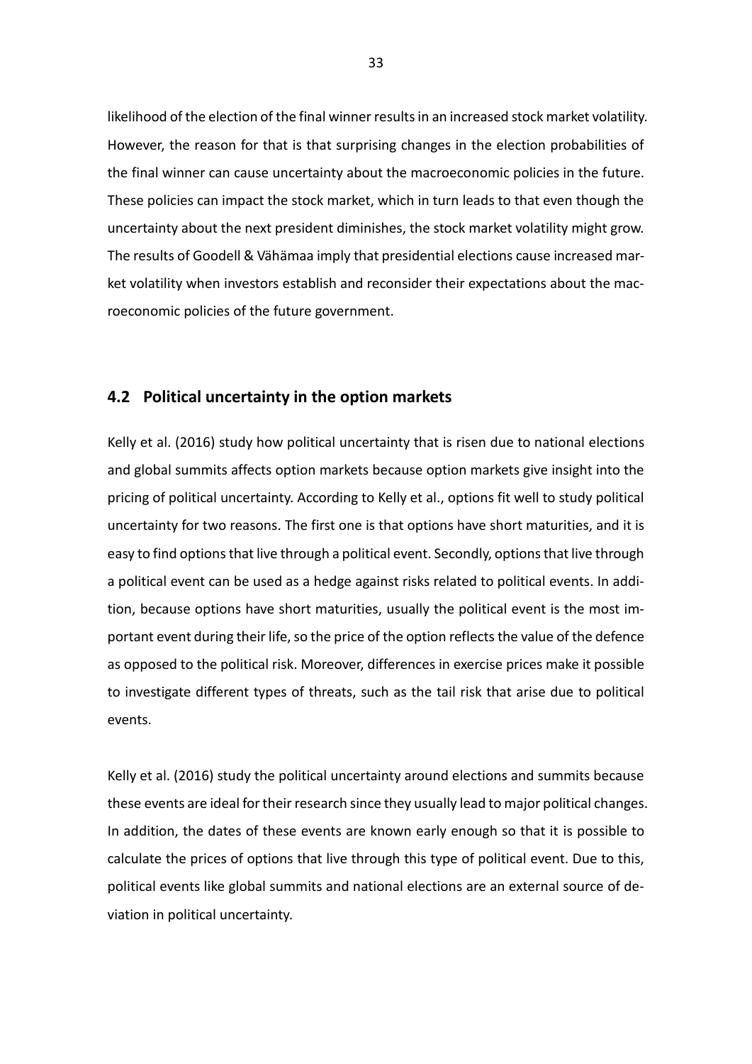likelihood of the election of the final winner results in an increased stock market volatility. However, the reason for that is that surprising changes in the election probabilities of the final winner can cause uncertainty about the macroeconomic policies in the future. These policies can impact the stock market, which in turn leads to that even though the uncertainty about the next president diminishes, the stock market volatility might grow. The results of Goodell & Vähämaa imply that presidential elections cause increased market volatility when investors establish and reconsider their expectations about the macroeconomic policies of the future government.

## 4.2 Political uncertainty in the option markets

Kelly et al. (2016) study how political uncertainty that is risen due to national elections and global summits affects option markets because option markets give insight into the pricing of political uncertainty. According to Kelly et al., options fit well to study political uncertainty for two reasons. The first one is that options have short maturities, and it is easy to find options that live through a political event. Secondly, options that live through a political event can be used as a hedge against risks related to political events. In addition, because options have short maturities, usually the political event is the most important event during their life, so the price of the option reflects the value of the defence as opposed to the political risk. Moreover, differences in exercise prices make it possible to investigate different types of threats, such as the tail risk that arise due to political events.

Kelly et al. (2016) study the political uncertainty around elections and summits because these events are ideal for their research since they usually lead to major political changes. In addition, the dates of these events are known early enough so that it is possible to calculate the prices of options that live through this type of political event. Due to this, political events like global summits and national elections are an external source of deviation in political uncertainty.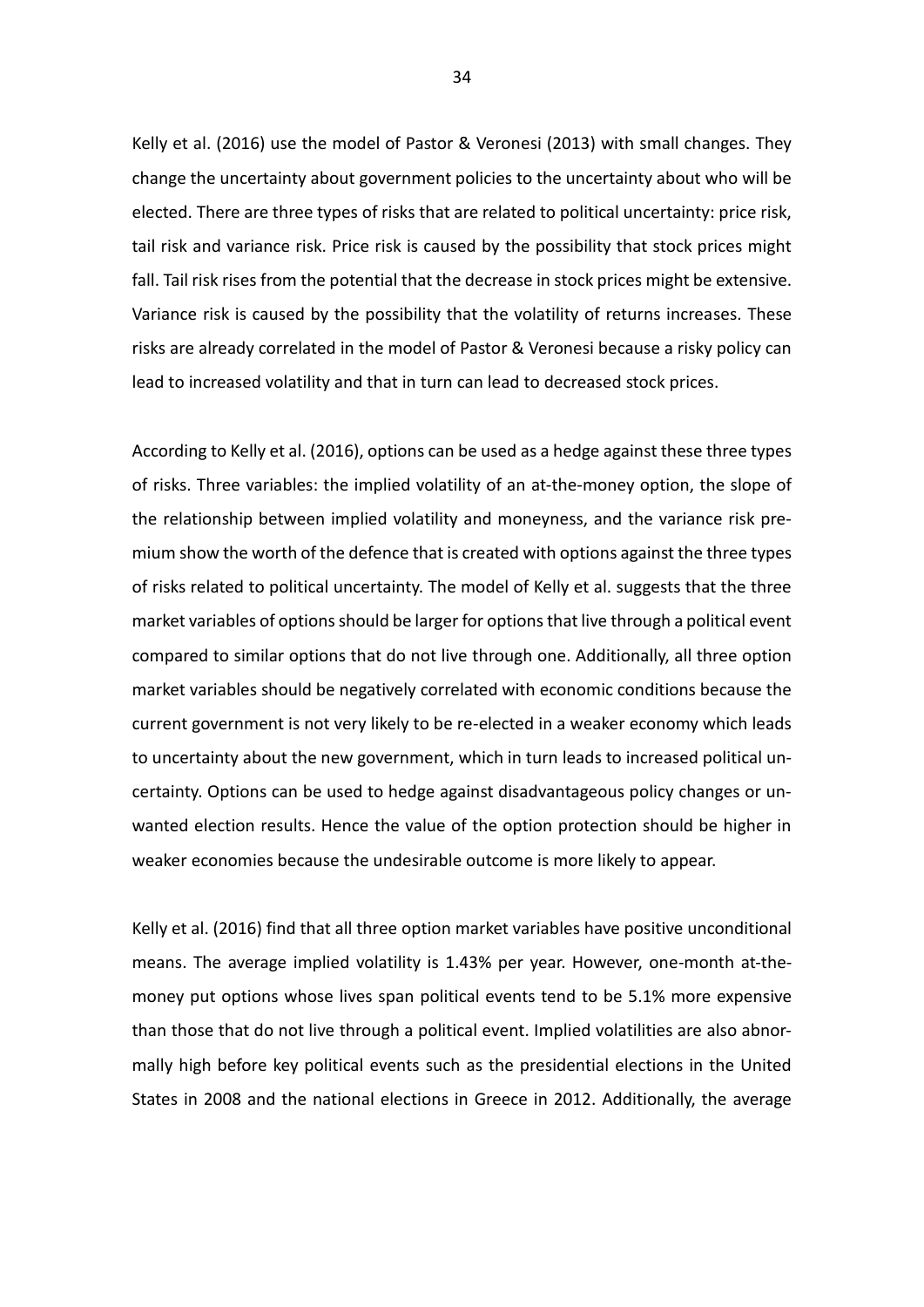Kelly et al. (2016) use the model of Pastor & Veronesi (2013) with small changes. They change the uncertainty about government policies to the uncertainty about who will be elected. There are three types of risks that are related to political uncertainty: price risk, tail risk and variance risk. Price risk is caused by the possibility that stock prices might fall. Tail risk rises from the potential that the decrease in stock prices might be extensive. Variance risk is caused by the possibility that the volatility of returns increases. These risks are already correlated in the model of Pastor & Veronesi because a risky policy can lead to increased volatility and that in turn can lead to decreased stock prices.

According to Kelly et al. (2016), options can be used as a hedge against these three types of risks. Three variables: the implied volatility of an at-the-money option, the slope of the relationship between implied volatility and moneyness, and the variance risk premium show the worth of the defence that is created with options against the three types of risks related to political uncertainty. The model of Kelly et al. suggests that the three market variables of options should be larger for options that live through a political event compared to similar options that do not live through one. Additionally, all three option market variables should be negatively correlated with economic conditions because the current government is not very likely to be re-elected in a weaker economy which leads to uncertainty about the new government, which in turn leads to increased political uncertainty. Options can be used to hedge against disadvantageous policy changes or unwanted election results. Hence the value of the option protection should be higher in weaker economies because the undesirable outcome is more likely to appear.

Kelly et al. (2016) find that all three option market variables have positive unconditional means. The average implied volatility is 1.43% per year. However, one-month at-the-money put options whose lives span political events tend to be 5.1% more expensive than those that do not live through a political event. Implied volatilities are also abnormally high before key political events such as the presidential elections in the United States in 2008 and the national elections in Greece in 2012. Additionally, the average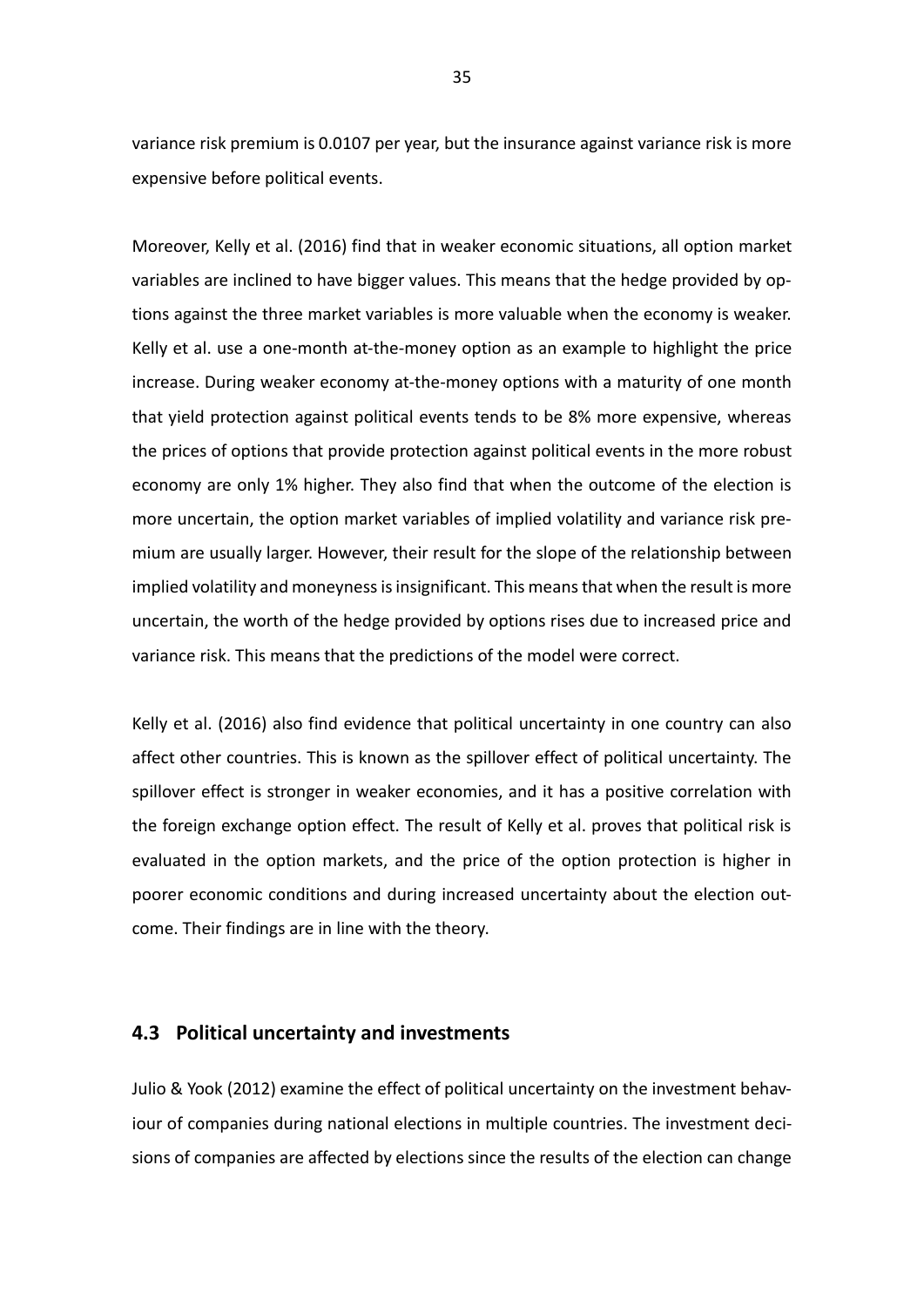variance risk premium is 0.0107 per year, but the insurance against variance risk is more expensive before political events.

Moreover, Kelly et al. (2016) find that in weaker economic situations, all option market variables are inclined to have bigger values. This means that the hedge provided by options against the three market variables is more valuable when the economy is weaker. Kelly et al. use a one-month at-the-money option as an example to highlight the price increase. During weaker economy at-the-money options with a maturity of one month that yield protection against political events tends to be 8% more expensive, whereas the prices of options that provide protection against political events in the more robust economy are only 1% higher. They also find that when the outcome of the election is more uncertain, the option market variables of implied volatility and variance risk premium are usually larger. However, their result for the slope of the relationship between implied volatility and moneyness is insignificant. This means that when the result is more uncertain, the worth of the hedge provided by options rises due to increased price and variance risk. This means that the predictions of the model were correct.

Kelly et al. (2016) also find evidence that political uncertainty in one country can also affect other countries. This is known as the spillover effect of political uncertainty. The spillover effect is stronger in weaker economies, and it has a positive correlation with the foreign exchange option effect. The result of Kelly et al. proves that political risk is evaluated in the option markets, and the price of the option protection is higher in poorer economic conditions and during increased uncertainty about the election outcome. Their findings are in line with the theory.

## 4.3 Political uncertainty and investments

Julio & Yook (2012) examine the effect of political uncertainty on the investment behaviour of companies during national elections in multiple countries. The investment decisions of companies are affected by elections since the results of the election can change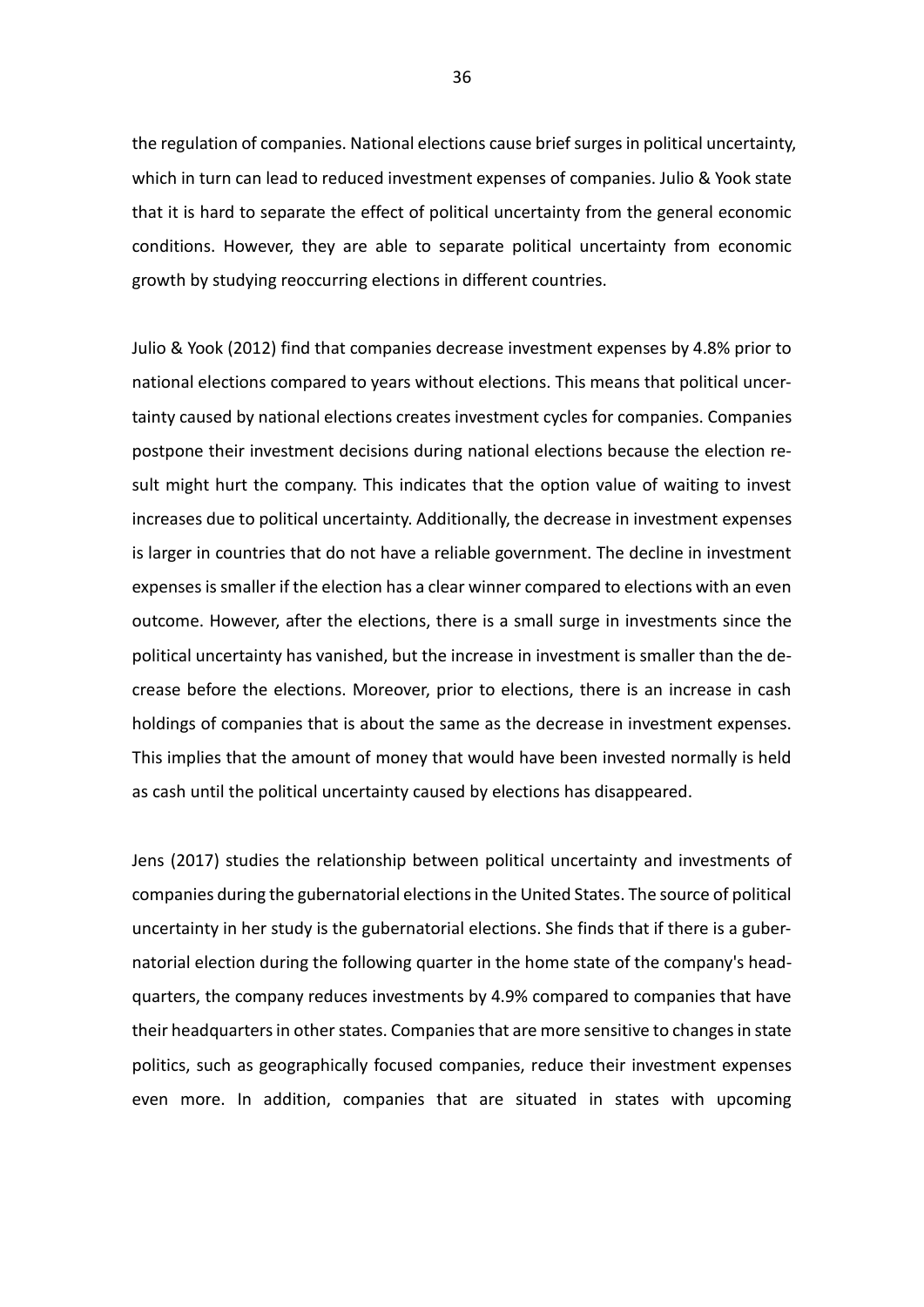the regulation of companies. National elections cause brief surges in political uncertainty, which in turn can lead to reduced investment expenses of companies. Julio & Yook state that it is hard to separate the effect of political uncertainty from the general economic conditions. However, they are able to separate political uncertainty from economic growth by studying reoccurring elections in different countries.

Julio & Yook (2012) find that companies decrease investment expenses by 4.8% prior to national elections compared to years without elections. This means that political uncertainty caused by national elections creates investment cycles for companies. Companies postpone their investment decisions during national elections because the election result might hurt the company. This indicates that the option value of waiting to invest increases due to political uncertainty. Additionally, the decrease in investment expenses is larger in countries that do not have a reliable government. The decline in investment expenses is smaller if the election has a clear winner compared to elections with an even outcome. However, after the elections, there is a small surge in investments since the political uncertainty has vanished, but the increase in investment is smaller than the decrease before the elections. Moreover, prior to elections, there is an increase in cash holdings of companies that is about the same as the decrease in investment expenses. This implies that the amount of money that would have been invested normally is held as cash until the political uncertainty caused by elections has disappeared.

Jens (2017) studies the relationship between political uncertainty and investments of companies during the gubernatorial elections in the United States. The source of political uncertainty in her study is the gubernatorial elections. She finds that if there is a gubernatorial election during the following quarter in the home state of the company's headquarters, the company reduces investments by 4.9% compared to companies that have their headquarters in other states. Companies that are more sensitive to changes in state politics, such as geographically focused companies, reduce their investment expenses even more. In addition, companies that are situated in states with upcoming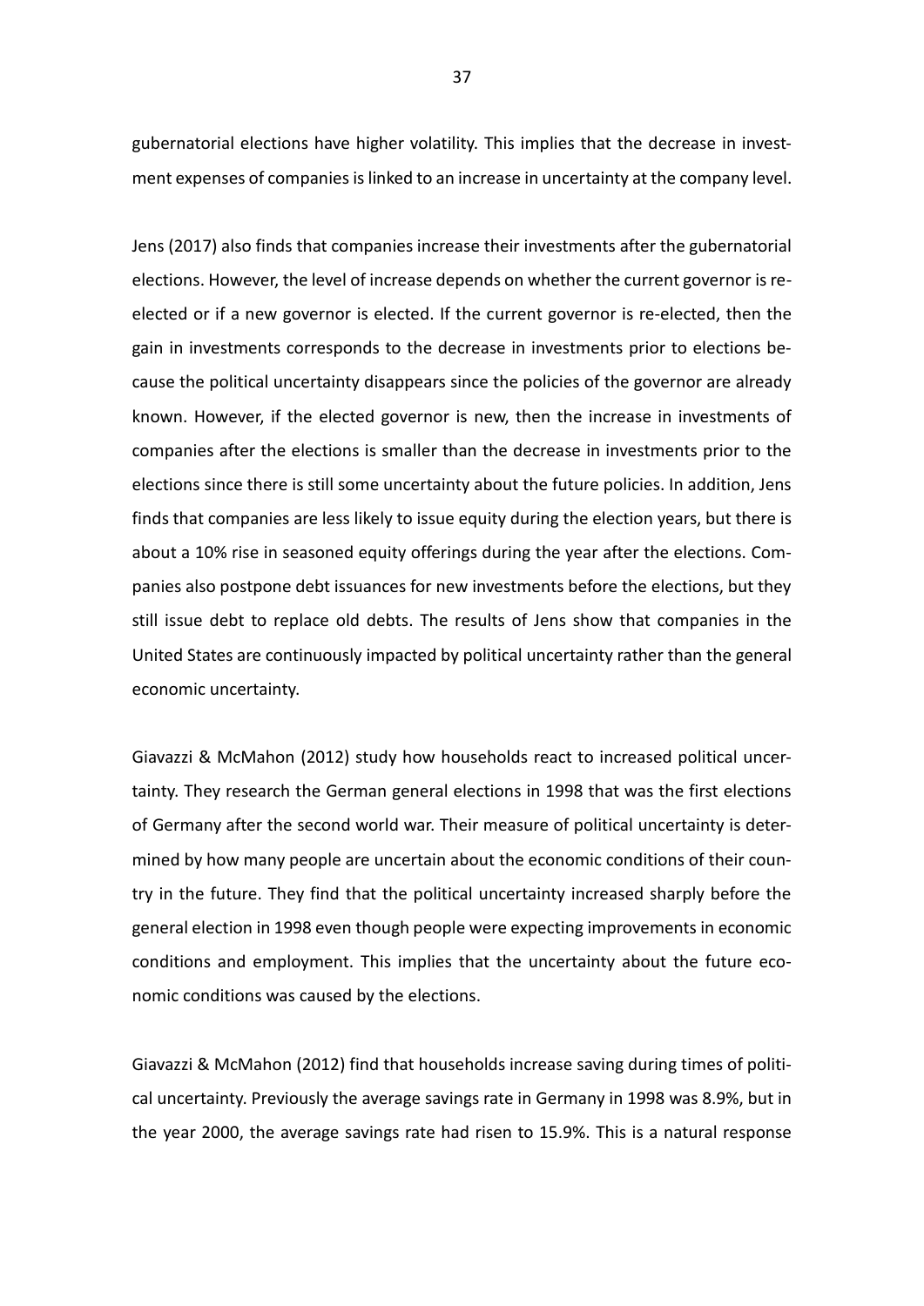gubernatorial elections have higher volatility. This implies that the decrease in investment expenses of companies is linked to an increase in uncertainty at the company level.

Jens (2017) also finds that companies increase their investments after the gubernatorial elections. However, the level of increase depends on whether the current governor is re-elected or if a new governor is elected. If the current governor is re-elected, then the gain in investments corresponds to the decrease in investments prior to elections because the political uncertainty disappears since the policies of the governor are already known. However, if the elected governor is new, then the increase in investments of companies after the elections is smaller than the decrease in investments prior to the elections since there is still some uncertainty about the future policies. In addition, Jens finds that companies are less likely to issue equity during the election years, but there is about a 10% rise in seasoned equity offerings during the year after the elections. Companies also postpone debt issuances for new investments before the elections, but they still issue debt to replace old debts. The results of Jens show that companies in the United States are continuously impacted by political uncertainty rather than the general economic uncertainty.

Giavazzi & McMahon (2012) study how households react to increased political uncertainty. They research the German general elections in 1998 that was the first elections of Germany after the second world war. Their measure of political uncertainty is determined by how many people are uncertain about the economic conditions of their country in the future. They find that the political uncertainty increased sharply before the general election in 1998 even though people were expecting improvements in economic conditions and employment. This implies that the uncertainty about the future economic conditions was caused by the elections.

Giavazzi & McMahon (2012) find that households increase saving during times of political uncertainty. Previously the average savings rate in Germany in 1998 was 8.9%, but in the year 2000, the average savings rate had risen to 15.9%. This is a natural response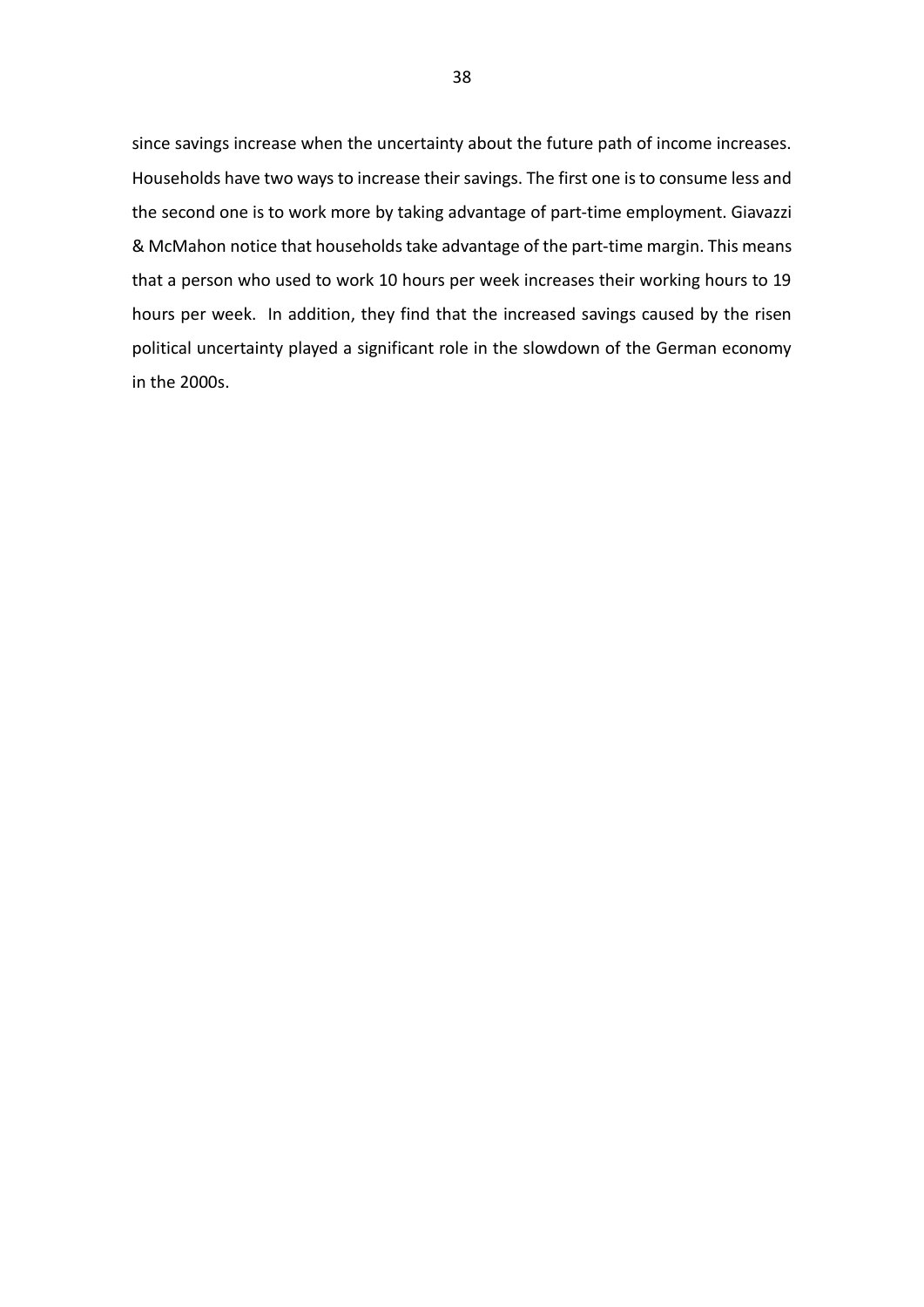since savings increase when the uncertainty about the future path of income increases. Households have two ways to increase their savings. The first one is to consume less and the second one is to work more by taking advantage of part-time employment. Giavazzi & McMahon notice that households take advantage of the part-time margin. This means that a person who used to work 10 hours per week increases their working hours to 19 hours per week. In addition, they find that the increased savings caused by the risen political uncertainty played a significant role in the slowdown of the German economy in the 2000s.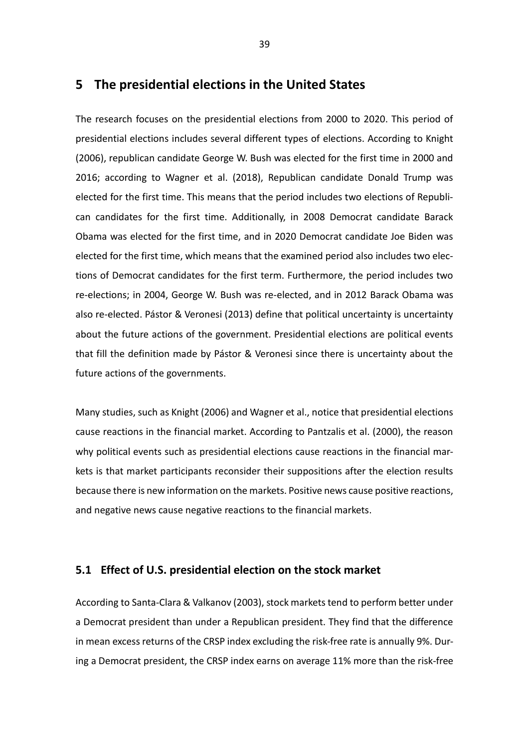# 5 The presidential elections in the United States

The research focuses on the presidential elections from 2000 to 2020. This period of presidential elections includes several different types of elections. According to Knight (2006), republican candidate George W. Bush was elected for the first time in 2000 and 2016; according to Wagner et al. (2018), Republican candidate Donald Trump was elected for the first time. This means that the period includes two elections of Republican candidates for the first time. Additionally, in 2008 Democrat candidate Barack Obama was elected for the first time, and in 2020 Democrat candidate Joe Biden was elected for the first time, which means that the examined period also includes two elections of Democrat candidates for the first term. Furthermore, the period includes two re-elections; in 2004, George W. Bush was re-elected, and in 2012 Barack Obama was also re-elected. Pástor & Veronesi (2013) define that political uncertainty is uncertainty about the future actions of the government. Presidential elections are political events that fill the definition made by Pástor & Veronesi since there is uncertainty about the future actions of the governments.

Many studies, such as Knight (2006) and Wagner et al., notice that presidential elections cause reactions in the financial market. According to Pantzalis et al. (2000), the reason why political events such as presidential elections cause reactions in the financial markets is that market participants reconsider their suppositions after the election results because there is new information on the markets. Positive news cause positive reactions, and negative news cause negative reactions to the financial markets.

## 5.1 Effect of U.S. presidential election on the stock market

According to Santa-Clara & Valkanov (2003), stock markets tend to perform better under a Democrat president than under a Republican president. They find that the difference in mean excess returns of the CRSP index excluding the risk-free rate is annually 9%. During a Democrat president, the CRSP index earns on average 11% more than the risk-free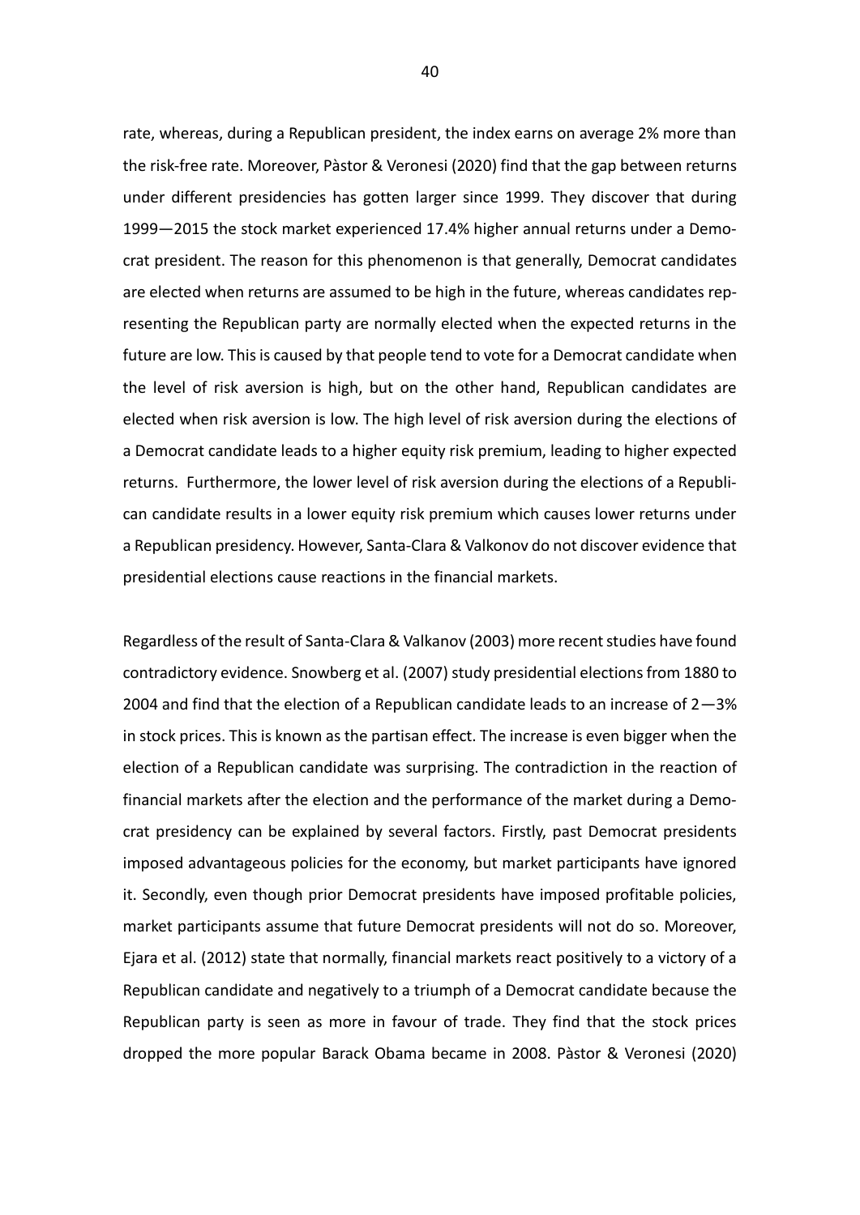rate, whereas, during a Republican president, the index earns on average 2% more than the risk-free rate. Moreover, Pàstor & Veronesi (2020) find that the gap between returns under different presidencies has gotten larger since 1999. They discover that during 1999—2015 the stock market experienced 17.4% higher annual returns under a Democrat president. The reason for this phenomenon is that generally, Democrat candidates are elected when returns are assumed to be high in the future, whereas candidates representing the Republican party are normally elected when the expected returns in the future are low. This is caused by that people tend to vote for a Democrat candidate when the level of risk aversion is high, but on the other hand, Republican candidates are elected when risk aversion is low. The high level of risk aversion during the elections of a Democrat candidate leads to a higher equity risk premium, leading to higher expected returns. Furthermore, the lower level of risk aversion during the elections of a Republican candidate results in a lower equity risk premium which causes lower returns under a Republican presidency. However, Santa-Clara & Valkonov do not discover evidence that presidential elections cause reactions in the financial markets.

Regardless of the result of Santa-Clara & Valkanov (2003) more recent studies have found contradictory evidence. Snowberg et al. (2007) study presidential elections from 1880 to 2004 and find that the election of a Republican candidate leads to an increase of 2—3% in stock prices. This is known as the partisan effect. The increase is even bigger when the election of a Republican candidate was surprising. The contradiction in the reaction of financial markets after the election and the performance of the market during a Democrat presidency can be explained by several factors. Firstly, past Democrat presidents imposed advantageous policies for the economy, but market participants have ignored it. Secondly, even though prior Democrat presidents have imposed profitable policies, market participants assume that future Democrat presidents will not do so. Moreover, Ejara et al. (2012) state that normally, financial markets react positively to a victory of a Republican candidate and negatively to a triumph of a Democrat candidate because the Republican party is seen as more in favour of trade. They find that the stock prices dropped the more popular Barack Obama became in 2008. Pàstor & Veronesi (2020)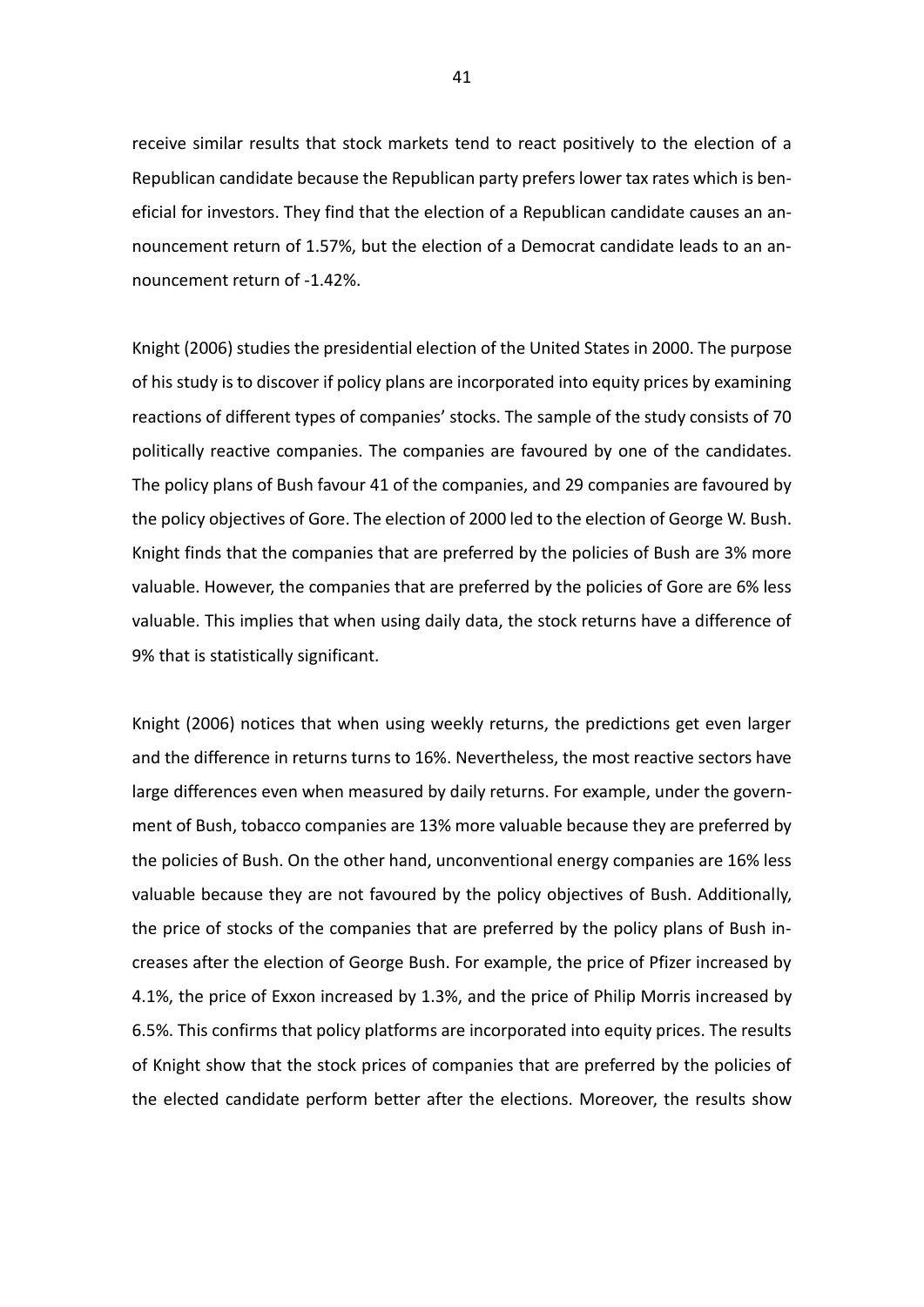receive similar results that stock markets tend to react positively to the election of a Republican candidate because the Republican party prefers lower tax rates which is beneficial for investors. They find that the election of a Republican candidate causes an announcement return of 1.57%, but the election of a Democrat candidate leads to an announcement return of -1.42%.

Knight (2006) studies the presidential election of the United States in 2000. The purpose of his study is to discover if policy plans are incorporated into equity prices by examining reactions of different types of companies' stocks. The sample of the study consists of 70 politically reactive companies. The companies are favoured by one of the candidates. The policy plans of Bush favour 41 of the companies, and 29 companies are favoured by the policy objectives of Gore. The election of 2000 led to the election of George W. Bush. Knight finds that the companies that are preferred by the policies of Bush are 3% more valuable. However, the companies that are preferred by the policies of Gore are 6% less valuable. This implies that when using daily data, the stock returns have a difference of 9% that is statistically significant.

Knight (2006) notices that when using weekly returns, the predictions get even larger and the difference in returns turns to 16%. Nevertheless, the most reactive sectors have large differences even when measured by daily returns. For example, under the government of Bush, tobacco companies are 13% more valuable because they are preferred by the policies of Bush. On the other hand, unconventional energy companies are 16% less valuable because they are not favoured by the policy objectives of Bush. Additionally, the price of stocks of the companies that are preferred by the policy plans of Bush increases after the election of George Bush. For example, the price of Pfizer increased by 4.1%, the price of Exxon increased by 1.3%, and the price of Philip Morris increased by 6.5%. This confirms that policy platforms are incorporated into equity prices. The results of Knight show that the stock prices of companies that are preferred by the policies of the elected candidate perform better after the elections. Moreover, the results show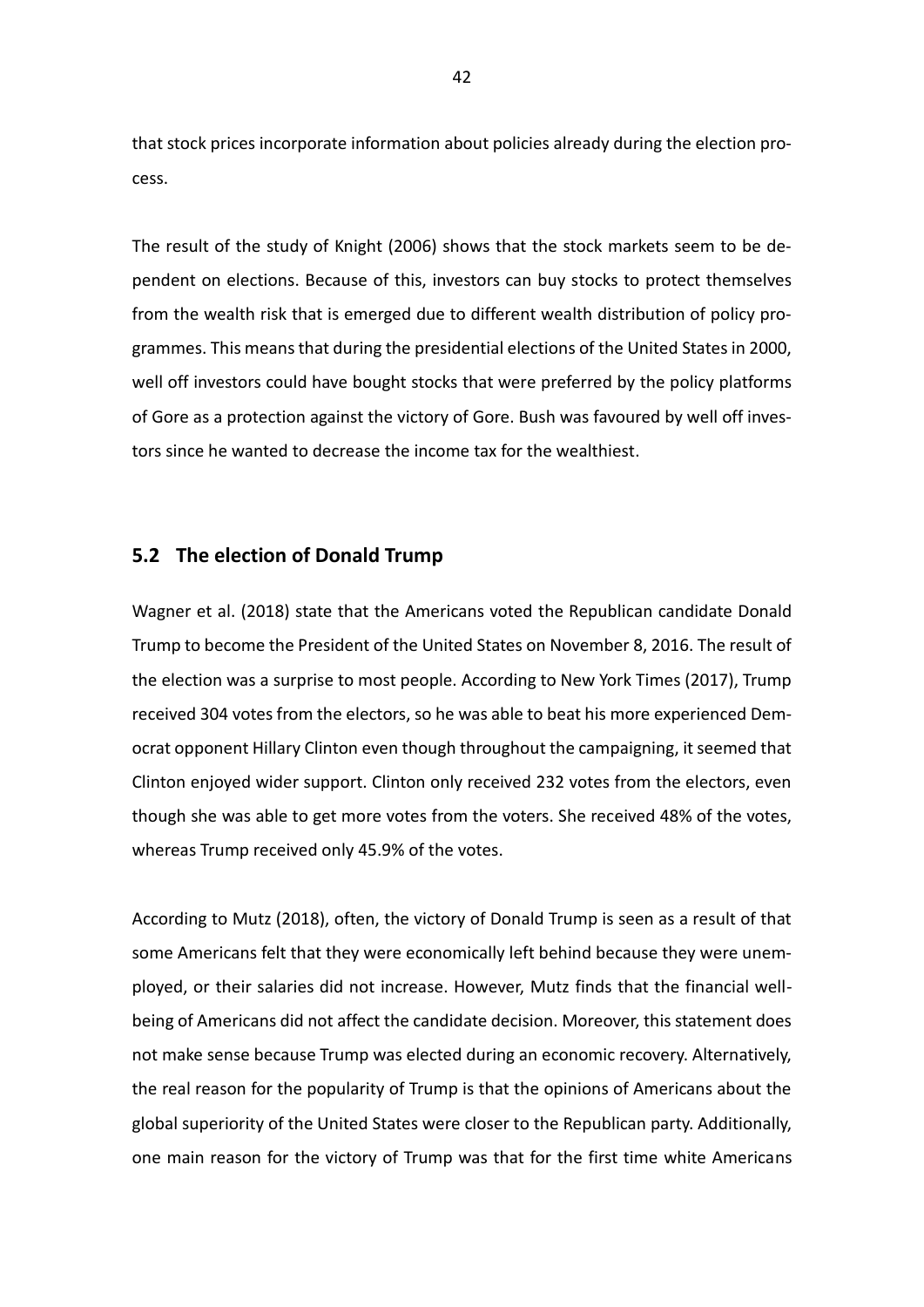that stock prices incorporate information about policies already during the election process.

The result of the study of Knight (2006) shows that the stock markets seem to be dependent on elections. Because of this, investors can buy stocks to protect themselves from the wealth risk that is emerged due to different wealth distribution of policy programmes. This means that during the presidential elections of the United States in 2000, well off investors could have bought stocks that were preferred by the policy platforms of Gore as a protection against the victory of Gore. Bush was favoured by well off investors since he wanted to decrease the income tax for the wealthiest.

## 5.2 The election of Donald Trump

Wagner et al. (2018) state that the Americans voted the Republican candidate Donald Trump to become the President of the United States on November 8, 2016. The result of the election was a surprise to most people. According to New York Times (2017), Trump received 304 votes from the electors, so he was able to beat his more experienced Democrat opponent Hillary Clinton even though throughout the campaigning, it seemed that Clinton enjoyed wider support. Clinton only received 232 votes from the electors, even though she was able to get more votes from the voters. She received 48% of the votes, whereas Trump received only 45.9% of the votes.

According to Mutz (2018), often, the victory of Donald Trump is seen as a result of that some Americans felt that they were economically left behind because they were unemployed, or their salaries did not increase. However, Mutz finds that the financial well-being of Americans did not affect the candidate decision. Moreover, this statement does not make sense because Trump was elected during an economic recovery. Alternatively, the real reason for the popularity of Trump is that the opinions of Americans about the global superiority of the United States were closer to the Republican party. Additionally, one main reason for the victory of Trump was that for the first time white Americans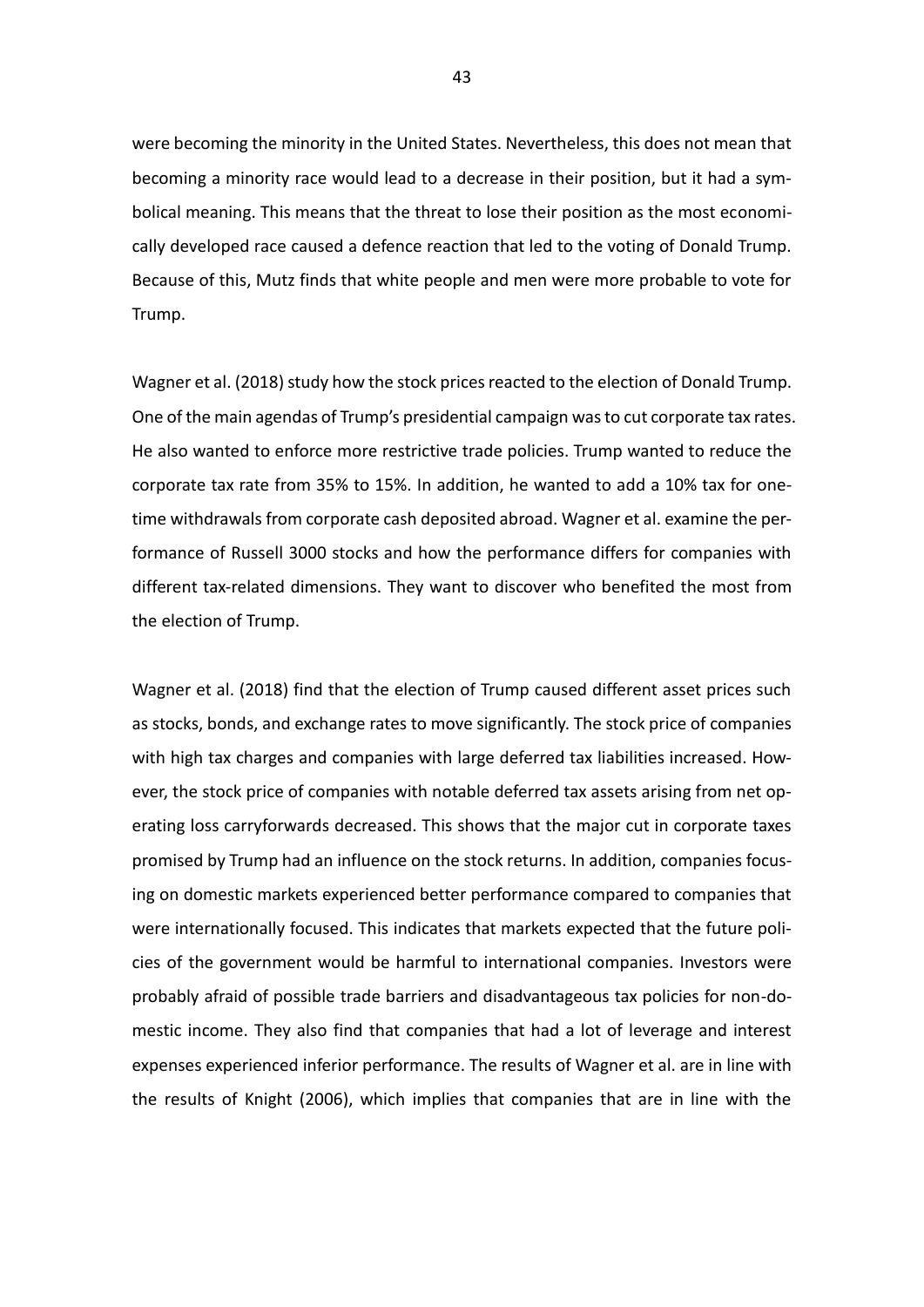were becoming the minority in the United States. Nevertheless, this does not mean that becoming a minority race would lead to a decrease in their position, but it had a symbolical meaning. This means that the threat to lose their position as the most economically developed race caused a defence reaction that led to the voting of Donald Trump. Because of this, Mutz finds that white people and men were more probable to vote for Trump.

Wagner et al. (2018) study how the stock prices reacted to the election of Donald Trump. One of the main agendas of Trump's presidential campaign was to cut corporate tax rates. He also wanted to enforce more restrictive trade policies. Trump wanted to reduce the corporate tax rate from 35% to 15%. In addition, he wanted to add a 10% tax for one-time withdrawals from corporate cash deposited abroad. Wagner et al. examine the performance of Russell 3000 stocks and how the performance differs for companies with different tax-related dimensions. They want to discover who benefited the most from the election of Trump.

Wagner et al. (2018) find that the election of Trump caused different asset prices such as stocks, bonds, and exchange rates to move significantly. The stock price of companies with high tax charges and companies with large deferred tax liabilities increased. However, the stock price of companies with notable deferred tax assets arising from net operating loss carryforwards decreased. This shows that the major cut in corporate taxes promised by Trump had an influence on the stock returns. In addition, companies focusing on domestic markets experienced better performance compared to companies that were internationally focused. This indicates that markets expected that the future policies of the government would be harmful to international companies. Investors were probably afraid of possible trade barriers and disadvantageous tax policies for non-domestic income. They also find that companies that had a lot of leverage and interest expenses experienced inferior performance. The results of Wagner et al. are in line with the results of Knight (2006), which implies that companies that are in line with the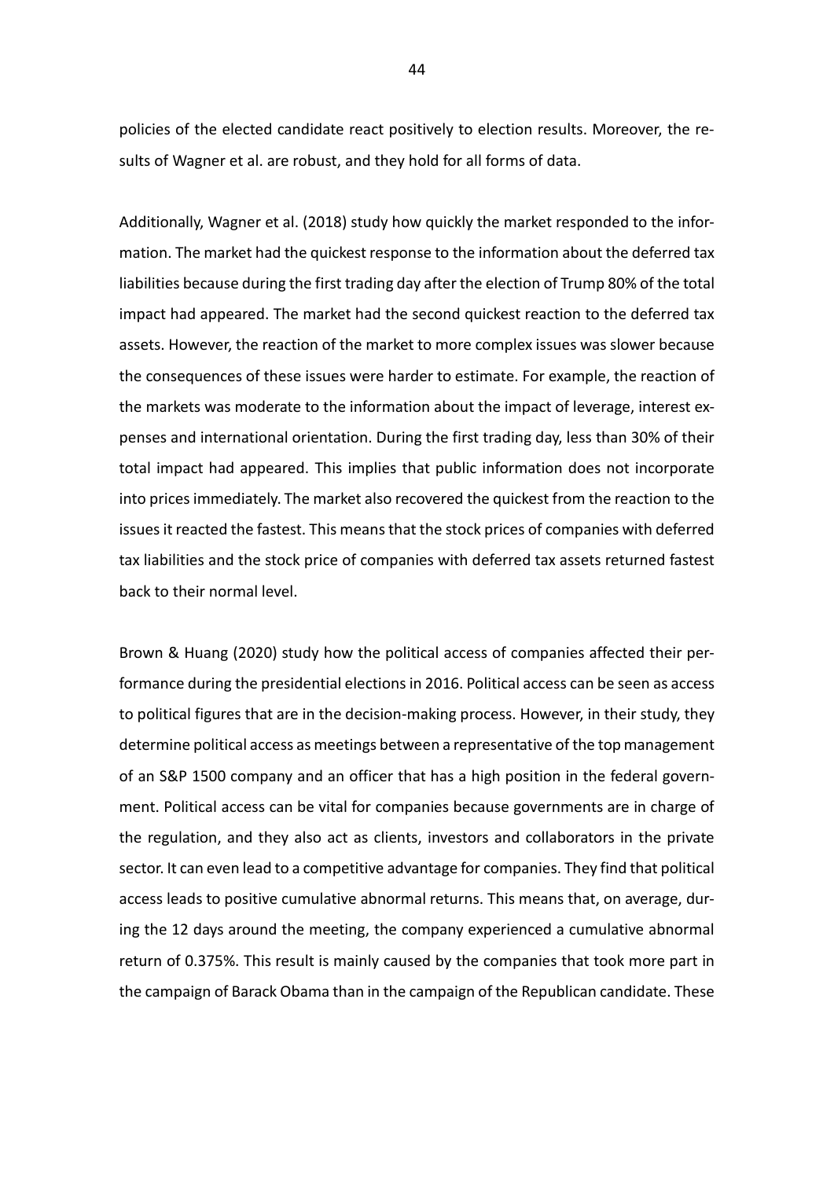policies of the elected candidate react positively to election results. Moreover, the results of Wagner et al. are robust, and they hold for all forms of data.

Additionally, Wagner et al. (2018) study how quickly the market responded to the information. The market had the quickest response to the information about the deferred tax liabilities because during the first trading day after the election of Trump 80% of the total impact had appeared. The market had the second quickest reaction to the deferred tax assets. However, the reaction of the market to more complex issues was slower because the consequences of these issues were harder to estimate. For example, the reaction of the markets was moderate to the information about the impact of leverage, interest expenses and international orientation. During the first trading day, less than 30% of their total impact had appeared. This implies that public information does not incorporate into prices immediately. The market also recovered the quickest from the reaction to the issues it reacted the fastest. This means that the stock prices of companies with deferred tax liabilities and the stock price of companies with deferred tax assets returned fastest back to their normal level.

Brown & Huang (2020) study how the political access of companies affected their performance during the presidential elections in 2016. Political access can be seen as access to political figures that are in the decision-making process. However, in their study, they determine political access as meetings between a representative of the top management of an S&P 1500 company and an officer that has a high position in the federal government. Political access can be vital for companies because governments are in charge of the regulation, and they also act as clients, investors and collaborators in the private sector. It can even lead to a competitive advantage for companies. They find that political access leads to positive cumulative abnormal returns. This means that, on average, during the 12 days around the meeting, the company experienced a cumulative abnormal return of 0.375%. This result is mainly caused by the companies that took more part in the campaign of Barack Obama than in the campaign of the Republican candidate. These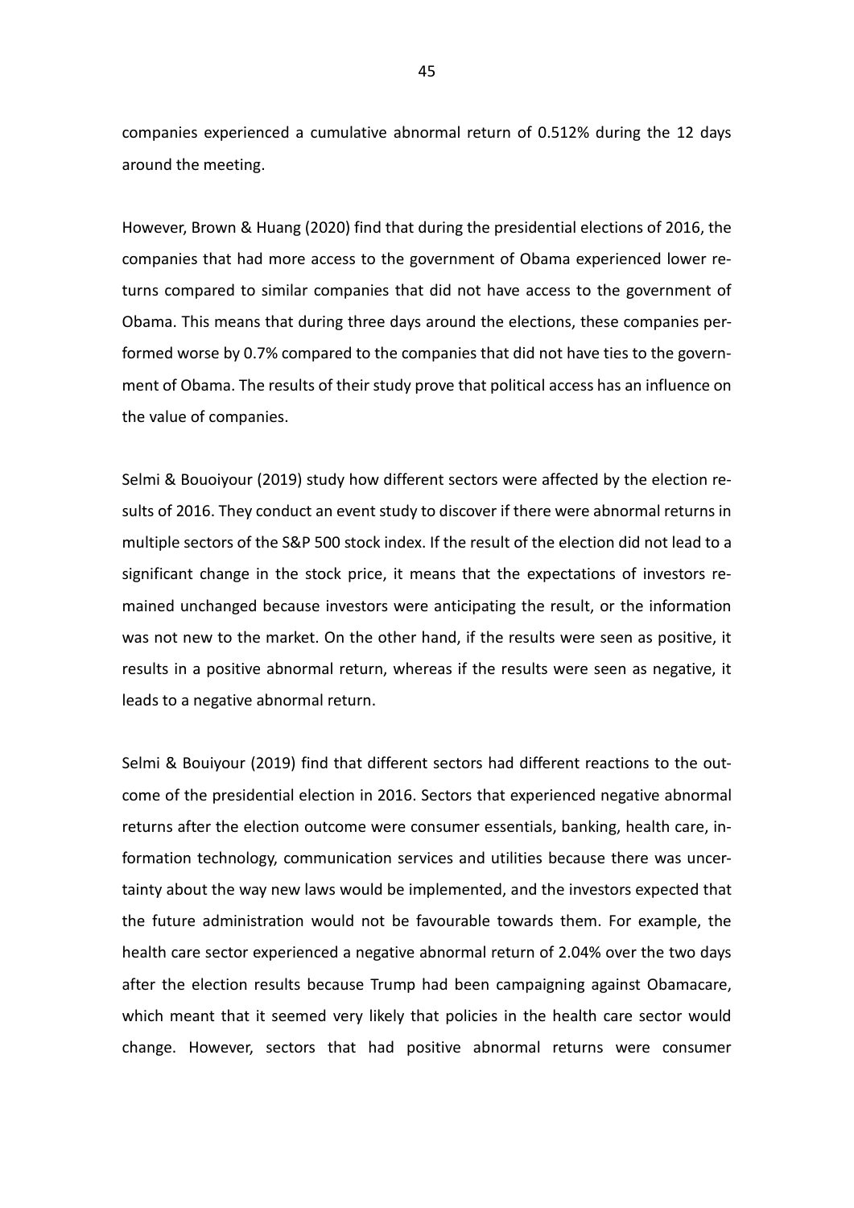companies experienced a cumulative abnormal return of 0.512% during the 12 days around the meeting.

However, Brown & Huang (2020) find that during the presidential elections of 2016, the companies that had more access to the government of Obama experienced lower returns compared to similar companies that did not have access to the government of Obama. This means that during three days around the elections, these companies performed worse by 0.7% compared to the companies that did not have ties to the government of Obama. The results of their study prove that political access has an influence on the value of companies.

Selmi & Bouoiyour (2019) study how different sectors were affected by the election results of 2016. They conduct an event study to discover if there were abnormal returns in multiple sectors of the S&P 500 stock index. If the result of the election did not lead to a significant change in the stock price, it means that the expectations of investors remained unchanged because investors were anticipating the result, or the information was not new to the market. On the other hand, if the results were seen as positive, it results in a positive abnormal return, whereas if the results were seen as negative, it leads to a negative abnormal return.

Selmi & Bouiyour (2019) find that different sectors had different reactions to the outcome of the presidential election in 2016. Sectors that experienced negative abnormal returns after the election outcome were consumer essentials, banking, health care, information technology, communication services and utilities because there was uncertainty about the way new laws would be implemented, and the investors expected that the future administration would not be favourable towards them. For example, the health care sector experienced a negative abnormal return of 2.04% over the two days after the election results because Trump had been campaigning against Obamacare, which meant that it seemed very likely that policies in the health care sector would change. However, sectors that had positive abnormal returns were consumer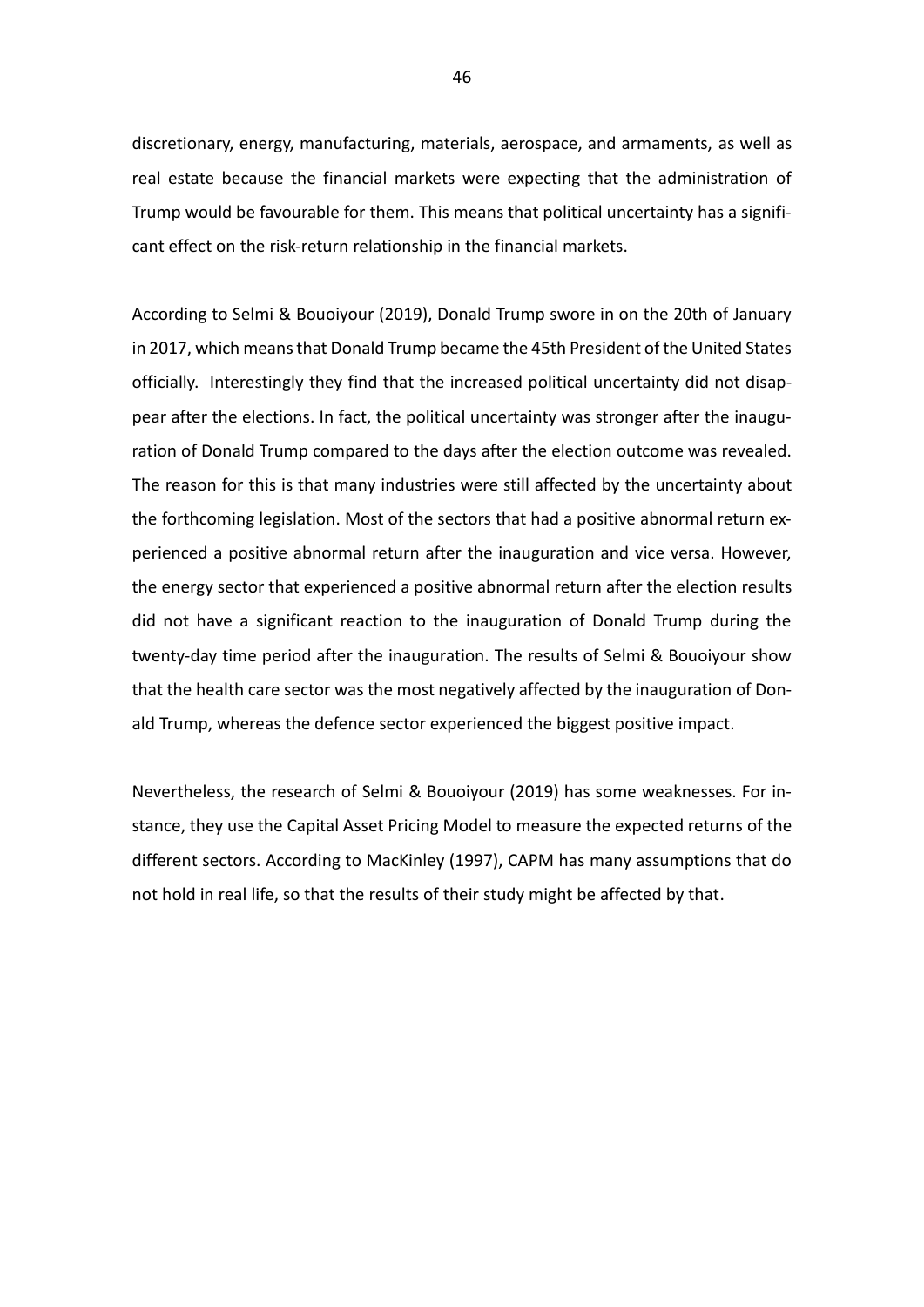discretionary, energy, manufacturing, materials, aerospace, and armaments, as well as real estate because the financial markets were expecting that the administration of Trump would be favourable for them. This means that political uncertainty has a significant effect on the risk-return relationship in the financial markets.

According to Selmi & Bouoiyour (2019), Donald Trump swore in on the 20th of January in 2017, which means that Donald Trump became the 45th President of the United States officially. Interestingly they find that the increased political uncertainty did not disappear after the elections. In fact, the political uncertainty was stronger after the inauguration of Donald Trump compared to the days after the election outcome was revealed. The reason for this is that many industries were still affected by the uncertainty about the forthcoming legislation. Most of the sectors that had a positive abnormal return experienced a positive abnormal return after the inauguration and vice versa. However, the energy sector that experienced a positive abnormal return after the election results did not have a significant reaction to the inauguration of Donald Trump during the twenty-day time period after the inauguration. The results of Selmi & Bouoiyour show that the health care sector was the most negatively affected by the inauguration of Donald Trump, whereas the defence sector experienced the biggest positive impact.

Nevertheless, the research of Selmi & Bouoiyour (2019) has some weaknesses. For instance, they use the Capital Asset Pricing Model to measure the expected returns of the different sectors. According to MacKinley (1997), CAPM has many assumptions that do not hold in real life, so that the results of their study might be affected by that.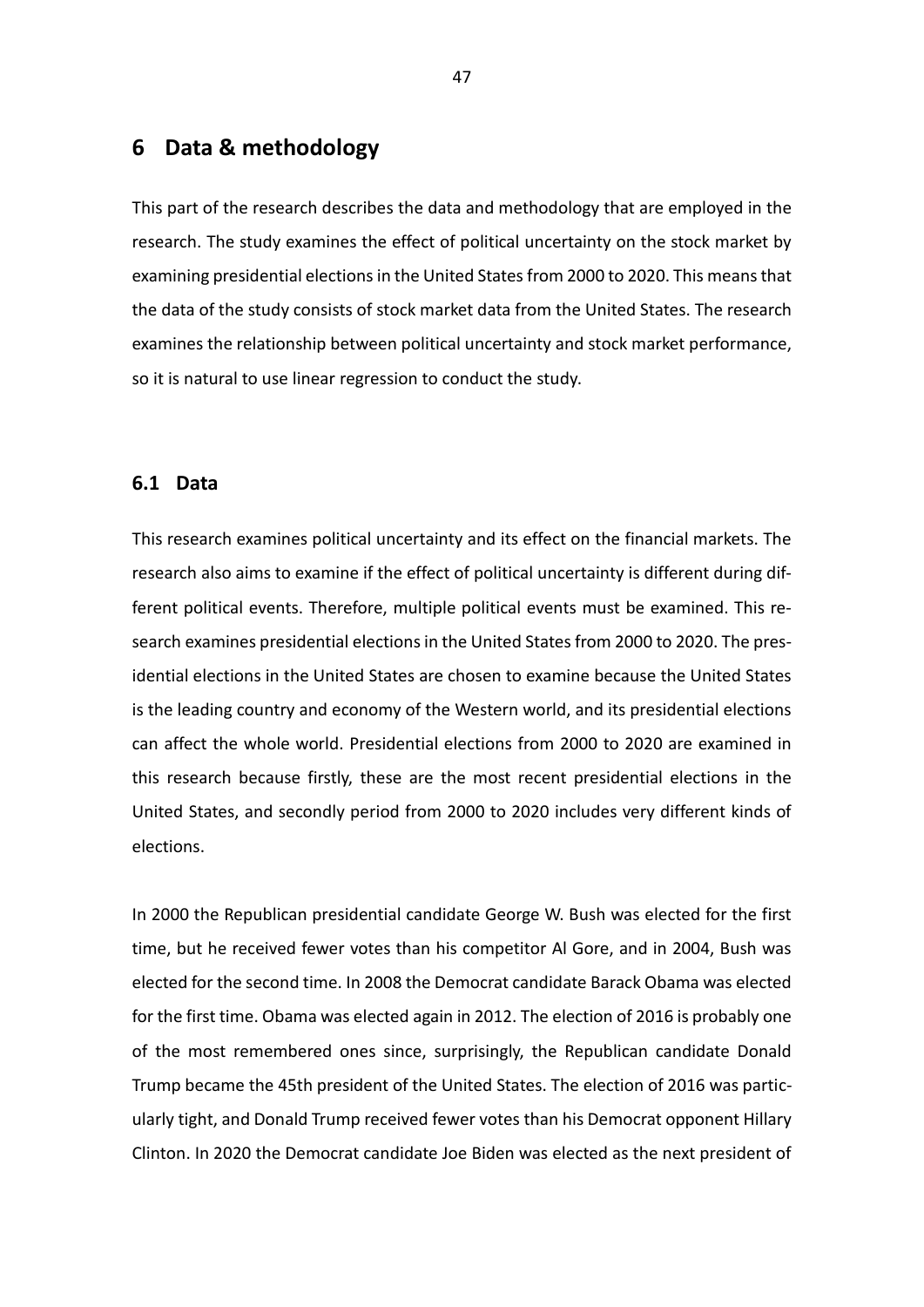# 6 Data & methodology

This part of the research describes the data and methodology that are employed in the research. The study examines the effect of political uncertainty on the stock market by examining presidential elections in the United States from 2000 to 2020. This means that the data of the study consists of stock market data from the United States. The research examines the relationship between political uncertainty and stock market performance, so it is natural to use linear regression to conduct the study.

## 6.1 Data

This research examines political uncertainty and its effect on the financial markets. The research also aims to examine if the effect of political uncertainty is different during different political events. Therefore, multiple political events must be examined. This research examines presidential elections in the United States from 2000 to 2020. The presidential elections in the United States are chosen to examine because the United States is the leading country and economy of the Western world, and its presidential elections can affect the whole world. Presidential elections from 2000 to 2020 are examined in this research because firstly, these are the most recent presidential elections in the United States, and secondly period from 2000 to 2020 includes very different kinds of elections.

In 2000 the Republican presidential candidate George W. Bush was elected for the first time, but he received fewer votes than his competitor Al Gore, and in 2004, Bush was elected for the second time. In 2008 the Democrat candidate Barack Obama was elected for the first time. Obama was elected again in 2012. The election of 2016 is probably one of the most remembered ones since, surprisingly, the Republican candidate Donald Trump became the 45th president of the United States. The election of 2016 was particularly tight, and Donald Trump received fewer votes than his Democrat opponent Hillary Clinton. In 2020 the Democrat candidate Joe Biden was elected as the next president of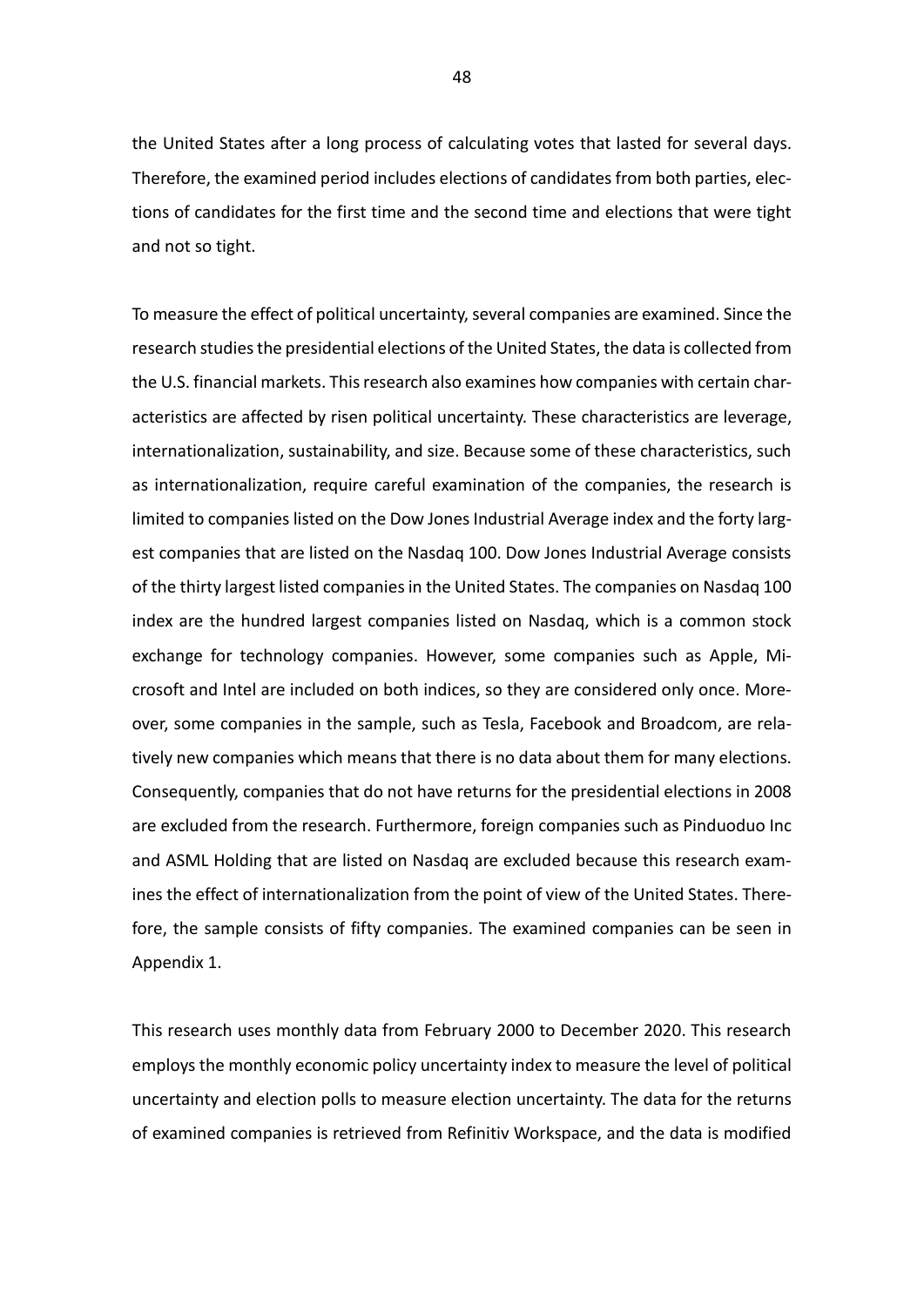the United States after a long process of calculating votes that lasted for several days. Therefore, the examined period includes elections of candidates from both parties, elections of candidates for the first time and the second time and elections that were tight and not so tight.

To measure the effect of political uncertainty, several companies are examined. Since the research studies the presidential elections of the United States, the data is collected from the U.S. financial markets. This research also examines how companies with certain characteristics are affected by risen political uncertainty. These characteristics are leverage, internationalization, sustainability, and size. Because some of these characteristics, such as internationalization, require careful examination of the companies, the research is limited to companies listed on the Dow Jones Industrial Average index and the forty largest companies that are listed on the Nasdaq 100. Dow Jones Industrial Average consists of the thirty largest listed companies in the United States. The companies on Nasdaq 100 index are the hundred largest companies listed on Nasdaq, which is a common stock exchange for technology companies. However, some companies such as Apple, Microsoft and Intel are included on both indices, so they are considered only once. Moreover, some companies in the sample, such as Tesla, Facebook and Broadcom, are relatively new companies which means that there is no data about them for many elections. Consequently, companies that do not have returns for the presidential elections in 2008 are excluded from the research. Furthermore, foreign companies such as Pinduoduo Inc and ASML Holding that are listed on Nasdaq are excluded because this research examines the effect of internationalization from the point of view of the United States. Therefore, the sample consists of fifty companies. The examined companies can be seen in Appendix 1.

This research uses monthly data from February 2000 to December 2020. This research employs the monthly economic policy uncertainty index to measure the level of political uncertainty and election polls to measure election uncertainty. The data for the returns of examined companies is retrieved from Refinitiv Workspace, and the data is modified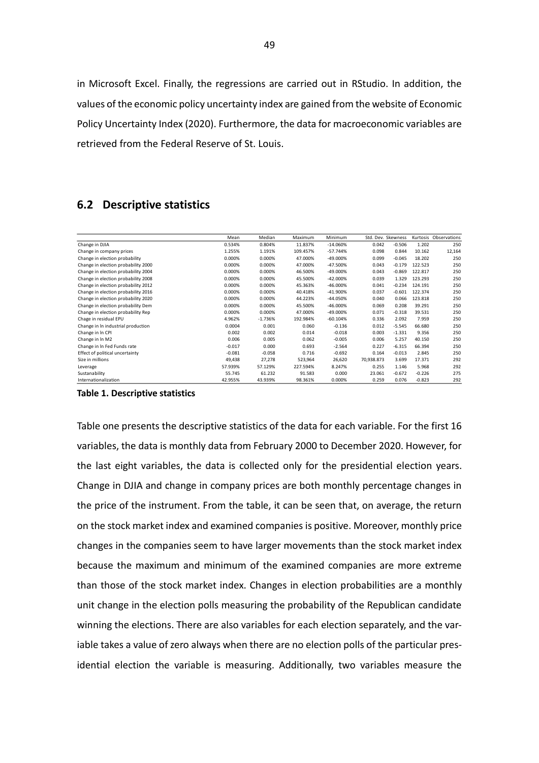in Microsoft Excel. Finally, the regressions are carried out in RStudio. In addition, the values of the economic policy uncertainty index are gained from the website of Economic Policy Uncertainty Index (2020). Furthermore, the data for macroeconomic variables are retrieved from the Federal Reserve of St. Louis.

## 6.2 Descriptive statistics

| | Mean | Median | Maximum | Minimum | Std. Dev. | Skewness | Kurtosis | Observations |
|---|---|---|---|---|---|---|---|---|
| Change in DJIA | 0.534% | 0.804% | 11.837% | -14.060% | 0.042 | -0.506 | 1.202 | 250 |
| Change in company prices | 1.255% | 1.191% | 109.457% | -57.744% | 0.098 | 0.844 | 10.162 | 12,164 |
| Change in election probability | 0.000% | 0.000% | 47.000% | -49.000% | 0.099 | -0.045 | 18.202 | 250 |
| Change in election probability 2000 | 0.000% | 0.000% | 47.000% | -47.500% | 0.043 | -0.179 | 122.523 | 250 |
| Change in election probability 2004 | 0.000% | 0.000% | 46.500% | -49.000% | 0.043 | -0.869 | 122.817 | 250 |
| Change in election probability 2008 | 0.000% | 0.000% | 45.500% | -42.000% | 0.039 | 1.329 | 123.293 | 250 |
| Change in election probability 2012 | 0.000% | 0.000% | 45.363% | -46.000% | 0.041 | -0.234 | 124.191 | 250 |
| Change in election probability 2016 | 0.000% | 0.000% | 40.418% | -41.900% | 0.037 | -0.601 | 122.374 | 250 |
| Change in election probability 2020 | 0.000% | 0.000% | 44.223% | -44.050% | 0.040 | 0.066 | 123.818 | 250 |
| Change in election probability Dem | 0.000% | 0.000% | 45.500% | -46.000% | 0.069 | 0.208 | 39.291 | 250 |
| Change in election probability Rep | 0.000% | 0.000% | 47.000% | -49.000% | 0.071 | -0.318 | 39.531 | 250 |
| Chage in residual EPU | 4.962% | -1.736% | 192.984% | -60.104% | 0.336 | 2.092 | 7.959 | 250 |
| Change in ln industrial production | 0.0004 | 0.001 | 0.060 | -0.136 | 0.012 | -5.545 | 66.680 | 250 |
| Change in ln CPI | 0.002 | 0.002 | 0.014 | -0.018 | 0.003 | -1.331 | 9.356 | 250 |
| Change in ln M2 | 0.006 | 0.005 | 0.062 | -0.005 | 0.006 | 5.257 | 40.150 | 250 |
| Change in ln Fed Funds rate | -0.017 | 0.000 | 0.693 | -2.564 | 0.227 | -6.315 | 66.394 | 250 |
| Effect of political uncertainty | -0.081 | -0.058 | 0.716 | -0.692 | 0.164 | -0.013 | 2.845 | 250 |
| Size in millions | 49,438 | 27,278 | 523,964 | 26,620 | 70,938.873 | 3.699 | 17.371 | 292 |
| Leverage | 57.939% | 57.129% | 227.594% | 8.247% | 0.255 | 1.146 | 5.968 | 292 |
| Sustanability | 55.745 | 61.232 | 91.583 | 0.000 | 23.061 | -0.672 | -0.226 | 275 |
| Internationalization | 42.955% | 43.939% | 98.361% | 0.000% | 0.259 | 0.076 | -0.823 | 292 |

**Table 1. Descriptive statistics**

Table one presents the descriptive statistics of the data for each variable. For the first 16 variables, the data is monthly data from February 2000 to December 2020. However, for the last eight variables, the data is collected only for the presidential election years. Change in DJIA and change in company prices are both monthly percentage changes in the price of the instrument. From the table, it can be seen that, on average, the return on the stock market index and examined companies is positive. Moreover, monthly price changes in the companies seem to have larger movements than the stock market index because the maximum and minimum of the examined companies are more extreme than those of the stock market index. Changes in election probabilities are a monthly unit change in the election polls measuring the probability of the Republican candidate winning the elections. There are also variables for each election separately, and the variable takes a value of zero always when there are no election polls of the particular presidential election the variable is measuring. Additionally, two variables measure the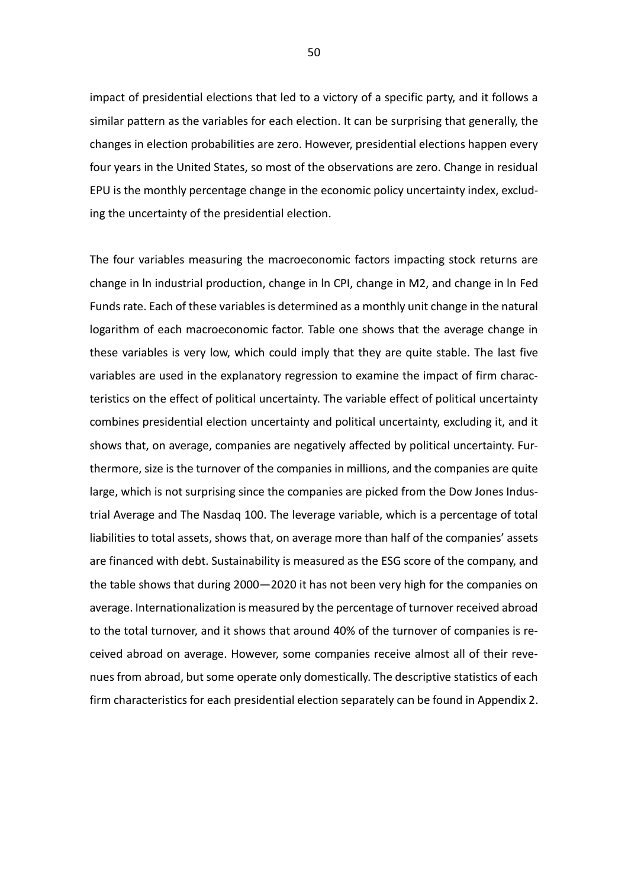impact of presidential elections that led to a victory of a specific party, and it follows a similar pattern as the variables for each election. It can be surprising that generally, the changes in election probabilities are zero. However, presidential elections happen every four years in the United States, so most of the observations are zero. Change in residual EPU is the monthly percentage change in the economic policy uncertainty index, excluding the uncertainty of the presidential election.

The four variables measuring the macroeconomic factors impacting stock returns are change in ln industrial production, change in ln CPI, change in M2, and change in ln Fed Funds rate. Each of these variables is determined as a monthly unit change in the natural logarithm of each macroeconomic factor. Table one shows that the average change in these variables is very low, which could imply that they are quite stable. The last five variables are used in the explanatory regression to examine the impact of firm characteristics on the effect of political uncertainty. The variable effect of political uncertainty combines presidential election uncertainty and political uncertainty, excluding it, and it shows that, on average, companies are negatively affected by political uncertainty. Furthermore, size is the turnover of the companies in millions, and the companies are quite large, which is not surprising since the companies are picked from the Dow Jones Industrial Average and The Nasdaq 100. The leverage variable, which is a percentage of total liabilities to total assets, shows that, on average more than half of the companies' assets are financed with debt. Sustainability is measured as the ESG score of the company, and the table shows that during 2000—2020 it has not been very high for the companies on average. Internationalization is measured by the percentage of turnover received abroad to the total turnover, and it shows that around 40% of the turnover of companies is received abroad on average. However, some companies receive almost all of their revenues from abroad, but some operate only domestically. The descriptive statistics of each firm characteristics for each presidential election separately can be found in Appendix 2.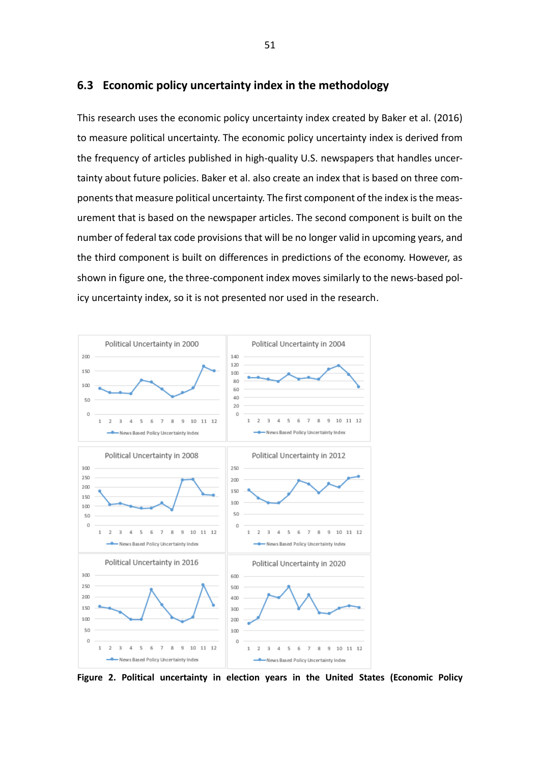## 6.3 Economic policy uncertainty index in the methodology

This research uses the economic policy uncertainty index created by Baker et al. (2016) to measure political uncertainty. The economic policy uncertainty index is derived from the frequency of articles published in high-quality U.S. newspapers that handles uncertainty about future policies. Baker et al. also create an index that is based on three components that measure political uncertainty. The first component of the index is the measurement that is based on the newspaper articles. The second component is built on the number of federal tax code provisions that will be no longer valid in upcoming years, and the third component is built on differences in predictions of the economy. However, as shown in figure one, the three-component index moves similarly to the news-based policy uncertainty index, so it is not presented nor used in the research.

**Figure 2. Political uncertainty in election years in the United States (Economic Policy**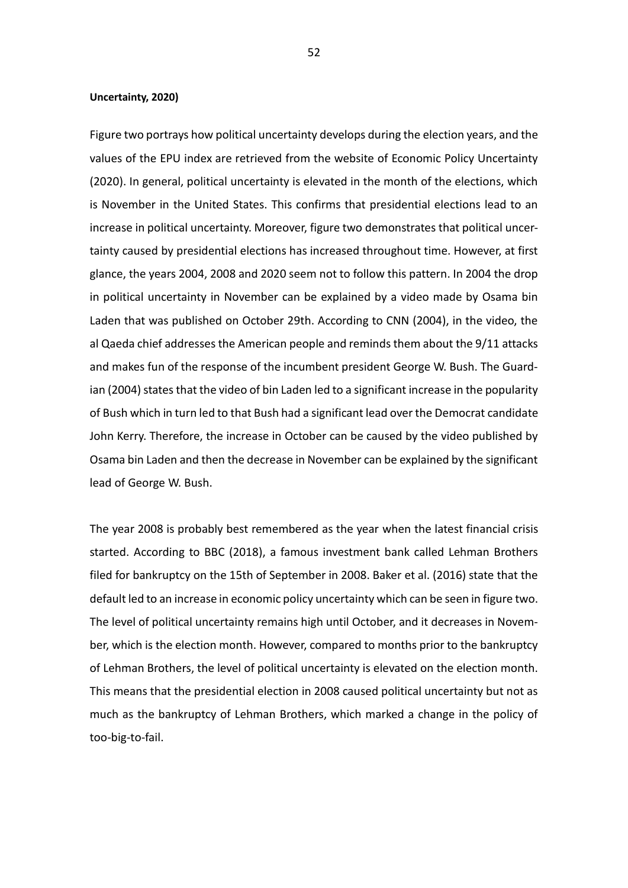**Uncertainty, 2020)**

Figure two portrays how political uncertainty develops during the election years, and the values of the EPU index are retrieved from the website of Economic Policy Uncertainty (2020). In general, political uncertainty is elevated in the month of the elections, which is November in the United States. This confirms that presidential elections lead to an increase in political uncertainty. Moreover, figure two demonstrates that political uncertainty caused by presidential elections has increased throughout time. However, at first glance, the years 2004, 2008 and 2020 seem not to follow this pattern. In 2004 the drop in political uncertainty in November can be explained by a video made by Osama bin Laden that was published on October 29th. According to CNN (2004), in the video, the al Qaeda chief addresses the American people and reminds them about the 9/11 attacks and makes fun of the response of the incumbent president George W. Bush. The Guardian (2004) states that the video of bin Laden led to a significant increase in the popularity of Bush which in turn led to that Bush had a significant lead over the Democrat candidate John Kerry. Therefore, the increase in October can be caused by the video published by Osama bin Laden and then the decrease in November can be explained by the significant lead of George W. Bush.

The year 2008 is probably best remembered as the year when the latest financial crisis started. According to BBC (2018), a famous investment bank called Lehman Brothers filed for bankruptcy on the 15th of September in 2008. Baker et al. (2016) state that the default led to an increase in economic policy uncertainty which can be seen in figure two. The level of political uncertainty remains high until October, and it decreases in November, which is the election month. However, compared to months prior to the bankruptcy of Lehman Brothers, the level of political uncertainty is elevated on the election month. This means that the presidential election in 2008 caused political uncertainty but not as much as the bankruptcy of Lehman Brothers, which marked a change in the policy of too-big-to-fail.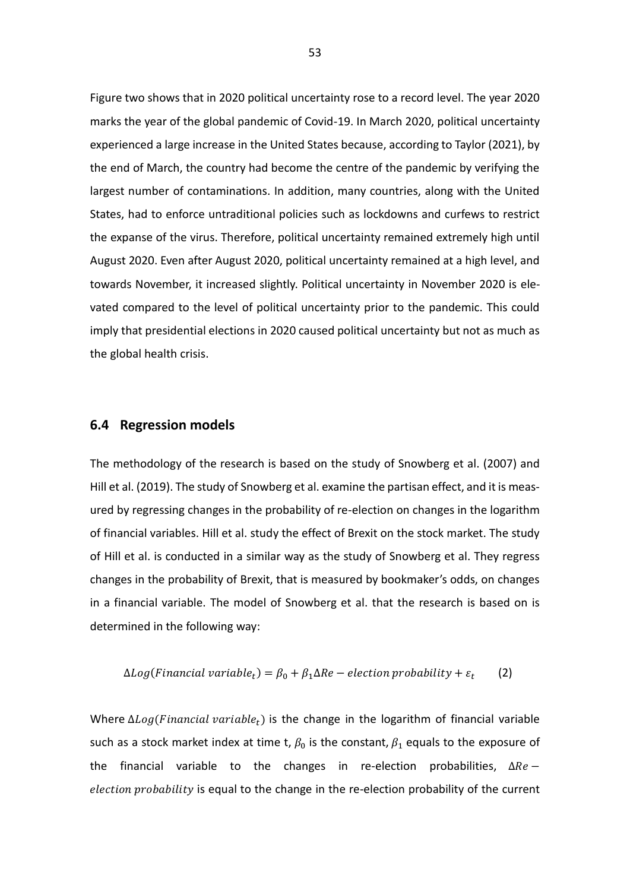Figure two shows that in 2020 political uncertainty rose to a record level. The year 2020 marks the year of the global pandemic of Covid-19. In March 2020, political uncertainty experienced a large increase in the United States because, according to Taylor (2021), by the end of March, the country had become the centre of the pandemic by verifying the largest number of contaminations. In addition, many countries, along with the United States, had to enforce untraditional policies such as lockdowns and curfews to restrict the expanse of the virus. Therefore, political uncertainty remained extremely high until August 2020. Even after August 2020, political uncertainty remained at a high level, and towards November, it increased slightly. Political uncertainty in November 2020 is elevated compared to the level of political uncertainty prior to the pandemic. This could imply that presidential elections in 2020 caused political uncertainty but not as much as the global health crisis.

## 6.4 Regression models

The methodology of the research is based on the study of Snowberg et al. (2007) and Hill et al. (2019). The study of Snowberg et al. examine the partisan effect, and it is measured by regressing changes in the probability of re-election on changes in the logarithm of financial variables. Hill et al. study the effect of Brexit on the stock market. The study of Hill et al. is conducted in a similar way as the study of Snowberg et al. They regress changes in the probability of Brexit, that is measured by bookmaker's odds, on changes in a financial variable. The model of Snowberg et al. that the research is based on is determined in the following way:

$$\Delta Log(Financial\ variable_t) = \beta_0 + \beta_1 \Delta Re - election\ probability + \varepsilon_t \qquad (2)$$

Where $\Delta Log(Financial\ variable_t)$ is the change in the logarithm of financial variable such as a stock market index at time t, $\beta_0$ is the constant, $\beta_1$ equals to the exposure of the financial variable to the changes in re-election probabilities, $\Delta Re - election\ probability$ is equal to the change in the re-election probability of the current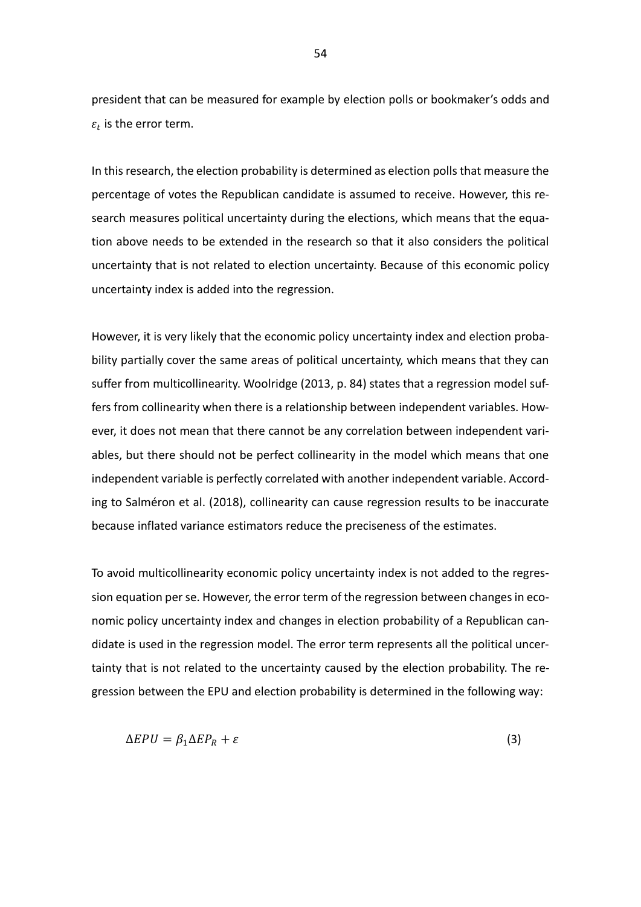president that can be measured for example by election polls or bookmaker's odds and $\varepsilon_t$ is the error term.

In this research, the election probability is determined as election polls that measure the percentage of votes the Republican candidate is assumed to receive. However, this research measures political uncertainty during the elections, which means that the equation above needs to be extended in the research so that it also considers the political uncertainty that is not related to election uncertainty. Because of this economic policy uncertainty index is added into the regression.

However, it is very likely that the economic policy uncertainty index and election probability partially cover the same areas of political uncertainty, which means that they can suffer from multicollinearity. Woolridge (2013, p. 84) states that a regression model suffers from collinearity when there is a relationship between independent variables. However, it does not mean that there cannot be any correlation between independent variables, but there should not be perfect collinearity in the model which means that one independent variable is perfectly correlated with another independent variable. According to Salméron et al. (2018), collinearity can cause regression results to be inaccurate because inflated variance estimators reduce the preciseness of the estimates.

To avoid multicollinearity economic policy uncertainty index is not added to the regression equation per se. However, the error term of the regression between changes in economic policy uncertainty index and changes in election probability of a Republican candidate is used in the regression model. The error term represents all the political uncertainty that is not related to the uncertainty caused by the election probability. The regression between the EPU and election probability is determined in the following way:

$$\Delta EPU = \beta_1 \Delta EP_R + \varepsilon \tag{3}$$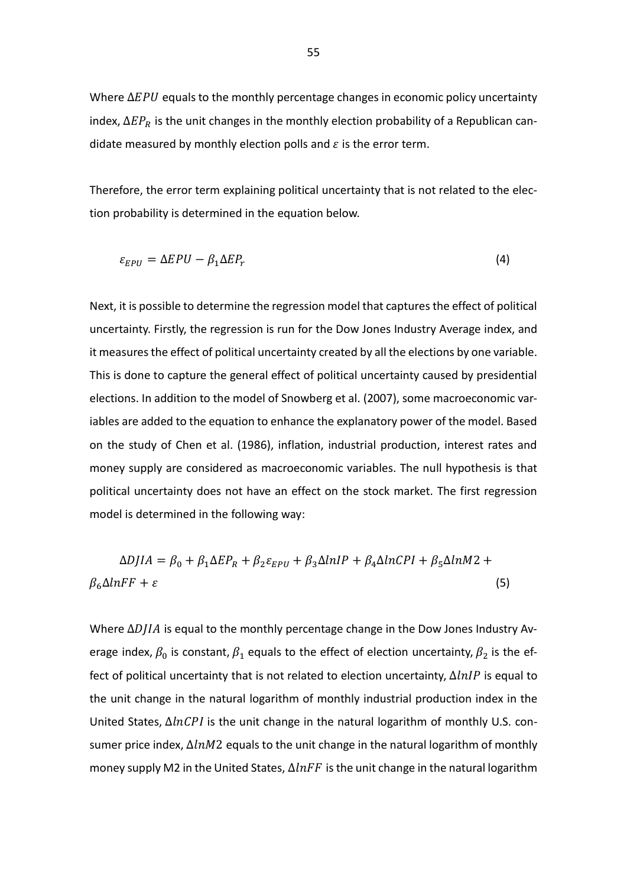Where $\Delta EPU$ equals to the monthly percentage changes in economic policy uncertainty index, $\Delta EP_R$ is the unit changes in the monthly election probability of a Republican candidate measured by monthly election polls and $\varepsilon$ is the error term.

Therefore, the error term explaining political uncertainty that is not related to the election probability is determined in the equation below.

$$\varepsilon_{EPU} = \Delta EPU - \beta_1 \Delta EP_r \tag{4}$$

Next, it is possible to determine the regression model that captures the effect of political uncertainty. Firstly, the regression is run for the Dow Jones Industry Average index, and it measures the effect of political uncertainty created by all the elections by one variable. This is done to capture the general effect of political uncertainty caused by presidential elections. In addition to the model of Snowberg et al. (2007), some macroeconomic variables are added to the equation to enhance the explanatory power of the model. Based on the study of Chen et al. (1986), inflation, industrial production, interest rates and money supply are considered as macroeconomic variables. The null hypothesis is that political uncertainty does not have an effect on the stock market. The first regression model is determined in the following way:

$$\Delta DJIA = \beta_0 + \beta_1 \Delta EP_R + \beta_2 \varepsilon_{EPU} + \beta_3 \Delta lnIP + \beta_4 \Delta lnCPI + \beta_5 \Delta lnM2 + \beta_6 \Delta lnFF + \varepsilon \tag{5}$$

Where $\Delta DJIA$ is equal to the monthly percentage change in the Dow Jones Industry Average index, $\beta_0$ is constant, $\beta_1$ equals to the effect of election uncertainty, $\beta_2$ is the effect of political uncertainty that is not related to election uncertainty, $\Delta lnIP$ is equal to the unit change in the natural logarithm of monthly industrial production index in the United States, $\Delta lnCPI$ is the unit change in the natural logarithm of monthly U.S. consumer price index, $\Delta lnM2$ equals to the unit change in the natural logarithm of monthly money supply M2 in the United States, $\Delta lnFF$ is the unit change in the natural logarithm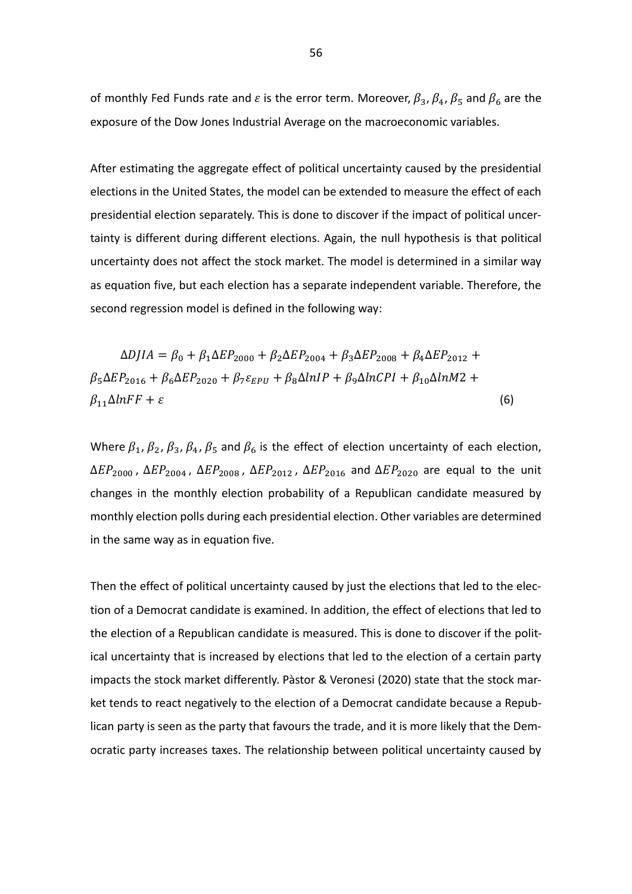of monthly Fed Funds rate and $\varepsilon$ is the error term. Moreover, $\beta_3$, $\beta_4$, $\beta_5$ and $\beta_6$ are the exposure of the Dow Jones Industrial Average on the macroeconomic variables.

After estimating the aggregate effect of political uncertainty caused by the presidential elections in the United States, the model can be extended to measure the effect of each presidential election separately. This is done to discover if the impact of political uncertainty is different during different elections. Again, the null hypothesis is that political uncertainty does not affect the stock market. The model is determined in a similar way as equation five, but each election has a separate independent variable. Therefore, the second regression model is defined in the following way:

$$\Delta DJIA = \beta_0 + \beta_1 \Delta EP_{2000} + \beta_2 \Delta EP_{2004} + \beta_3 \Delta EP_{2008} + \beta_4 \Delta EP_{2012} + \beta_5 \Delta EP_{2016} + \beta_6 \Delta EP_{2020} + \beta_7 \varepsilon_{EPU} + \beta_8 \Delta lnIP + \beta_9 \Delta lnCPI + \beta_{10} \Delta lnM2 + \beta_{11} \Delta lnFF + \varepsilon \tag{6}$$

Where $\beta_1$, $\beta_2$, $\beta_3$, $\beta_4$, $\beta_5$ and $\beta_6$ is the effect of election uncertainty of each election, $\Delta EP_{2000}$, $\Delta EP_{2004}$, $\Delta EP_{2008}$, $\Delta EP_{2012}$, $\Delta EP_{2016}$ and $\Delta EP_{2020}$ are equal to the unit changes in the monthly election probability of a Republican candidate measured by monthly election polls during each presidential election. Other variables are determined in the same way as in equation five.

Then the effect of political uncertainty caused by just the elections that led to the election of a Democrat candidate is examined. In addition, the effect of elections that led to the election of a Republican candidate is measured. This is done to discover if the political uncertainty that is increased by elections that led to the election of a certain party impacts the stock market differently. Pàstor & Veronesi (2020) state that the stock market tends to react negatively to the election of a Democrat candidate because a Republican party is seen as the party that favours the trade, and it is more likely that the Democratic party increases taxes. The relationship between political uncertainty caused by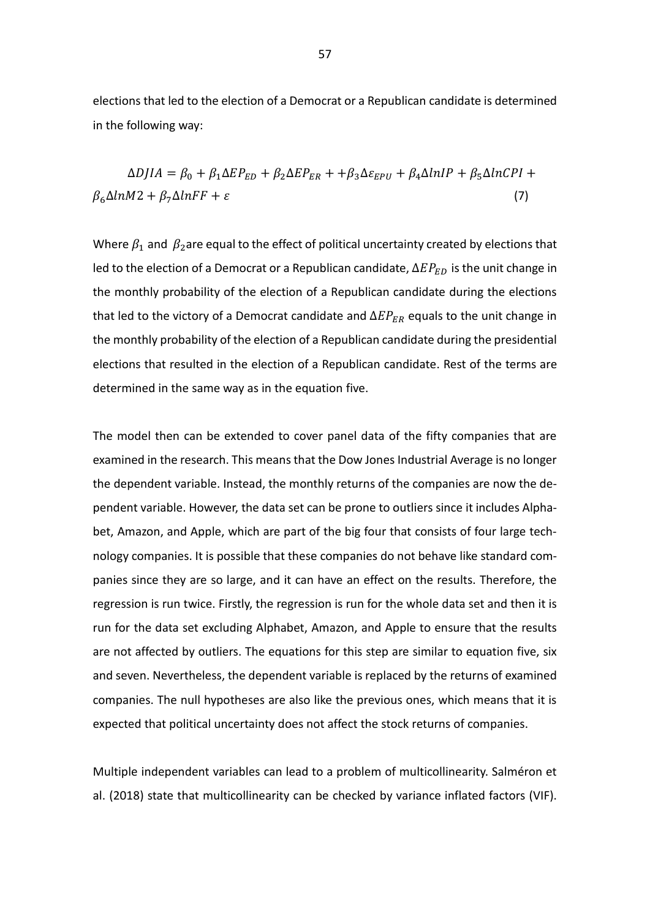elections that led to the election of a Democrat or a Republican candidate is determined in the following way:

$$\Delta DJIA = \beta_0 + \beta_1 \Delta EP_{ED} + \beta_2 \Delta EP_{ER} + +\beta_3 \Delta \varepsilon_{EPU} + \beta_4 \Delta lnIP + \beta_5 \Delta lnCPI + \beta_6 \Delta lnM2 + \beta_7 \Delta lnFF + \varepsilon \quad (7)$$

Where $\beta_1$ and $\beta_2$ are equal to the effect of political uncertainty created by elections that led to the election of a Democrat or a Republican candidate, $\Delta EP_{ED}$ is the unit change in the monthly probability of the election of a Republican candidate during the elections that led to the victory of a Democrat candidate and $\Delta EP_{ER}$ equals to the unit change in the monthly probability of the election of a Republican candidate during the presidential elections that resulted in the election of a Republican candidate. Rest of the terms are determined in the same way as in the equation five.

The model then can be extended to cover panel data of the fifty companies that are examined in the research. This means that the Dow Jones Industrial Average is no longer the dependent variable. Instead, the monthly returns of the companies are now the dependent variable. However, the data set can be prone to outliers since it includes Alphabet, Amazon, and Apple, which are part of the big four that consists of four large technology companies. It is possible that these companies do not behave like standard companies since they are so large, and it can have an effect on the results. Therefore, the regression is run twice. Firstly, the regression is run for the whole data set and then it is run for the data set excluding Alphabet, Amazon, and Apple to ensure that the results are not affected by outliers. The equations for this step are similar to equation five, six and seven. Nevertheless, the dependent variable is replaced by the returns of examined companies. The null hypotheses are also like the previous ones, which means that it is expected that political uncertainty does not affect the stock returns of companies.

Multiple independent variables can lead to a problem of multicollinearity. Salméron et al. (2018) state that multicollinearity can be checked by variance inflated factors (VIF).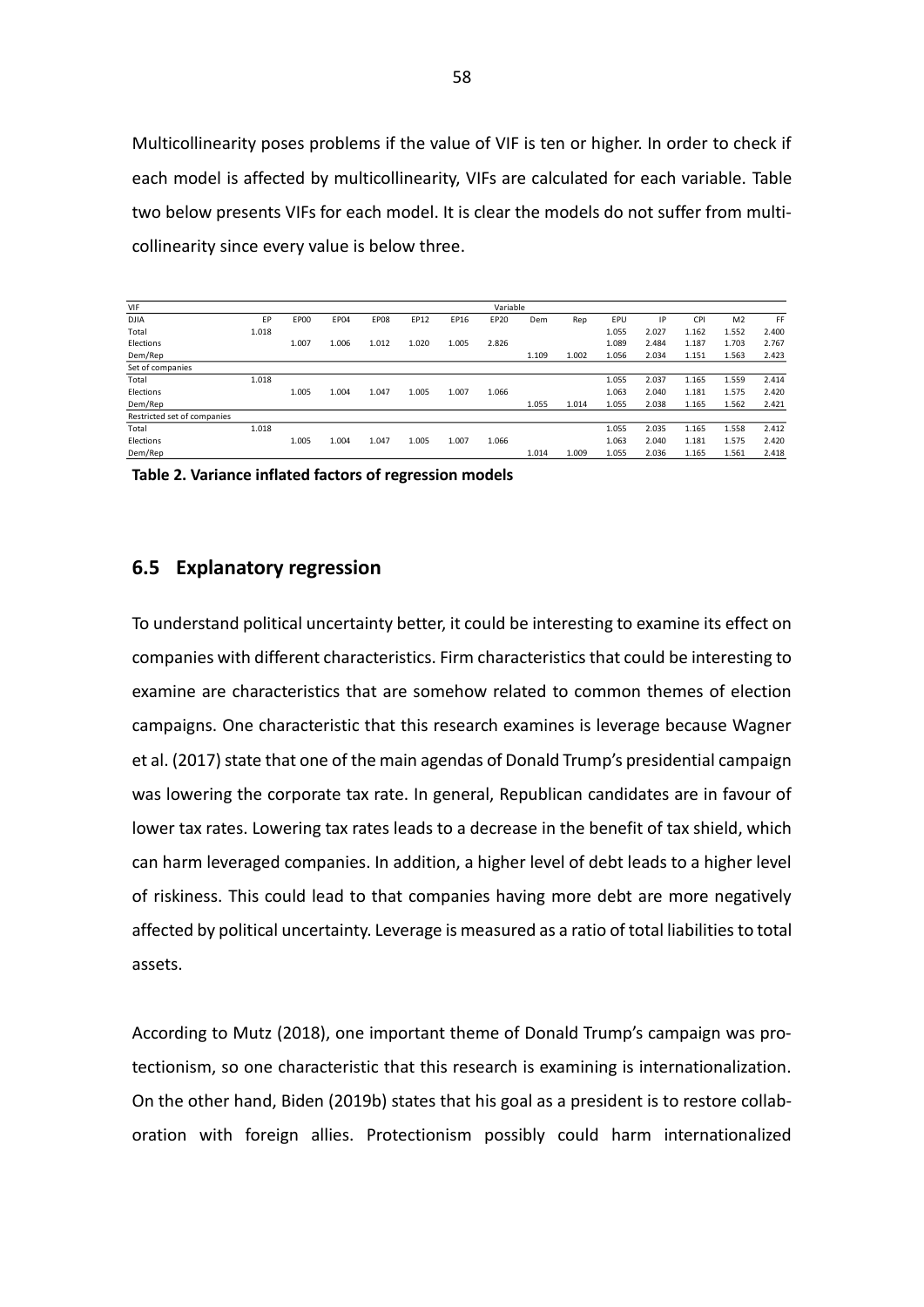Multicollinearity poses problems if the value of VIF is ten or higher. In order to check if each model is affected by multicollinearity, VIFs are calculated for each variable. Table two below presents VIFs for each model. It is clear the models do not suffer from multicollinearity since every value is below three.

| VIF | Variable | | | | | | | | | | | | | |
|---|---|---|---|---|---|---|---|---|---|---|---|---|---|---|
| DJIA | EP | EP00 | EP04 | EP08 | EP12 | EP16 | EP20 | Dem | Rep | EPU | IP | CPI | M2 | FF |
| Total | 1.018 | | | | | | | | | 1.055 | 2.027 | 1.162 | 1.552 | 2.400 |
| Elections | | 1.007 | 1.006 | 1.012 | 1.020 | 1.005 | 2.826 | | | 1.089 | 2.484 | 1.187 | 1.703 | 2.767 |
| Dem/Rep | | | | | | | | 1.109 | 1.002 | 1.056 | 2.034 | 1.151 | 1.563 | 2.423 |
| Set of companies | | | | | | | | | | | | | | |
| Total | 1.018 | | | | | | | | | 1.055 | 2.037 | 1.165 | 1.559 | 2.414 |
| Elections | | 1.005 | 1.004 | 1.047 | 1.005 | 1.007 | 1.066 | | | 1.063 | 2.040 | 1.181 | 1.575 | 2.420 |
| Dem/Rep | | | | | | | | 1.055 | 1.014 | 1.055 | 2.038 | 1.165 | 1.562 | 2.421 |
| Restricted set of companies | | | | | | | | | | | | | | |
| Total | 1.018 | | | | | | | | | 1.055 | 2.035 | 1.165 | 1.558 | 2.412 |
| Elections | | 1.005 | 1.004 | 1.047 | 1.005 | 1.007 | 1.066 | | | 1.063 | 2.040 | 1.181 | 1.575 | 2.420 |
| Dem/Rep | | | | | | | | 1.014 | 1.009 | 1.055 | 2.036 | 1.165 | 1.561 | 2.418 |

**Table 2. Variance inflated factors of regression models**

## 6.5 Explanatory regression

To understand political uncertainty better, it could be interesting to examine its effect on companies with different characteristics. Firm characteristics that could be interesting to examine are characteristics that are somehow related to common themes of election campaigns. One characteristic that this research examines is leverage because Wagner et al. (2017) state that one of the main agendas of Donald Trump's presidential campaign was lowering the corporate tax rate. In general, Republican candidates are in favour of lower tax rates. Lowering tax rates leads to a decrease in the benefit of tax shield, which can harm leveraged companies. In addition, a higher level of debt leads to a higher level of riskiness. This could lead to that companies having more debt are more negatively affected by political uncertainty. Leverage is measured as a ratio of total liabilities to total assets.

According to Mutz (2018), one important theme of Donald Trump's campaign was protectionism, so one characteristic that this research is examining is internationalization. On the other hand, Biden (2019b) states that his goal as a president is to restore collaboration with foreign allies. Protectionism possibly could harm internationalized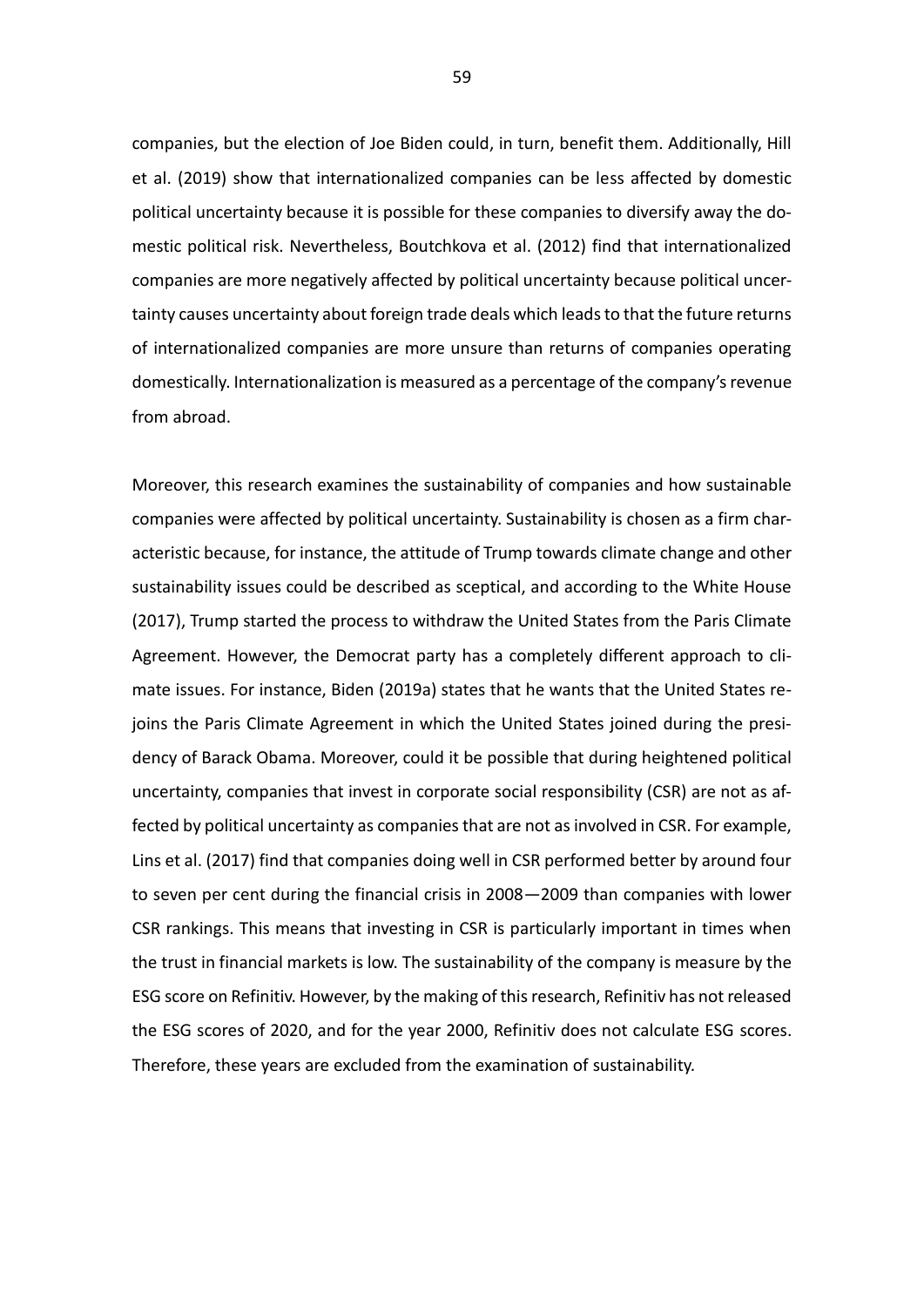companies, but the election of Joe Biden could, in turn, benefit them. Additionally, Hill et al. (2019) show that internationalized companies can be less affected by domestic political uncertainty because it is possible for these companies to diversify away the domestic political risk. Nevertheless, Boutchkova et al. (2012) find that internationalized companies are more negatively affected by political uncertainty because political uncertainty causes uncertainty about foreign trade deals which leads to that the future returns of internationalized companies are more unsure than returns of companies operating domestically. Internationalization is measured as a percentage of the company's revenue from abroad.

Moreover, this research examines the sustainability of companies and how sustainable companies were affected by political uncertainty. Sustainability is chosen as a firm characteristic because, for instance, the attitude of Trump towards climate change and other sustainability issues could be described as sceptical, and according to the White House (2017), Trump started the process to withdraw the United States from the Paris Climate Agreement. However, the Democrat party has a completely different approach to climate issues. For instance, Biden (2019a) states that he wants that the United States rejoins the Paris Climate Agreement in which the United States joined during the presidency of Barack Obama. Moreover, could it be possible that during heightened political uncertainty, companies that invest in corporate social responsibility (CSR) are not as affected by political uncertainty as companies that are not as involved in CSR. For example, Lins et al. (2017) find that companies doing well in CSR performed better by around four to seven per cent during the financial crisis in 2008—2009 than companies with lower CSR rankings. This means that investing in CSR is particularly important in times when the trust in financial markets is low. The sustainability of the company is measure by the ESG score on Refinitiv. However, by the making of this research, Refinitiv has not released the ESG scores of 2020, and for the year 2000, Refinitiv does not calculate ESG scores. Therefore, these years are excluded from the examination of sustainability.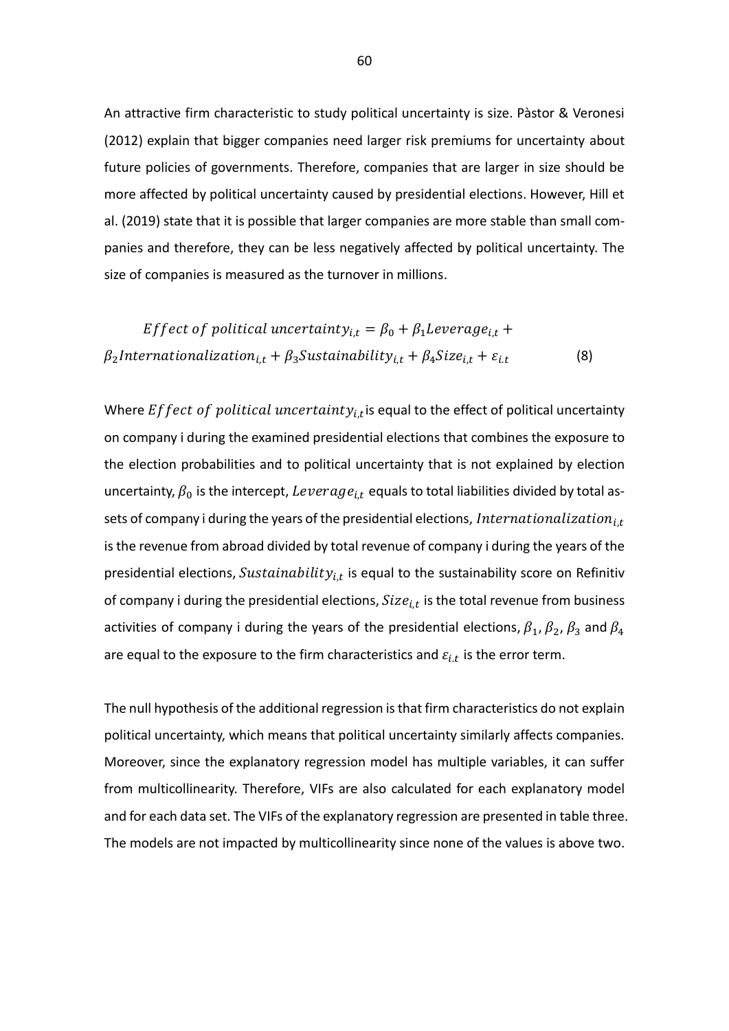An attractive firm characteristic to study political uncertainty is size. Pàstor & Veronesi (2012) explain that bigger companies need larger risk premiums for uncertainty about future policies of governments. Therefore, companies that are larger in size should be more affected by political uncertainty caused by presidential elections. However, Hill et al. (2019) state that it is possible that larger companies are more stable than small companies and therefore, they can be less negatively affected by political uncertainty. The size of companies is measured as the turnover in millions.

$$Effect\ of\ political\ uncertainty_{i,t} = \beta_0 + \beta_1 Leverage_{i,t} + \beta_2 Internationalization_{i,t} + \beta_3 Sustainability_{i,t} + \beta_4 Size_{i,t} + \varepsilon_{i.t} \quad (8)$$

Where $Effect\ of\ political\ uncertainty_{i,t}$ is equal to the effect of political uncertainty on company i during the examined presidential elections that combines the exposure to the election probabilities and to political uncertainty that is not explained by election uncertainty, $\beta_0$ is the intercept, $Leverage_{i,t}$ equals to total liabilities divided by total assets of company i during the years of the presidential elections, $Internationalization_{i,t}$ is the revenue from abroad divided by total revenue of company i during the years of the presidential elections, $Sustainability_{i,t}$ is equal to the sustainability score on Refinitiv of company i during the presidential elections, $Size_{i,t}$ is the total revenue from business activities of company i during the years of the presidential elections, $\beta_1$, $\beta_2$, $\beta_3$ and $\beta_4$ are equal to the exposure to the firm characteristics and $\varepsilon_{i.t}$ is the error term.

The null hypothesis of the additional regression is that firm characteristics do not explain political uncertainty, which means that political uncertainty similarly affects companies. Moreover, since the explanatory regression model has multiple variables, it can suffer from multicollinearity. Therefore, VIFs are also calculated for each explanatory model and for each data set. The VIFs of the explanatory regression are presented in table three. The models are not impacted by multicollinearity since none of the values is above two.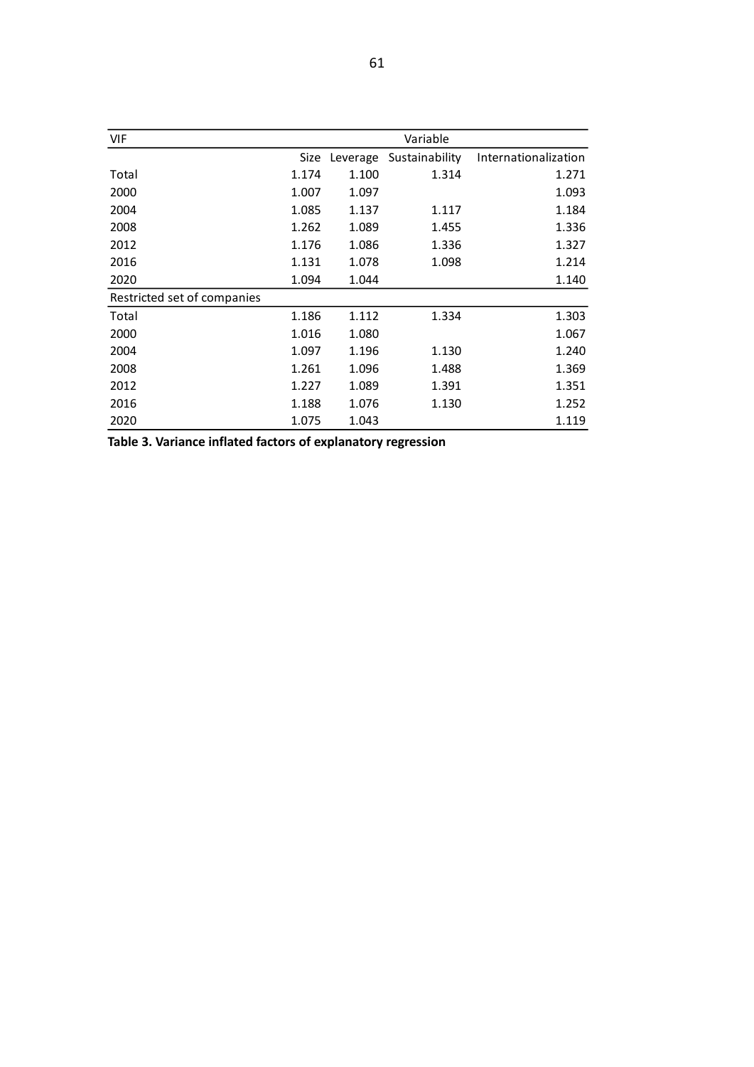| VIF | Variable | | | |
|---|---|---|---|---|
| | Size | Leverage | Sustainability | Internationalization |
| Total | 1.174 | 1.100 | 1.314 | 1.271 |
| 2000 | 1.007 | 1.097 | | 1.093 |
| 2004 | 1.085 | 1.137 | 1.117 | 1.184 |
| 2008 | 1.262 | 1.089 | 1.455 | 1.336 |
| 2012 | 1.176 | 1.086 | 1.336 | 1.327 |
| 2016 | 1.131 | 1.078 | 1.098 | 1.214 |
| 2020 | 1.094 | 1.044 | | 1.140 |
| Restricted set of companies | | | | |
| Total | 1.186 | 1.112 | 1.334 | 1.303 |
| 2000 | 1.016 | 1.080 | | 1.067 |
| 2004 | 1.097 | 1.196 | 1.130 | 1.240 |
| 2008 | 1.261 | 1.096 | 1.488 | 1.369 |
| 2012 | 1.227 | 1.089 | 1.391 | 1.351 |
| 2016 | 1.188 | 1.076 | 1.130 | 1.252 |
| 2020 | 1.075 | 1.043 | | 1.119 |

**Table 3. Variance inflated factors of explanatory regression**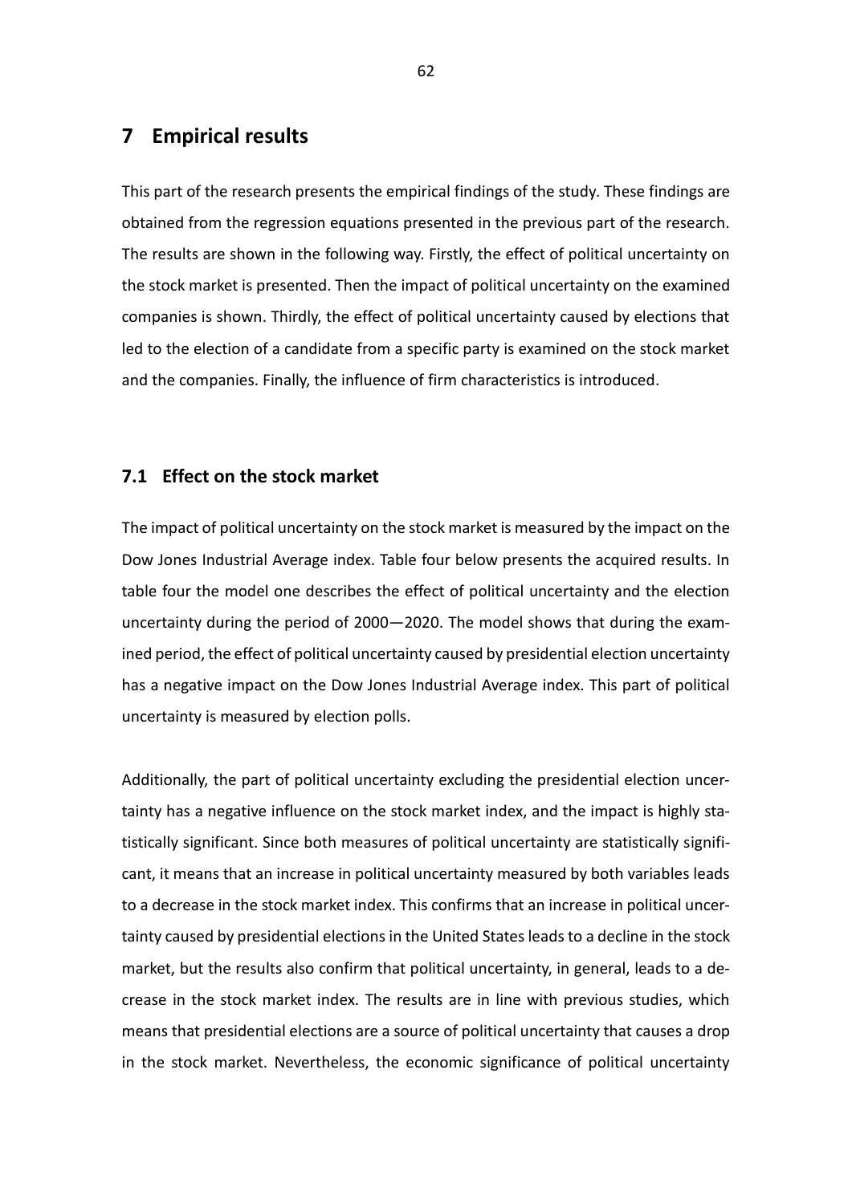# 7 Empirical results

This part of the research presents the empirical findings of the study. These findings are obtained from the regression equations presented in the previous part of the research. The results are shown in the following way. Firstly, the effect of political uncertainty on the stock market is presented. Then the impact of political uncertainty on the examined companies is shown. Thirdly, the effect of political uncertainty caused by elections that led to the election of a candidate from a specific party is examined on the stock market and the companies. Finally, the influence of firm characteristics is introduced.

## 7.1 Effect on the stock market

The impact of political uncertainty on the stock market is measured by the impact on the Dow Jones Industrial Average index. Table four below presents the acquired results. In table four the model one describes the effect of political uncertainty and the election uncertainty during the period of 2000—2020. The model shows that during the examined period, the effect of political uncertainty caused by presidential election uncertainty has a negative impact on the Dow Jones Industrial Average index. This part of political uncertainty is measured by election polls.

Additionally, the part of political uncertainty excluding the presidential election uncertainty has a negative influence on the stock market index, and the impact is highly statistically significant. Since both measures of political uncertainty are statistically significant, it means that an increase in political uncertainty measured by both variables leads to a decrease in the stock market index. This confirms that an increase in political uncertainty caused by presidential elections in the United States leads to a decline in the stock market, but the results also confirm that political uncertainty, in general, leads to a decrease in the stock market index. The results are in line with previous studies, which means that presidential elections are a source of political uncertainty that causes a drop in the stock market. Nevertheless, the economic significance of political uncertainty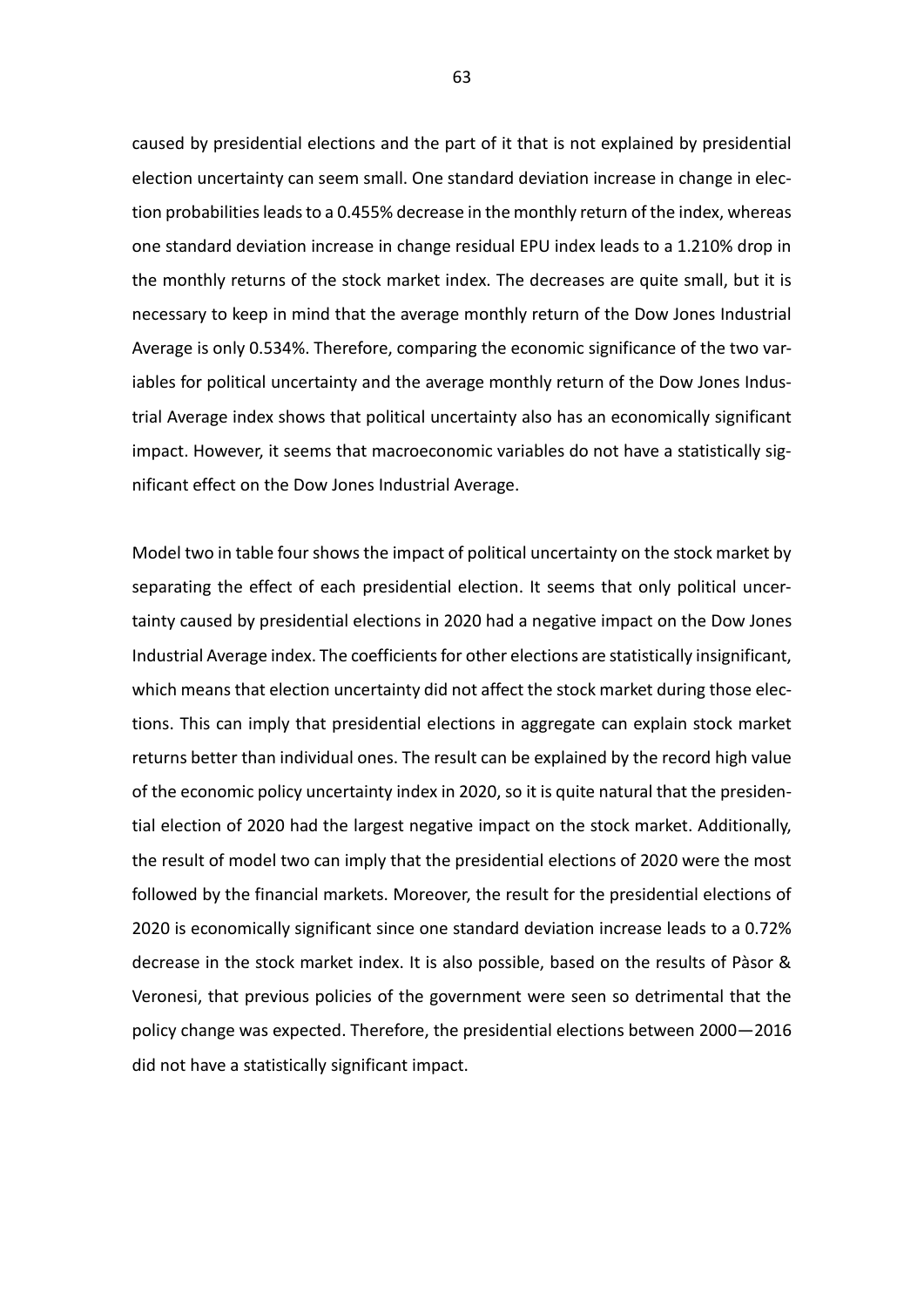caused by presidential elections and the part of it that is not explained by presidential election uncertainty can seem small. One standard deviation increase in change in election probabilities leads to a 0.455% decrease in the monthly return of the index, whereas one standard deviation increase in change residual EPU index leads to a 1.210% drop in the monthly returns of the stock market index. The decreases are quite small, but it is necessary to keep in mind that the average monthly return of the Dow Jones Industrial Average is only 0.534%. Therefore, comparing the economic significance of the two variables for political uncertainty and the average monthly return of the Dow Jones Industrial Average index shows that political uncertainty also has an economically significant impact. However, it seems that macroeconomic variables do not have a statistically significant effect on the Dow Jones Industrial Average.

Model two in table four shows the impact of political uncertainty on the stock market by separating the effect of each presidential election. It seems that only political uncertainty caused by presidential elections in 2020 had a negative impact on the Dow Jones Industrial Average index. The coefficients for other elections are statistically insignificant, which means that election uncertainty did not affect the stock market during those elections. This can imply that presidential elections in aggregate can explain stock market returns better than individual ones. The result can be explained by the record high value of the economic policy uncertainty index in 2020, so it is quite natural that the presidential election of 2020 had the largest negative impact on the stock market. Additionally, the result of model two can imply that the presidential elections of 2020 were the most followed by the financial markets. Moreover, the result for the presidential elections of 2020 is economically significant since one standard deviation increase leads to a 0.72% decrease in the stock market index. It is also possible, based on the results of Pàsor & Veronesi, that previous policies of the government were seen so detrimental that the policy change was expected. Therefore, the presidential elections between 2000—2016 did not have a statistically significant impact.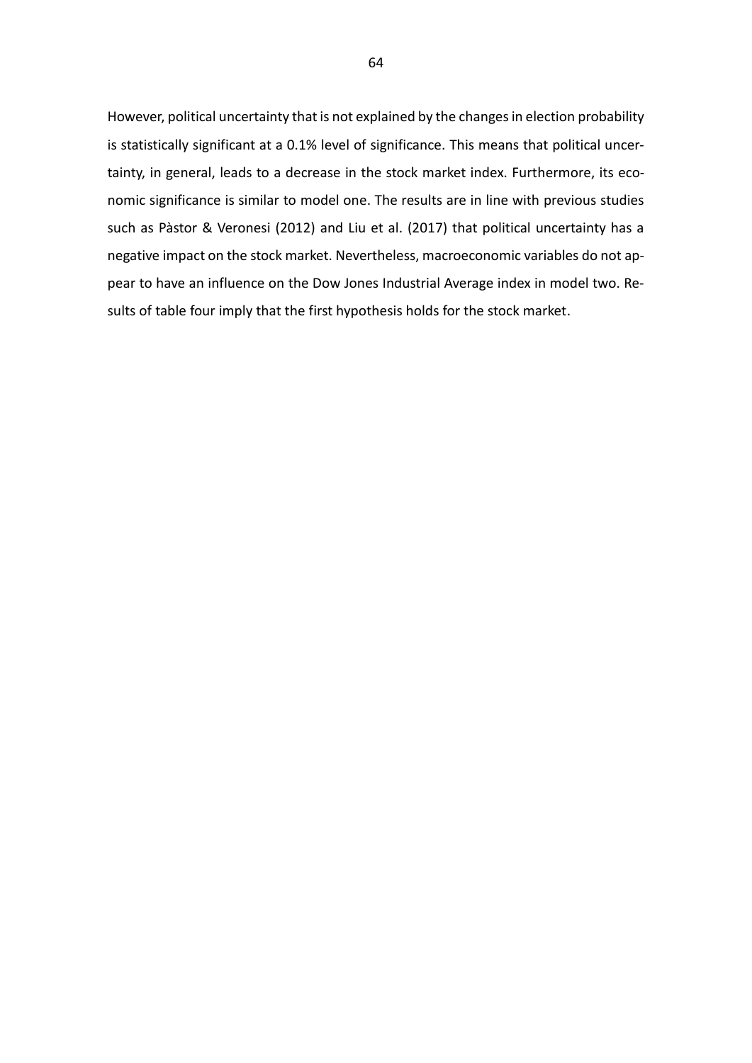However, political uncertainty that is not explained by the changes in election probability is statistically significant at a 0.1% level of significance. This means that political uncertainty, in general, leads to a decrease in the stock market index. Furthermore, its economic significance is similar to model one. The results are in line with previous studies such as Pàstor & Veronesi (2012) and Liu et al. (2017) that political uncertainty has a negative impact on the stock market. Nevertheless, macroeconomic variables do not appear to have an influence on the Dow Jones Industrial Average index in model two. Results of table four imply that the first hypothesis holds for the stock market.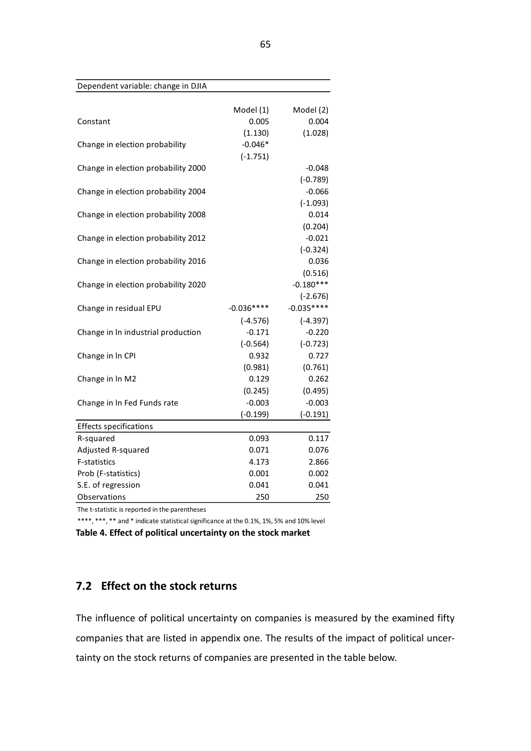| Dependent variable: change in DJIA | | |
|---|---|---|
| | Model (1) | Model (2) |
| Constant | 0.005 | 0.004 |
| | (1.130) | (1.028) |
| Change in election probability | -0.046* | |
| | (-1.751) | |
| Change in election probability 2000 | | -0.048 |
| | | (-0.789) |
| Change in election probability 2004 | | -0.066 |
| | | (-1.093) |
| Change in election probability 2008 | | 0.014 |
| | | (0.204) |
| Change in election probability 2012 | | -0.021 |
| | | (-0.324) |
| Change in election probability 2016 | | 0.036 |
| | | (0.516) |
| Change in election probability 2020 | | -0.180*** |
| | | (-2.676) |
| Change in residual EPU | -0.036**** | -0.035**** |
| | (-4.576) | (-4.397) |
| Change in ln industrial production | -0.171 | -0.220 |
| | (-0.564) | (-0.723) |
| Change in ln CPI | 0.932 | 0.727 |
| | (0.981) | (0.761) |
| Change in ln M2 | 0.129 | 0.262 |
| | (0.245) | (0.495) |
| Change in ln Fed Funds rate | -0.003 | -0.003 |
| | (-0.199) | (-0.191) |
| Effects specifications | | |
| R-squared | 0.093 | 0.117 |
| Adjusted R-squared | 0.071 | 0.076 |
| F-statistics | 4.173 | 2.866 |
| Prob (F-statistics) | 0.001 | 0.002 |
| S.E. of regression | 0.041 | 0.041 |
| Observations | 250 | 250 |

The t-statistic is reported in the parentheses

****, ***, ** and * indicate statistical significance at the 0.1%, 1%, 5% and 10% level

**Table 4. Effect of political uncertainty on the stock market**

## 7.2 Effect on the stock returns

The influence of political uncertainty on companies is measured by the examined fifty companies that are listed in appendix one. The results of the impact of political uncertainty on the stock returns of companies are presented in the table below.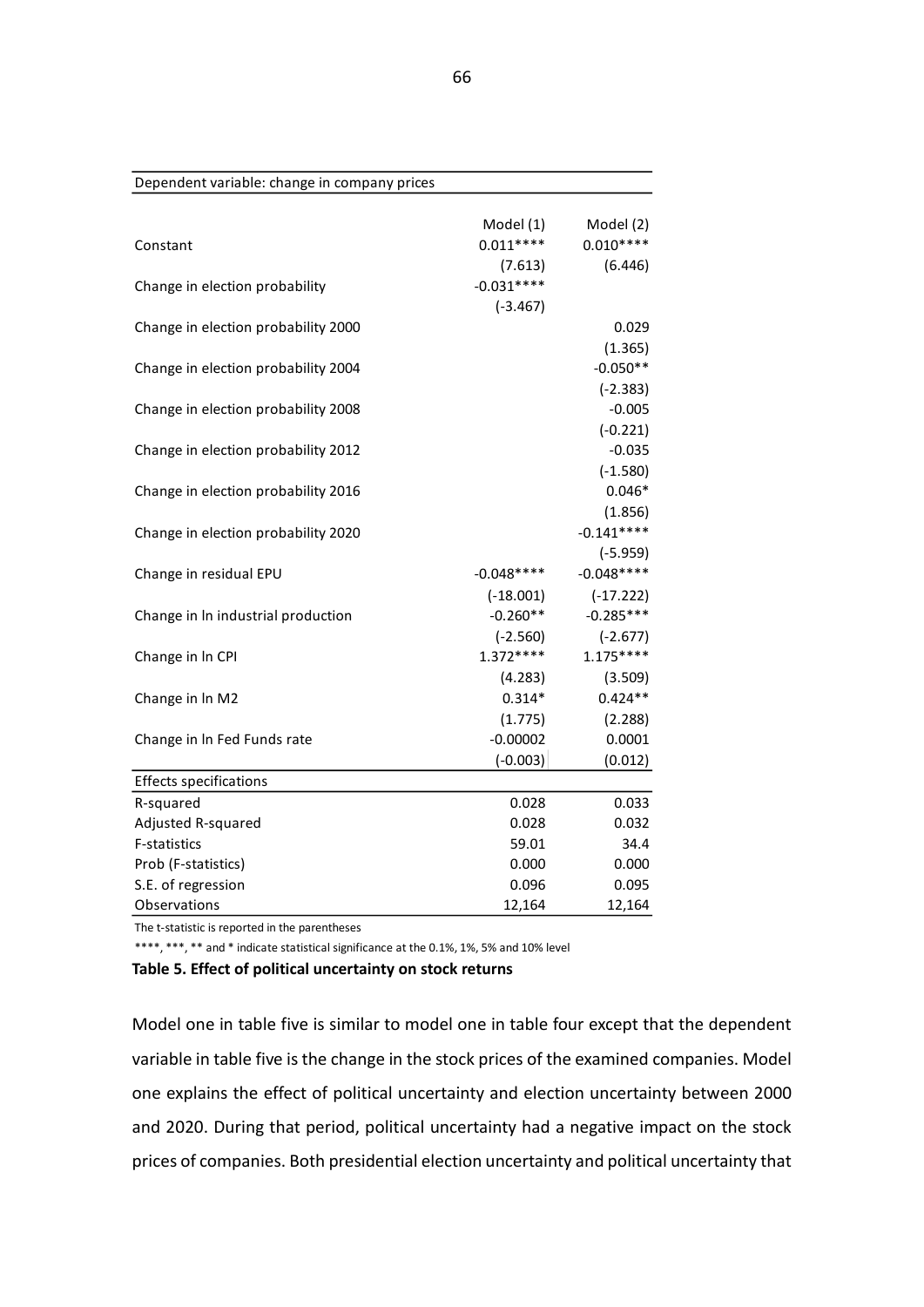| Dependent variable: change in company prices | | |
|---|---|---|
| | Model (1) | Model (2) |
| Constant | 0.011**** | 0.010**** |
| | (7.613) | (6.446) |
| Change in election probability | -0.031**** | |
| | (-3.467) | |
| Change in election probability 2000 | | 0.029 |
| | | (1.365) |
| Change in election probability 2004 | | -0.050** |
| | | (-2.383) |
| Change in election probability 2008 | | -0.005 |
| | | (-0.221) |
| Change in election probability 2012 | | -0.035 |
| | | (-1.580) |
| Change in election probability 2016 | | 0.046* |
| | | (1.856) |
| Change in election probability 2020 | | -0.141**** |
| | | (-5.959) |
| Change in residual EPU | -0.048**** | -0.048**** |
| | (-18.001) | (-17.222) |
| Change in ln industrial production | -0.260** | -0.285*** |
| | (-2.560) | (-2.677) |
| Change in ln CPI | 1.372**** | 1.175**** |
| | (4.283) | (3.509) |
| Change in ln M2 | 0.314* | 0.424** |
| | (1.775) | (2.288) |
| Change in ln Fed Funds rate | -0.00002 | 0.0001 |
| | (-0.003) | (0.012) |
| Effects specifications | | |
| R-squared | 0.028 | 0.033 |
| Adjusted R-squared | 0.028 | 0.032 |
| F-statistics | 59.01 | 34.4 |
| Prob (F-statistics) | 0.000 | 0.000 |
| S.E. of regression | 0.096 | 0.095 |
| Observations | 12,164 | 12,164 |

The t-statistic is reported in the parentheses

****, ***, ** and * indicate statistical significance at the 0.1%, 1%, 5% and 10% level

**Table 5. Effect of political uncertainty on stock returns**

Model one in table five is similar to model one in table four except that the dependent variable in table five is the change in the stock prices of the examined companies. Model one explains the effect of political uncertainty and election uncertainty between 2000 and 2020. During that period, political uncertainty had a negative impact on the stock prices of companies. Both presidential election uncertainty and political uncertainty that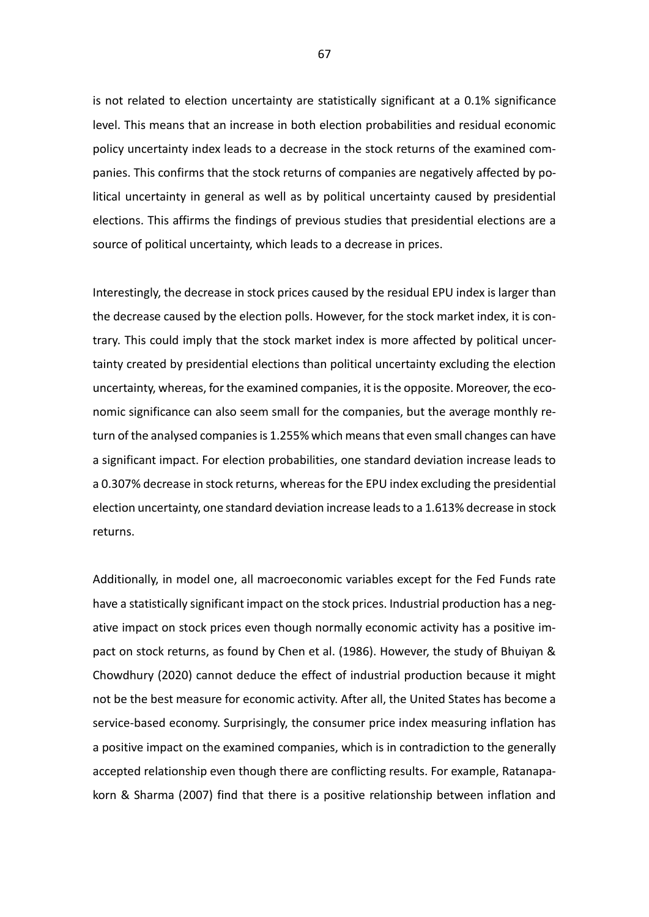is not related to election uncertainty are statistically significant at a 0.1% significance level. This means that an increase in both election probabilities and residual economic policy uncertainty index leads to a decrease in the stock returns of the examined companies. This confirms that the stock returns of companies are negatively affected by political uncertainty in general as well as by political uncertainty caused by presidential elections. This affirms the findings of previous studies that presidential elections are a source of political uncertainty, which leads to a decrease in prices.

Interestingly, the decrease in stock prices caused by the residual EPU index is larger than the decrease caused by the election polls. However, for the stock market index, it is contrary. This could imply that the stock market index is more affected by political uncertainty created by presidential elections than political uncertainty excluding the election uncertainty, whereas, for the examined companies, it is the opposite. Moreover, the economic significance can also seem small for the companies, but the average monthly return of the analysed companies is 1.255% which means that even small changes can have a significant impact. For election probabilities, one standard deviation increase leads to a 0.307% decrease in stock returns, whereas for the EPU index excluding the presidential election uncertainty, one standard deviation increase leads to a 1.613% decrease in stock returns.

Additionally, in model one, all macroeconomic variables except for the Fed Funds rate have a statistically significant impact on the stock prices. Industrial production has a negative impact on stock prices even though normally economic activity has a positive impact on stock returns, as found by Chen et al. (1986). However, the study of Bhuiyan & Chowdhury (2020) cannot deduce the effect of industrial production because it might not be the best measure for economic activity. After all, the United States has become a service-based economy. Surprisingly, the consumer price index measuring inflation has a positive impact on the examined companies, which is in contradiction to the generally accepted relationship even though there are conflicting results. For example, Ratanapakorn & Sharma (2007) find that there is a positive relationship between inflation and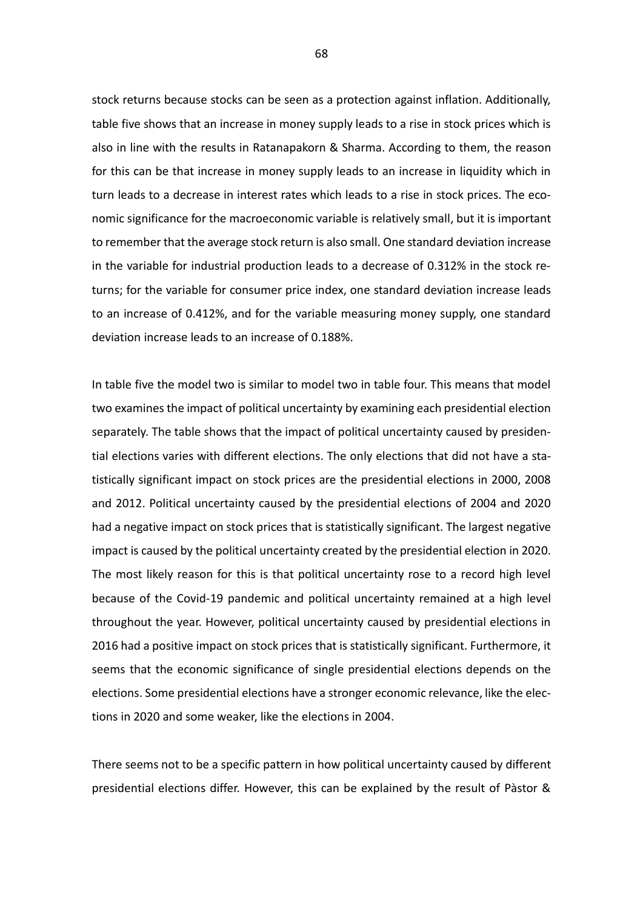stock returns because stocks can be seen as a protection against inflation. Additionally, table five shows that an increase in money supply leads to a rise in stock prices which is also in line with the results in Ratanapakorn & Sharma. According to them, the reason for this can be that increase in money supply leads to an increase in liquidity which in turn leads to a decrease in interest rates which leads to a rise in stock prices. The economic significance for the macroeconomic variable is relatively small, but it is important to remember that the average stock return is also small. One standard deviation increase in the variable for industrial production leads to a decrease of 0.312% in the stock returns; for the variable for consumer price index, one standard deviation increase leads to an increase of 0.412%, and for the variable measuring money supply, one standard deviation increase leads to an increase of 0.188%.

In table five the model two is similar to model two in table four. This means that model two examines the impact of political uncertainty by examining each presidential election separately. The table shows that the impact of political uncertainty caused by presidential elections varies with different elections. The only elections that did not have a statistically significant impact on stock prices are the presidential elections in 2000, 2008 and 2012. Political uncertainty caused by the presidential elections of 2004 and 2020 had a negative impact on stock prices that is statistically significant. The largest negative impact is caused by the political uncertainty created by the presidential election in 2020. The most likely reason for this is that political uncertainty rose to a record high level because of the Covid-19 pandemic and political uncertainty remained at a high level throughout the year. However, political uncertainty caused by presidential elections in 2016 had a positive impact on stock prices that is statistically significant. Furthermore, it seems that the economic significance of single presidential elections depends on the elections. Some presidential elections have a stronger economic relevance, like the elections in 2020 and some weaker, like the elections in 2004.

There seems not to be a specific pattern in how political uncertainty caused by different presidential elections differ. However, this can be explained by the result of Pàstor &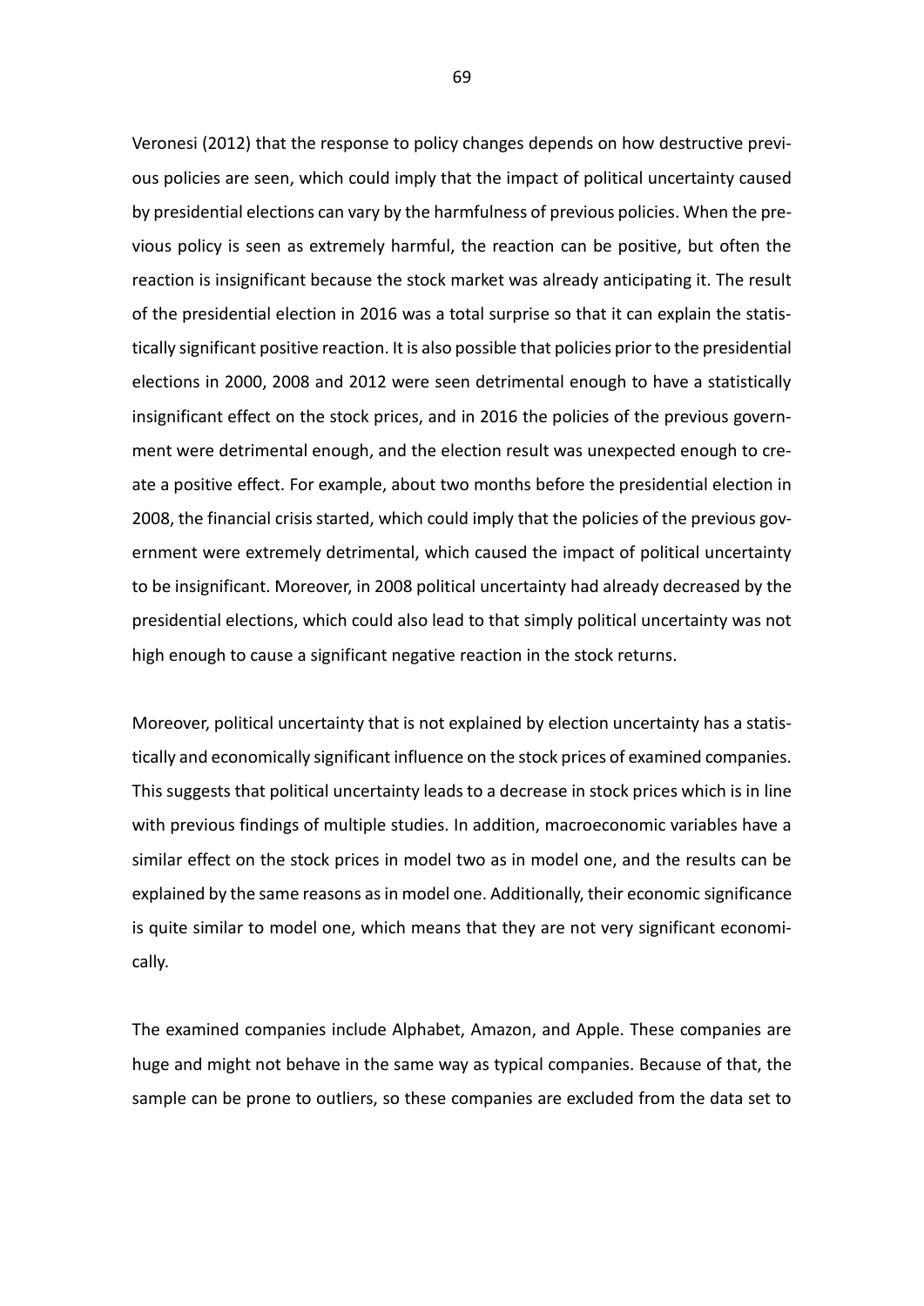Veronesi (2012) that the response to policy changes depends on how destructive previous policies are seen, which could imply that the impact of political uncertainty caused by presidential elections can vary by the harmfulness of previous policies. When the previous policy is seen as extremely harmful, the reaction can be positive, but often the reaction is insignificant because the stock market was already anticipating it. The result of the presidential election in 2016 was a total surprise so that it can explain the statistically significant positive reaction. It is also possible that policies prior to the presidential elections in 2000, 2008 and 2012 were seen detrimental enough to have a statistically insignificant effect on the stock prices, and in 2016 the policies of the previous government were detrimental enough, and the election result was unexpected enough to create a positive effect. For example, about two months before the presidential election in 2008, the financial crisis started, which could imply that the policies of the previous government were extremely detrimental, which caused the impact of political uncertainty to be insignificant. Moreover, in 2008 political uncertainty had already decreased by the presidential elections, which could also lead to that simply political uncertainty was not high enough to cause a significant negative reaction in the stock returns.

Moreover, political uncertainty that is not explained by election uncertainty has a statistically and economically significant influence on the stock prices of examined companies. This suggests that political uncertainty leads to a decrease in stock prices which is in line with previous findings of multiple studies. In addition, macroeconomic variables have a similar effect on the stock prices in model two as in model one, and the results can be explained by the same reasons as in model one. Additionally, their economic significance is quite similar to model one, which means that they are not very significant economically.

The examined companies include Alphabet, Amazon, and Apple. These companies are huge and might not behave in the same way as typical companies. Because of that, the sample can be prone to outliers, so these companies are excluded from the data set to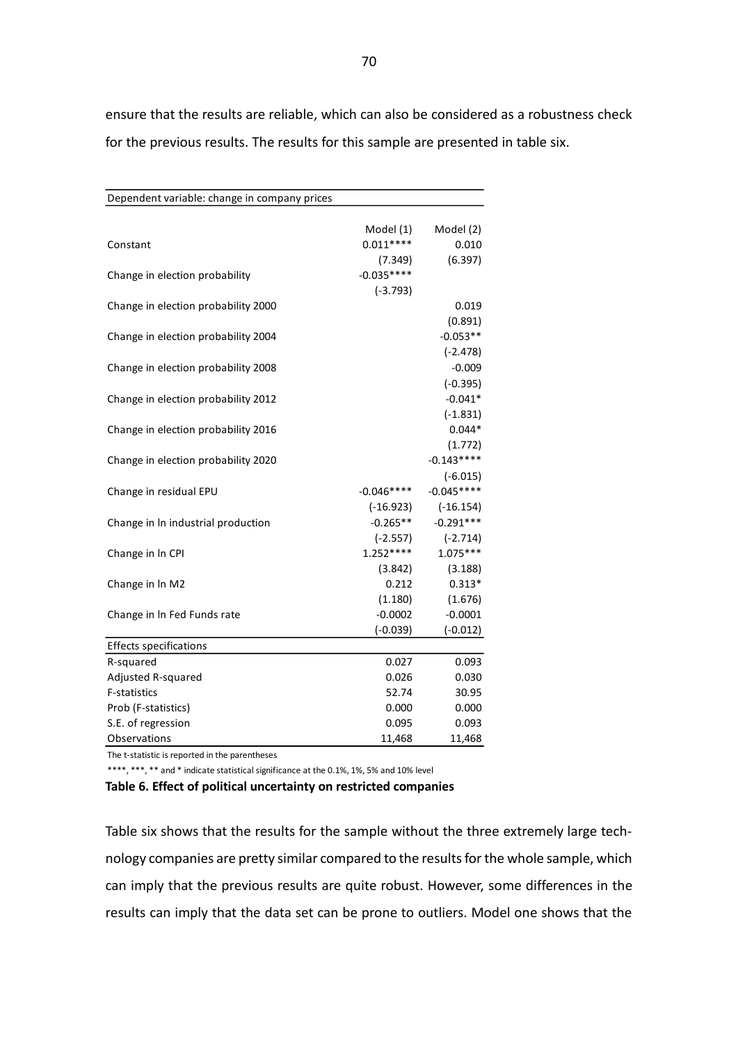ensure that the results are reliable, which can also be considered as a robustness check for the previous results. The results for this sample are presented in table six.

| Dependent variable: change in company prices | | |
|---|---|---|
| | Model (1) | Model (2) |
| Constant | 0.011**** | 0.010 |
| | (7.349) | (6.397) |
| Change in election probability | -0.035**** | |
| | (-3.793) | |
| Change in election probability 2000 | | 0.019 |
| | | (0.891) |
| Change in election probability 2004 | | -0.053** |
| | | (-2.478) |
| Change in election probability 2008 | | -0.009 |
| | | (-0.395) |
| Change in election probability 2012 | | -0.041* |
| | | (-1.831) |
| Change in election probability 2016 | | 0.044* |
| | | (1.772) |
| Change in election probability 2020 | | -0.143**** |
| | | (-6.015) |
| Change in residual EPU | -0.046**** | -0.045**** |
| | (-16.923) | (-16.154) |
| Change in ln industrial production | -0.265** | -0.291*** |
| | (-2.557) | (-2.714) |
| Change in ln CPI | 1.252**** | 1.075*** |
| | (3.842) | (3.188) |
| Change in ln M2 | 0.212 | 0.313* |
| | (1.180) | (1.676) |
| Change in ln Fed Funds rate | -0.0002 | -0.0001 |
| | (-0.039) | (-0.012) |
| Effects specifications | | |
| R-squared | 0.027 | 0.093 |
| Adjusted R-squared | 0.026 | 0.030 |
| F-statistics | 52.74 | 30.95 |
| Prob (F-statistics) | 0.000 | 0.000 |
| S.E. of regression | 0.095 | 0.093 |
| Observations | 11,468 | 11,468 |

The t-statistic is reported in the parentheses

****, ***, ** and * indicate statistical significance at the 0.1%, 1%, 5% and 10% level

**Table 6. Effect of political uncertainty on restricted companies**

Table six shows that the results for the sample without the three extremely large technology companies are pretty similar compared to the results for the whole sample, which can imply that the previous results are quite robust. However, some differences in the results can imply that the data set can be prone to outliers. Model one shows that the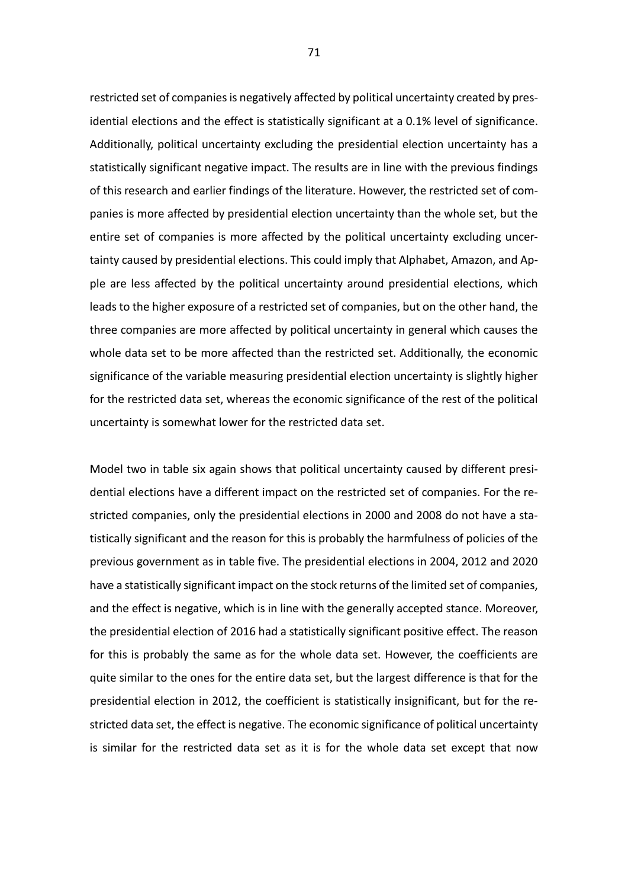restricted set of companies is negatively affected by political uncertainty created by presidential elections and the effect is statistically significant at a 0.1% level of significance. Additionally, political uncertainty excluding the presidential election uncertainty has a statistically significant negative impact. The results are in line with the previous findings of this research and earlier findings of the literature. However, the restricted set of companies is more affected by presidential election uncertainty than the whole set, but the entire set of companies is more affected by the political uncertainty excluding uncertainty caused by presidential elections. This could imply that Alphabet, Amazon, and Apple are less affected by the political uncertainty around presidential elections, which leads to the higher exposure of a restricted set of companies, but on the other hand, the three companies are more affected by political uncertainty in general which causes the whole data set to be more affected than the restricted set. Additionally, the economic significance of the variable measuring presidential election uncertainty is slightly higher for the restricted data set, whereas the economic significance of the rest of the political uncertainty is somewhat lower for the restricted data set.

Model two in table six again shows that political uncertainty caused by different presidential elections have a different impact on the restricted set of companies. For the restricted companies, only the presidential elections in 2000 and 2008 do not have a statistically significant and the reason for this is probably the harmfulness of policies of the previous government as in table five. The presidential elections in 2004, 2012 and 2020 have a statistically significant impact on the stock returns of the limited set of companies, and the effect is negative, which is in line with the generally accepted stance. Moreover, the presidential election of 2016 had a statistically significant positive effect. The reason for this is probably the same as for the whole data set. However, the coefficients are quite similar to the ones for the entire data set, but the largest difference is that for the presidential election in 2012, the coefficient is statistically insignificant, but for the restricted data set, the effect is negative. The economic significance of political uncertainty is similar for the restricted data set as it is for the whole data set except that now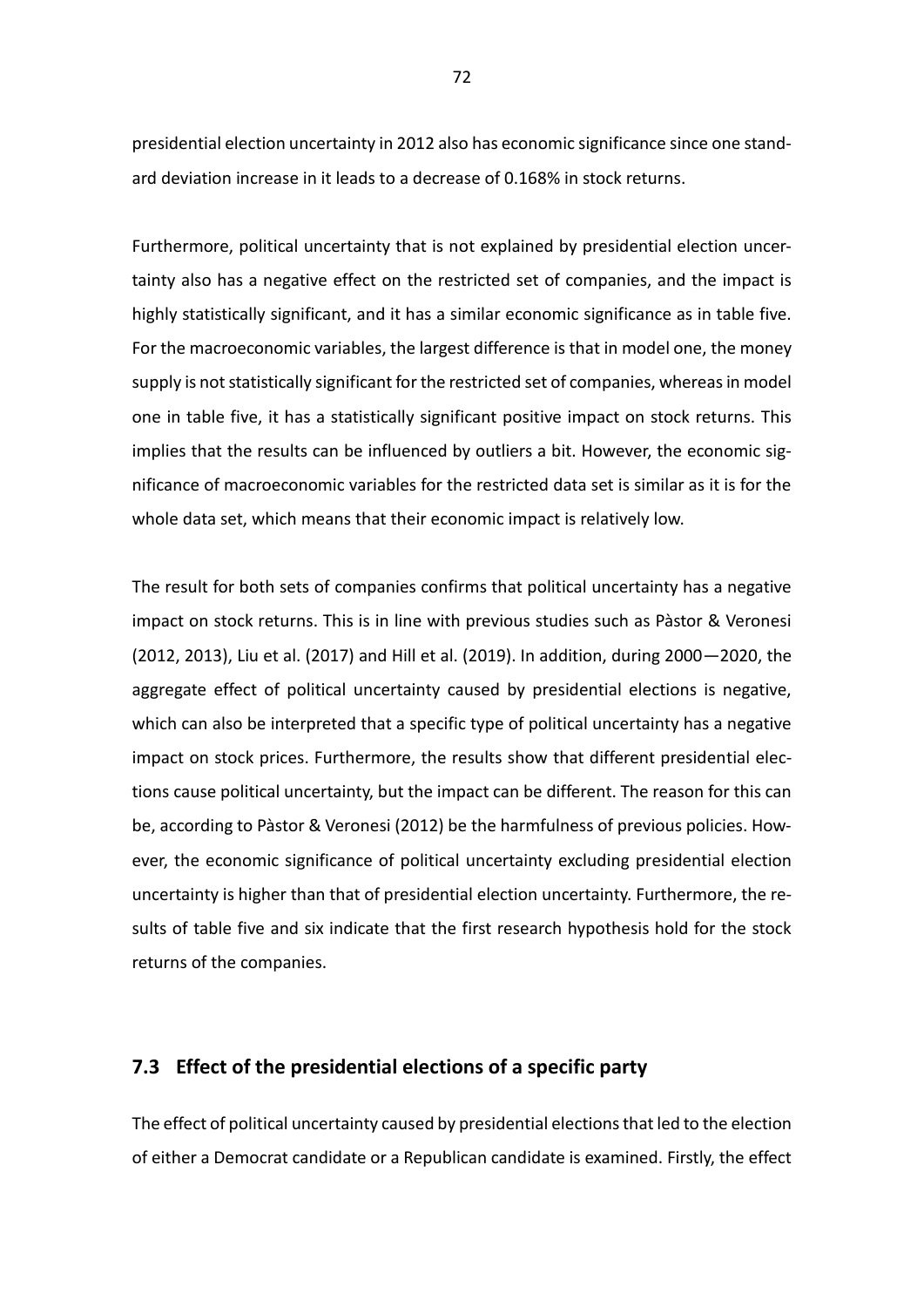presidential election uncertainty in 2012 also has economic significance since one standard deviation increase in it leads to a decrease of 0.168% in stock returns.

Furthermore, political uncertainty that is not explained by presidential election uncertainty also has a negative effect on the restricted set of companies, and the impact is highly statistically significant, and it has a similar economic significance as in table five. For the macroeconomic variables, the largest difference is that in model one, the money supply is not statistically significant for the restricted set of companies, whereas in model one in table five, it has a statistically significant positive impact on stock returns. This implies that the results can be influenced by outliers a bit. However, the economic significance of macroeconomic variables for the restricted data set is similar as it is for the whole data set, which means that their economic impact is relatively low.

The result for both sets of companies confirms that political uncertainty has a negative impact on stock returns. This is in line with previous studies such as Pàstor & Veronesi (2012, 2013), Liu et al. (2017) and Hill et al. (2019). In addition, during 2000—2020, the aggregate effect of political uncertainty caused by presidential elections is negative, which can also be interpreted that a specific type of political uncertainty has a negative impact on stock prices. Furthermore, the results show that different presidential elections cause political uncertainty, but the impact can be different. The reason for this can be, according to Pàstor & Veronesi (2012) be the harmfulness of previous policies. However, the economic significance of political uncertainty excluding presidential election uncertainty is higher than that of presidential election uncertainty. Furthermore, the results of table five and six indicate that the first research hypothesis hold for the stock returns of the companies.

## 7.3 Effect of the presidential elections of a specific party

The effect of political uncertainty caused by presidential elections that led to the election of either a Democrat candidate or a Republican candidate is examined. Firstly, the effect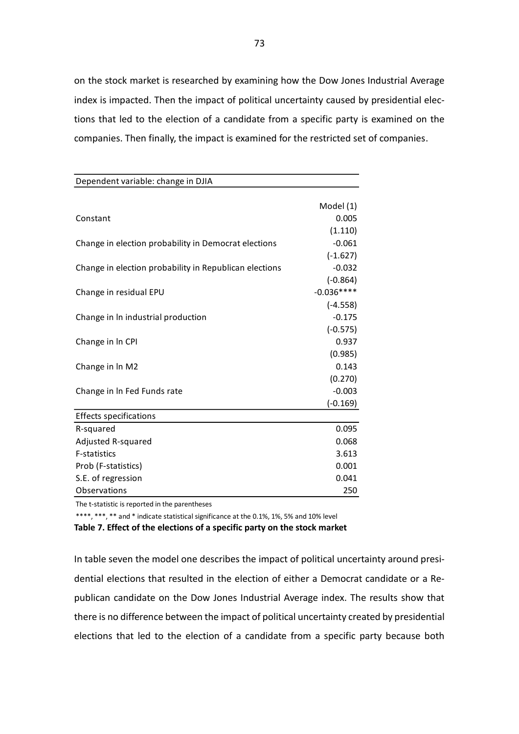on the stock market is researched by examining how the Dow Jones Industrial Average index is impacted. Then the impact of political uncertainty caused by presidential elections that led to the election of a candidate from a specific party is examined on the companies. Then finally, the impact is examined for the restricted set of companies.

| Dependent variable: change in DJIA | |
|---|---|
| | Model (1) |
| Constant | 0.005 |
| | (1.110) |
| Change in election probability in Democrat elections | -0.061 |
| | (-1.627) |
| Change in election probability in Republican elections | -0.032 |
| | (-0.864) |
| Change in residual EPU | -0.036**** |
| | (-4.558) |
| Change in ln industrial production | -0.175 |
| | (-0.575) |
| Change in ln CPI | 0.937 |
| | (0.985) |
| Change in ln M2 | 0.143 |
| | (0.270) |
| Change in ln Fed Funds rate | -0.003 |
| | (-0.169) |
| Effects specifications | |
| R-squared | 0.095 |
| Adjusted R-squared | 0.068 |
| F-statistics | 3.613 |
| Prob (F-statistics) | 0.001 |
| S.E. of regression | 0.041 |
| Observations | 250 |

The t-statistic is reported in the parentheses

****, ***, ** and * indicate statistical significance at the 0.1%, 1%, 5% and 10% level

**Table 7. Effect of the elections of a specific party on the stock market**

In table seven the model one describes the impact of political uncertainty around presidential elections that resulted in the election of either a Democrat candidate or a Republican candidate on the Dow Jones Industrial Average index. The results show that there is no difference between the impact of political uncertainty created by presidential elections that led to the election of a candidate from a specific party because both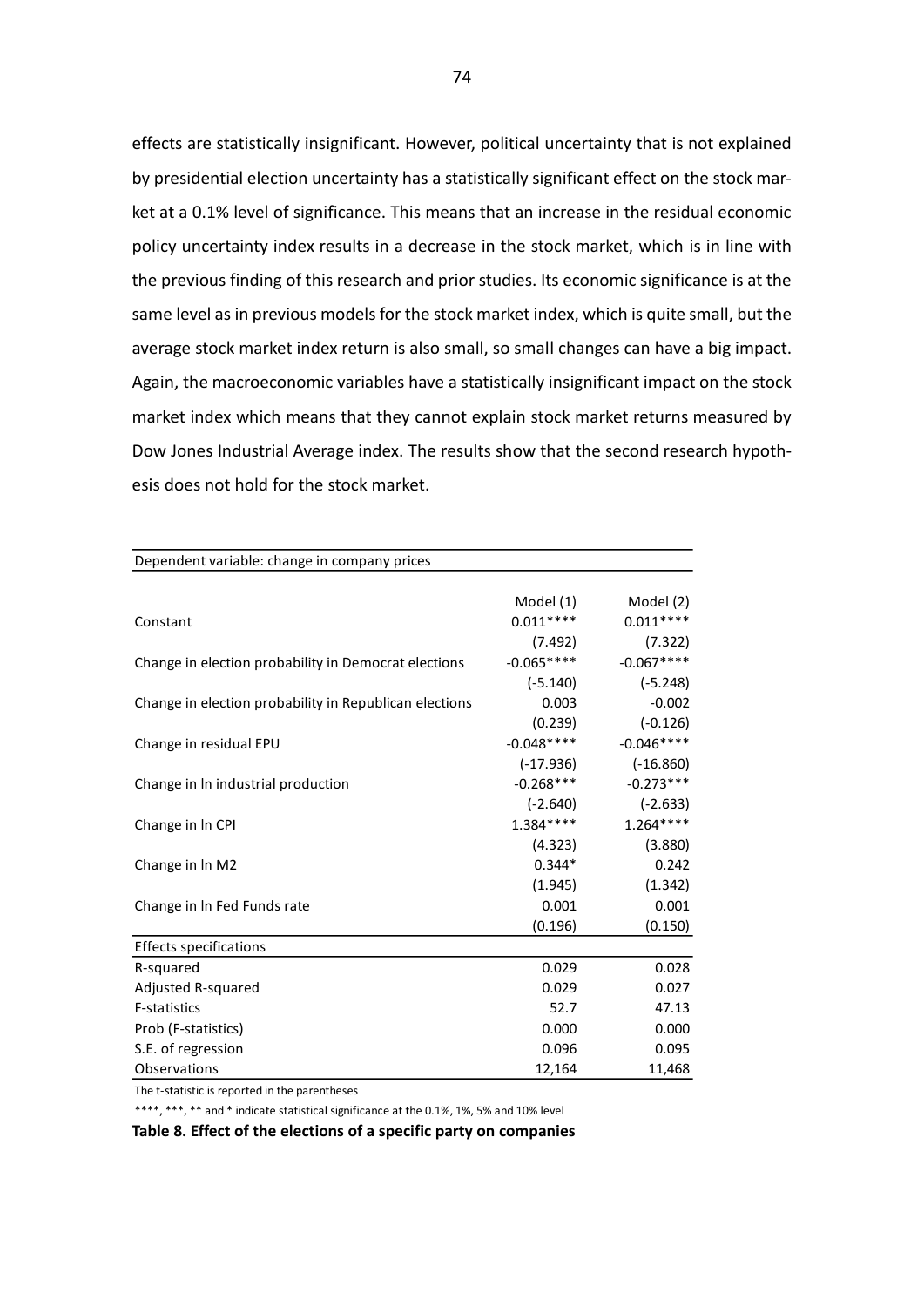effects are statistically insignificant. However, political uncertainty that is not explained by presidential election uncertainty has a statistically significant effect on the stock market at a 0.1% level of significance. This means that an increase in the residual economic policy uncertainty index results in a decrease in the stock market, which is in line with the previous finding of this research and prior studies. Its economic significance is at the same level as in previous models for the stock market index, which is quite small, but the average stock market index return is also small, so small changes can have a big impact. Again, the macroeconomic variables have a statistically insignificant impact on the stock market index which means that they cannot explain stock market returns measured by Dow Jones Industrial Average index. The results show that the second research hypothesis does not hold for the stock market.

| Dependent variable: change in company prices | | |
|---|---|---|
| | Model (1) | Model (2) |
| Constant | 0.011**** | 0.011**** |
| | (7.492) | (7.322) |
| Change in election probability in Democrat elections | -0.065**** | -0.067**** |
| | (-5.140) | (-5.248) |
| Change in election probability in Republican elections | 0.003 | -0.002 |
| | (0.239) | (-0.126) |
| Change in residual EPU | -0.048**** | -0.046**** |
| | (-17.936) | (-16.860) |
| Change in ln industrial production | -0.268*** | -0.273*** |
| | (-2.640) | (-2.633) |
| Change in ln CPI | 1.384**** | 1.264**** |
| | (4.323) | (3.880) |
| Change in ln M2 | 0.344* | 0.242 |
| | (1.945) | (1.342) |
| Change in ln Fed Funds rate | 0.001 | 0.001 |
| | (0.196) | (0.150) |
| Effects specifications | | |
| R-squared | 0.029 | 0.028 |
| Adjusted R-squared | 0.029 | 0.027 |
| F-statistics | 52.7 | 47.13 |
| Prob (F-statistics) | 0.000 | 0.000 |
| S.E. of regression | 0.096 | 0.095 |
| Observations | 12,164 | 11,468 |

The t-statistic is reported in the parentheses

****, ***, ** and * indicate statistical significance at the 0.1%, 1%, 5% and 10% level

**Table 8. Effect of the elections of a specific party on companies**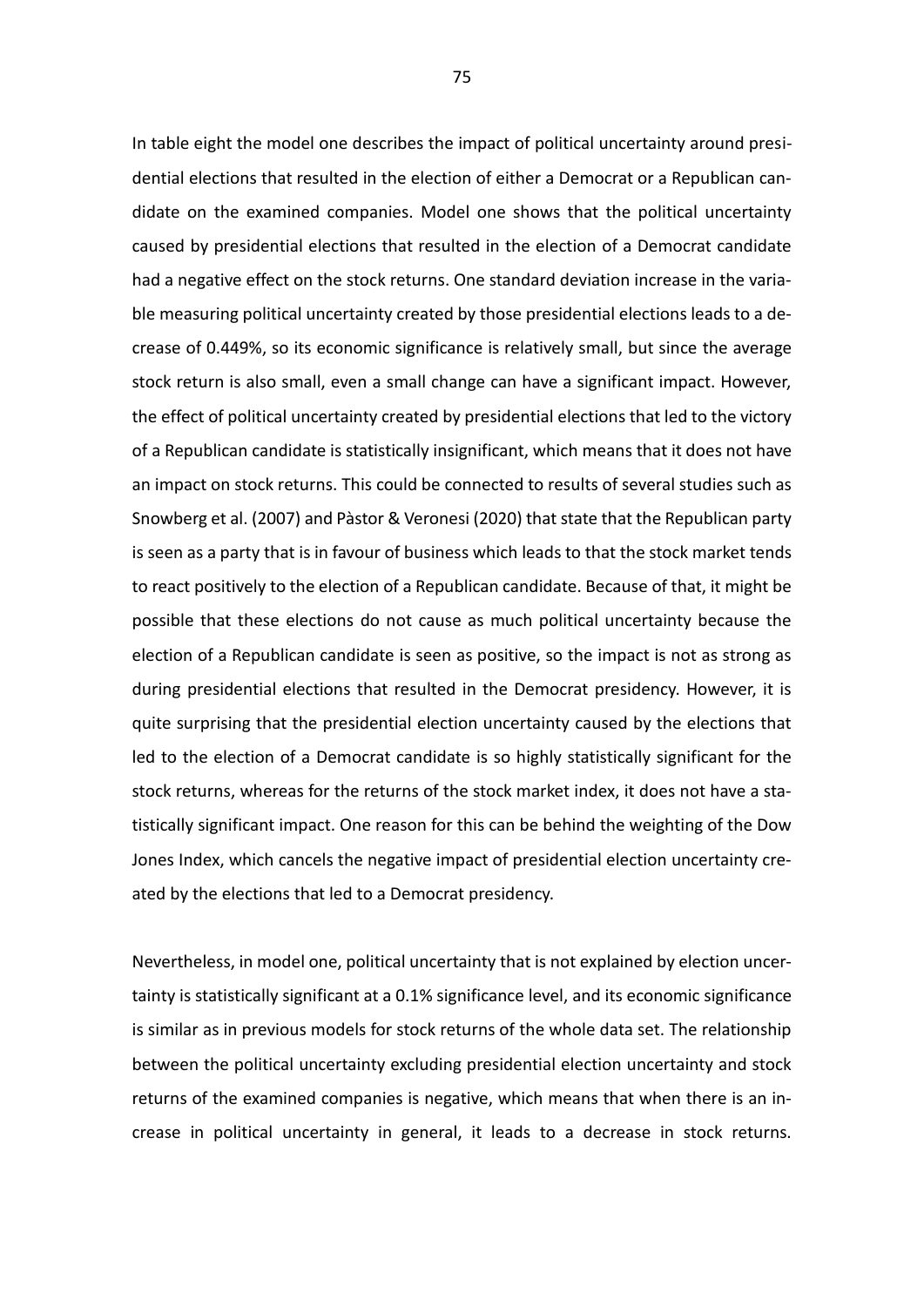In table eight the model one describes the impact of political uncertainty around presidential elections that resulted in the election of either a Democrat or a Republican candidate on the examined companies. Model one shows that the political uncertainty caused by presidential elections that resulted in the election of a Democrat candidate had a negative effect on the stock returns. One standard deviation increase in the variable measuring political uncertainty created by those presidential elections leads to a decrease of 0.449%, so its economic significance is relatively small, but since the average stock return is also small, even a small change can have a significant impact. However, the effect of political uncertainty created by presidential elections that led to the victory of a Republican candidate is statistically insignificant, which means that it does not have an impact on stock returns. This could be connected to results of several studies such as Snowberg et al. (2007) and Pàstor & Veronesi (2020) that state that the Republican party is seen as a party that is in favour of business which leads to that the stock market tends to react positively to the election of a Republican candidate. Because of that, it might be possible that these elections do not cause as much political uncertainty because the election of a Republican candidate is seen as positive, so the impact is not as strong as during presidential elections that resulted in the Democrat presidency. However, it is quite surprising that the presidential election uncertainty caused by the elections that led to the election of a Democrat candidate is so highly statistically significant for the stock returns, whereas for the returns of the stock market index, it does not have a statistically significant impact. One reason for this can be behind the weighting of the Dow Jones Index, which cancels the negative impact of presidential election uncertainty created by the elections that led to a Democrat presidency.

Nevertheless, in model one, political uncertainty that is not explained by election uncertainty is statistically significant at a 0.1% significance level, and its economic significance is similar as in previous models for stock returns of the whole data set. The relationship between the political uncertainty excluding presidential election uncertainty and stock returns of the examined companies is negative, which means that when there is an increase in political uncertainty in general, it leads to a decrease in stock returns.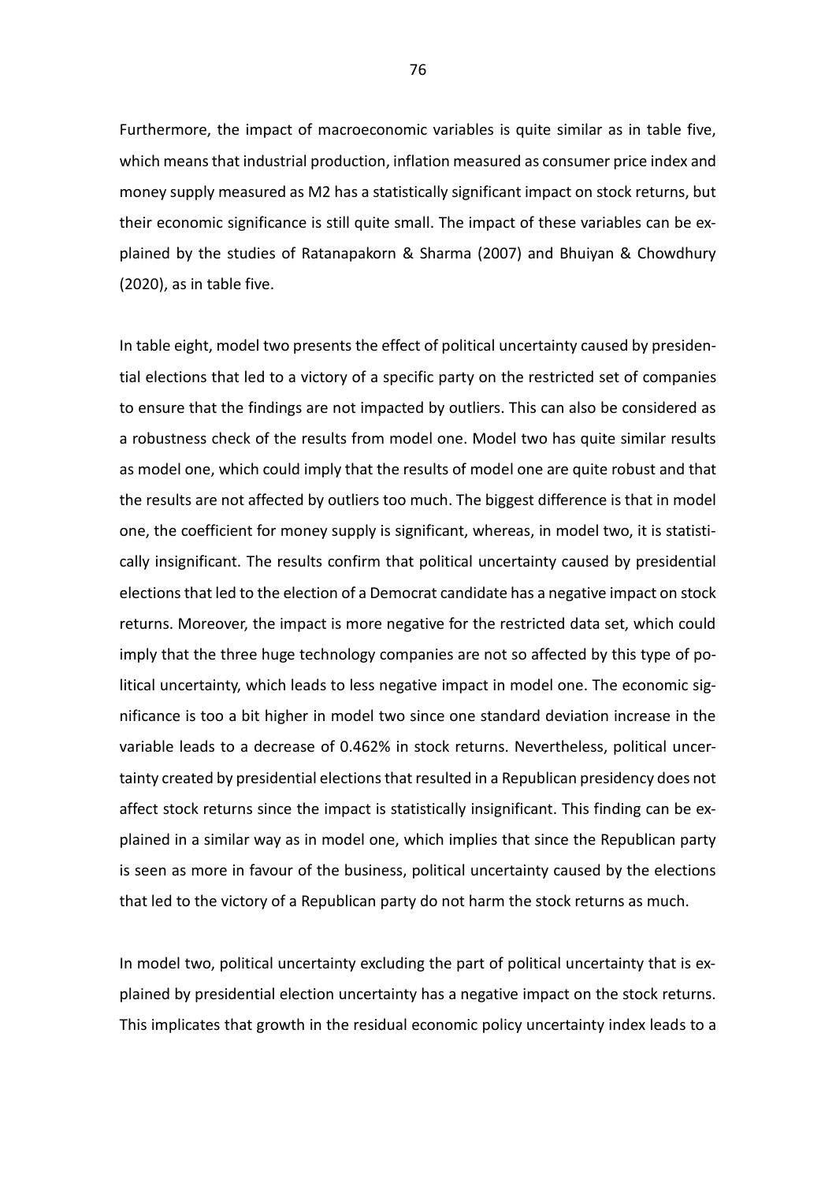Furthermore, the impact of macroeconomic variables is quite similar as in table five, which means that industrial production, inflation measured as consumer price index and money supply measured as M2 has a statistically significant impact on stock returns, but their economic significance is still quite small. The impact of these variables can be explained by the studies of Ratanapakorn & Sharma (2007) and Bhuiyan & Chowdhury (2020), as in table five.

In table eight, model two presents the effect of political uncertainty caused by presidential elections that led to a victory of a specific party on the restricted set of companies to ensure that the findings are not impacted by outliers. This can also be considered as a robustness check of the results from model one. Model two has quite similar results as model one, which could imply that the results of model one are quite robust and that the results are not affected by outliers too much. The biggest difference is that in model one, the coefficient for money supply is significant, whereas, in model two, it is statistically insignificant. The results confirm that political uncertainty caused by presidential elections that led to the election of a Democrat candidate has a negative impact on stock returns. Moreover, the impact is more negative for the restricted data set, which could imply that the three huge technology companies are not so affected by this type of political uncertainty, which leads to less negative impact in model one. The economic significance is too a bit higher in model two since one standard deviation increase in the variable leads to a decrease of 0.462% in stock returns. Nevertheless, political uncertainty created by presidential elections that resulted in a Republican presidency does not affect stock returns since the impact is statistically insignificant. This finding can be explained in a similar way as in model one, which implies that since the Republican party is seen as more in favour of the business, political uncertainty caused by the elections that led to the victory of a Republican party do not harm the stock returns as much.

In model two, political uncertainty excluding the part of political uncertainty that is explained by presidential election uncertainty has a negative impact on the stock returns. This implicates that growth in the residual economic policy uncertainty index leads to a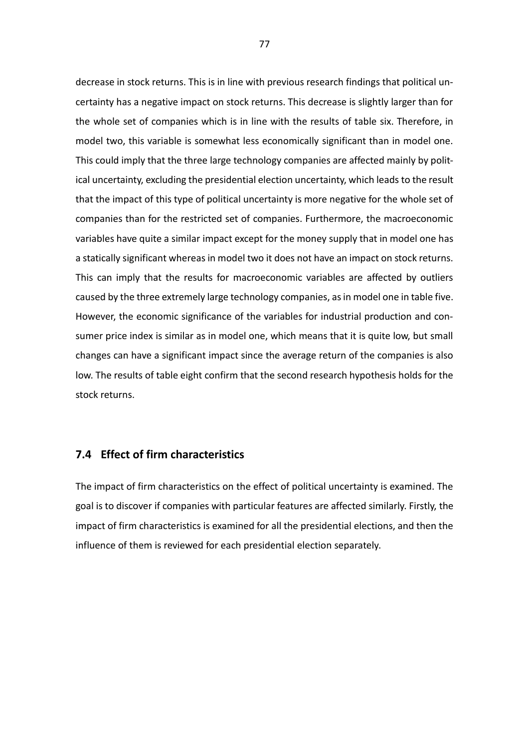decrease in stock returns. This is in line with previous research findings that political uncertainty has a negative impact on stock returns. This decrease is slightly larger than for the whole set of companies which is in line with the results of table six. Therefore, in model two, this variable is somewhat less economically significant than in model one. This could imply that the three large technology companies are affected mainly by political uncertainty, excluding the presidential election uncertainty, which leads to the result that the impact of this type of political uncertainty is more negative for the whole set of companies than for the restricted set of companies. Furthermore, the macroeconomic variables have quite a similar impact except for the money supply that in model one has a statically significant whereas in model two it does not have an impact on stock returns. This can imply that the results for macroeconomic variables are affected by outliers caused by the three extremely large technology companies, as in model one in table five. However, the economic significance of the variables for industrial production and consumer price index is similar as in model one, which means that it is quite low, but small changes can have a significant impact since the average return of the companies is also low. The results of table eight confirm that the second research hypothesis holds for the stock returns.

## 7.4 Effect of firm characteristics

The impact of firm characteristics on the effect of political uncertainty is examined. The goal is to discover if companies with particular features are affected similarly. Firstly, the impact of firm characteristics is examined for all the presidential elections, and then the influence of them is reviewed for each presidential election separately.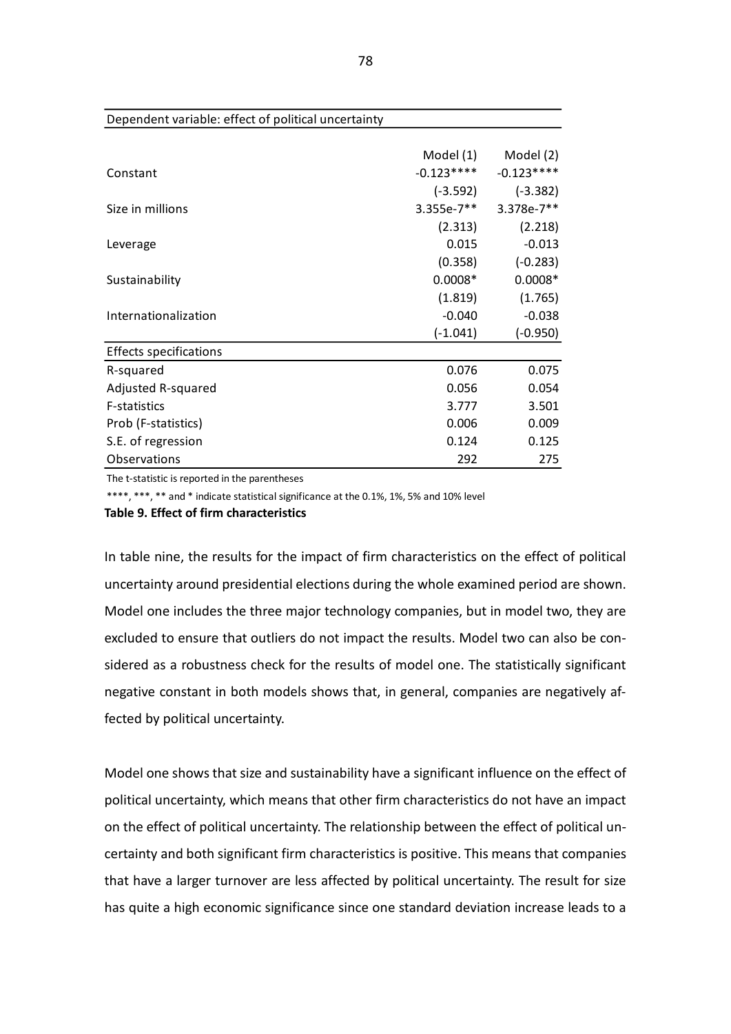| Dependent variable: effect of political uncertainty | | |
|---|---|---|
| | Model (1) | Model (2) |
| Constant | -0.123**** | -0.123**** |
| | (-3.592) | (-3.382) |
| Size in millions | 3.355e-7** | 3.378e-7** |
| | (2.313) | (2.218) |
| Leverage | 0.015 | -0.013 |
| | (0.358) | (-0.283) |
| Sustainability | 0.0008* | 0.0008* |
| | (1.819) | (1.765) |
| Internationalization | -0.040 | -0.038 |
| | (-1.041) | (-0.950) |
| Effects specifications | | |
| R-squared | 0.076 | 0.075 |
| Adjusted R-squared | 0.056 | 0.054 |
| F-statistics | 3.777 | 3.501 |
| Prob (F-statistics) | 0.006 | 0.009 |
| S.E. of regression | 0.124 | 0.125 |
| Observations | 292 | 275 |

The t-statistic is reported in the parentheses

****, ***, ** and * indicate statistical significance at the 0.1%, 1%, 5% and 10% level

**Table 9. Effect of firm characteristics**

In table nine, the results for the impact of firm characteristics on the effect of political uncertainty around presidential elections during the whole examined period are shown. Model one includes the three major technology companies, but in model two, they are excluded to ensure that outliers do not impact the results. Model two can also be considered as a robustness check for the results of model one. The statistically significant negative constant in both models shows that, in general, companies are negatively affected by political uncertainty.

Model one shows that size and sustainability have a significant influence on the effect of political uncertainty, which means that other firm characteristics do not have an impact on the effect of political uncertainty. The relationship between the effect of political uncertainty and both significant firm characteristics is positive. This means that companies that have a larger turnover are less affected by political uncertainty. The result for size has quite a high economic significance since one standard deviation increase leads to a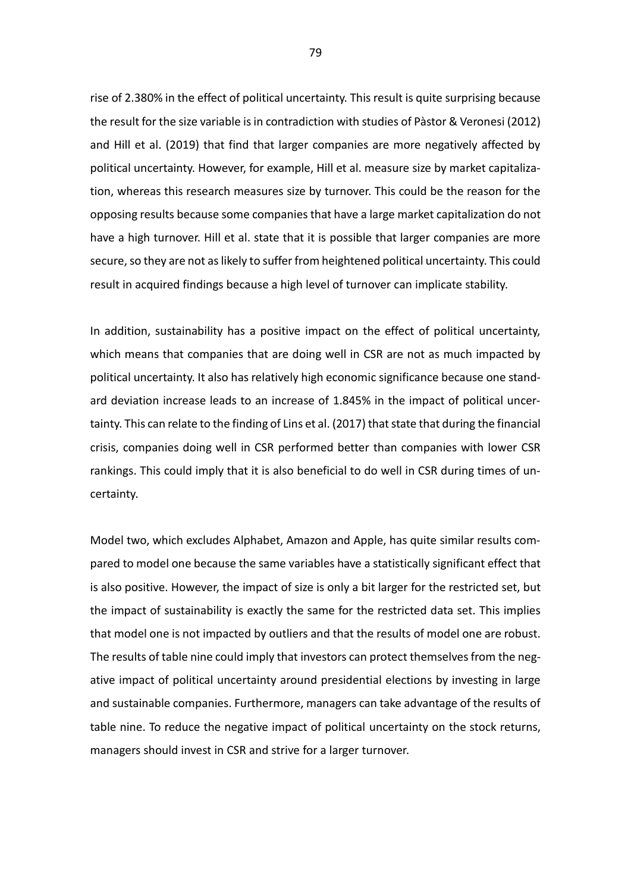rise of 2.380% in the effect of political uncertainty. This result is quite surprising because the result for the size variable is in contradiction with studies of Pàstor & Veronesi (2012) and Hill et al. (2019) that find that larger companies are more negatively affected by political uncertainty. However, for example, Hill et al. measure size by market capitalization, whereas this research measures size by turnover. This could be the reason for the opposing results because some companies that have a large market capitalization do not have a high turnover. Hill et al. state that it is possible that larger companies are more secure, so they are not as likely to suffer from heightened political uncertainty. This could result in acquired findings because a high level of turnover can implicate stability.

In addition, sustainability has a positive impact on the effect of political uncertainty, which means that companies that are doing well in CSR are not as much impacted by political uncertainty. It also has relatively high economic significance because one standard deviation increase leads to an increase of 1.845% in the impact of political uncertainty. This can relate to the finding of Lins et al. (2017) that state that during the financial crisis, companies doing well in CSR performed better than companies with lower CSR rankings. This could imply that it is also beneficial to do well in CSR during times of uncertainty.

Model two, which excludes Alphabet, Amazon and Apple, has quite similar results compared to model one because the same variables have a statistically significant effect that is also positive. However, the impact of size is only a bit larger for the restricted set, but the impact of sustainability is exactly the same for the restricted data set. This implies that model one is not impacted by outliers and that the results of model one are robust. The results of table nine could imply that investors can protect themselves from the negative impact of political uncertainty around presidential elections by investing in large and sustainable companies. Furthermore, managers can take advantage of the results of table nine. To reduce the negative impact of political uncertainty on the stock returns, managers should invest in CSR and strive for a larger turnover.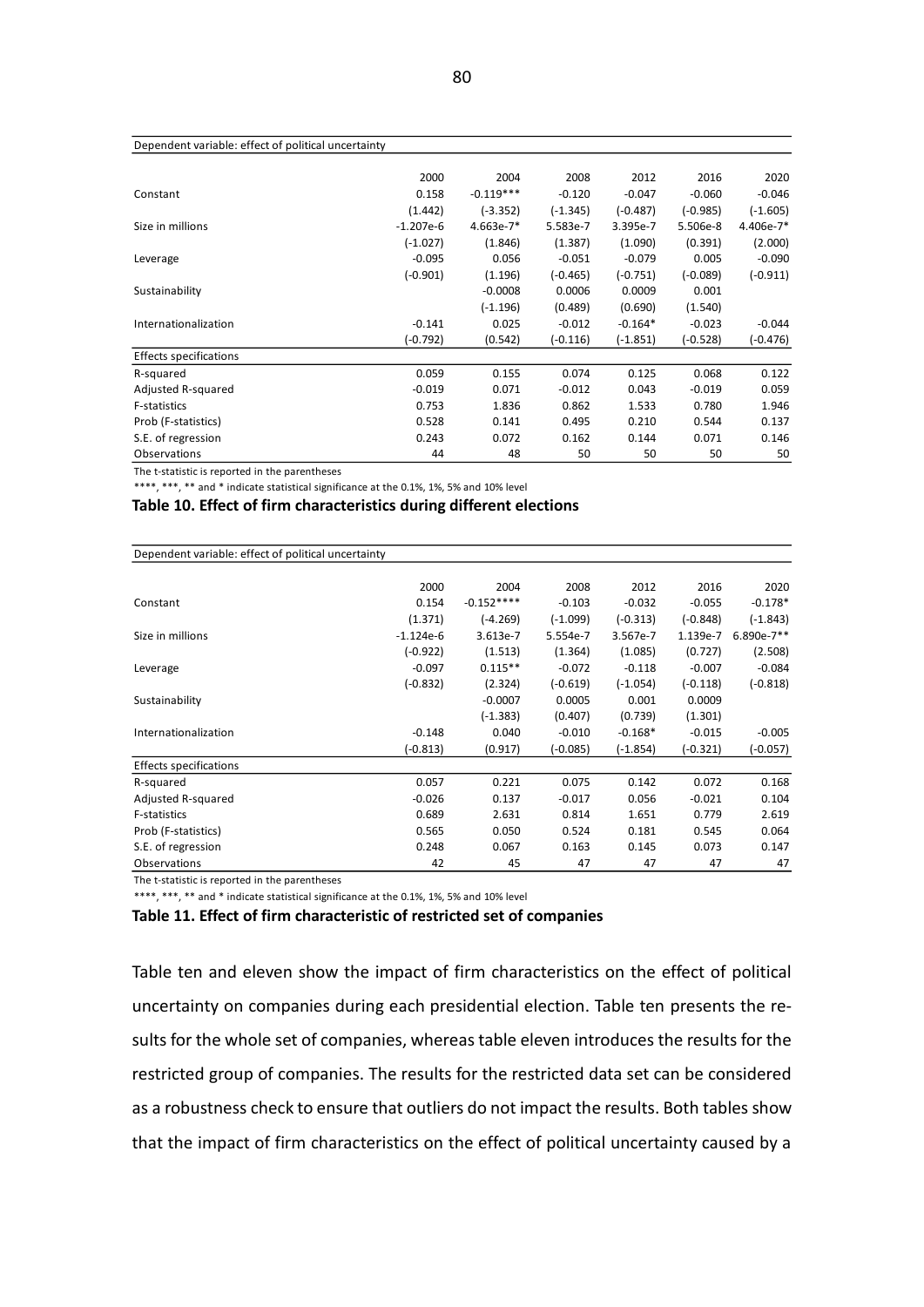| Dependent variable: effect of political uncertainty | | | | | | |
|---|---|---|---|---|---|---|
| | 2000 | 2004 | 2008 | 2012 | 2016 | 2020 |
| Constant | 0.158 | -0.119*** | -0.120 | -0.047 | -0.060 | -0.046 |
| | (1.442) | (-3.352) | (-1.345) | (-0.487) | (-0.985) | (-1.605) |
| Size in millions | -1.207e-6 | 4.663e-7* | 5.583e-7 | 3.395e-7 | 5.506e-8 | 4.406e-7* |
| | (-1.027) | (1.846) | (1.387) | (1.090) | (0.391) | (2.000) |
| Leverage | -0.095 | 0.056 | -0.051 | -0.079 | 0.005 | -0.090 |
| | (-0.901) | (1.196) | (-0.465) | (-0.751) | (-0.089) | (-0.911) |
| Sustainability | | -0.0008 | 0.0006 | 0.0009 | 0.001 | |
| | | (-1.196) | (0.489) | (0.690) | (1.540) | |
| Internationalization | -0.141 | 0.025 | -0.012 | -0.164* | -0.023 | -0.044 |
| | (-0.792) | (0.542) | (-0.116) | (-1.851) | (-0.528) | (-0.476) |
| Effects specifications | | | | | | |
| R-squared | 0.059 | 0.155 | 0.074 | 0.125 | 0.068 | 0.122 |
| Adjusted R-squared | -0.019 | 0.071 | -0.012 | 0.043 | -0.019 | 0.059 |
| F-statistics | 0.753 | 1.836 | 0.862 | 1.533 | 0.780 | 1.946 |
| Prob (F-statistics) | 0.528 | 0.141 | 0.495 | 0.210 | 0.544 | 0.137 |
| S.E. of regression | 0.243 | 0.072 | 0.162 | 0.144 | 0.071 | 0.146 |
| Observations | 44 | 48 | 50 | 50 | 50 | 50 |

The t-statistic is reported in the parentheses

****, ***, ** and * indicate statistical significance at the 0.1%, 1%, 5% and 10% level

**Table 10. Effect of firm characteristics during different elections**

| Dependent variable: effect of political uncertainty | | | | | | |
|---|---|---|---|---|---|---|
| | 2000 | 2004 | 2008 | 2012 | 2016 | 2020 |
| Constant | 0.154 | -0.152**** | -0.103 | -0.032 | -0.055 | -0.178* |
| | (1.371) | (-4.269) | (-1.099) | (-0.313) | (-0.848) | (-1.843) |
| Size in millions | -1.124e-6 | 3.613e-7 | 5.554e-7 | 3.567e-7 | 1.139e-7 | 6.890e-7** |
| | (-0.922) | (1.513) | (1.364) | (1.085) | (0.727) | (2.508) |
| Leverage | -0.097 | 0.115** | -0.072 | -0.118 | -0.007 | -0.084 |
| | (-0.832) | (2.324) | (-0.619) | (-1.054) | (-0.118) | (-0.818) |
| Sustainability | | -0.0007 | 0.0005 | 0.001 | 0.0009 | |
| | | (-1.383) | (0.407) | (0.739) | (1.301) | |
| Internationalization | -0.148 | 0.040 | -0.010 | -0.168* | -0.015 | -0.005 |
| | (-0.813) | (0.917) | (-0.085) | (-1.854) | (-0.321) | (-0.057) |
| Effects specifications | | | | | | |
| R-squared | 0.057 | 0.221 | 0.075 | 0.142 | 0.072 | 0.168 |
| Adjusted R-squared | -0.026 | 0.137 | -0.017 | 0.056 | -0.021 | 0.104 |
| F-statistics | 0.689 | 2.631 | 0.814 | 1.651 | 0.779 | 2.619 |
| Prob (F-statistics) | 0.565 | 0.050 | 0.524 | 0.181 | 0.545 | 0.064 |
| S.E. of regression | 0.248 | 0.067 | 0.163 | 0.145 | 0.073 | 0.147 |
| Observations | 42 | 45 | 47 | 47 | 47 | 47 |

The t-statistic is reported in the parentheses

****, ***, ** and * indicate statistical significance at the 0.1%, 1%, 5% and 10% level

**Table 11. Effect of firm characteristic of restricted set of companies**

Table ten and eleven show the impact of firm characteristics on the effect of political uncertainty on companies during each presidential election. Table ten presents the results for the whole set of companies, whereas table eleven introduces the results for the restricted group of companies. The results for the restricted data set can be considered as a robustness check to ensure that outliers do not impact the results. Both tables show that the impact of firm characteristics on the effect of political uncertainty caused by a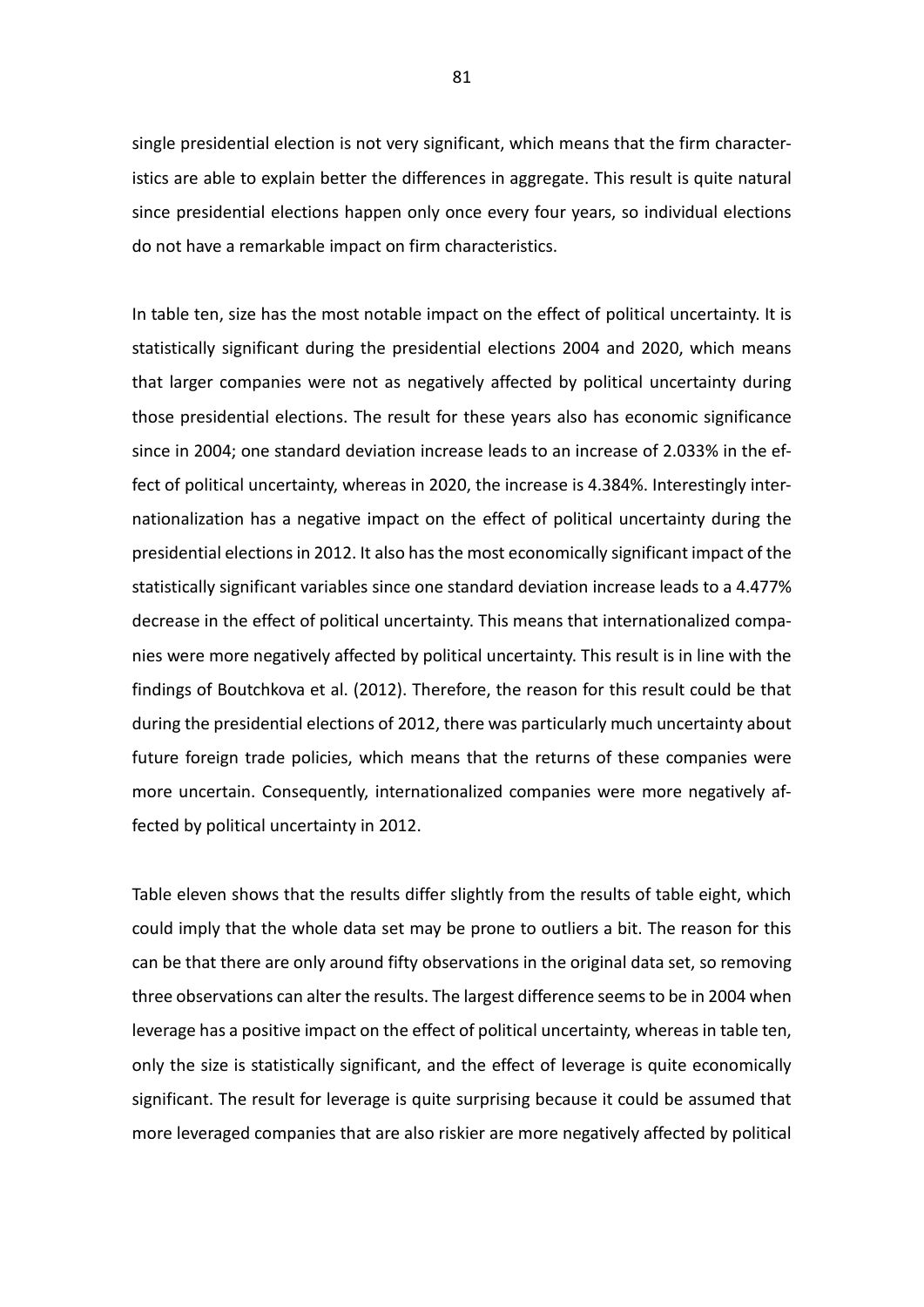single presidential election is not very significant, which means that the firm characteristics are able to explain better the differences in aggregate. This result is quite natural since presidential elections happen only once every four years, so individual elections do not have a remarkable impact on firm characteristics.

In table ten, size has the most notable impact on the effect of political uncertainty. It is statistically significant during the presidential elections 2004 and 2020, which means that larger companies were not as negatively affected by political uncertainty during those presidential elections. The result for these years also has economic significance since in 2004; one standard deviation increase leads to an increase of 2.033% in the effect of political uncertainty, whereas in 2020, the increase is 4.384%. Interestingly internationalization has a negative impact on the effect of political uncertainty during the presidential elections in 2012. It also has the most economically significant impact of the statistically significant variables since one standard deviation increase leads to a 4.477% decrease in the effect of political uncertainty. This means that internationalized companies were more negatively affected by political uncertainty. This result is in line with the findings of Boutchkova et al. (2012). Therefore, the reason for this result could be that during the presidential elections of 2012, there was particularly much uncertainty about future foreign trade policies, which means that the returns of these companies were more uncertain. Consequently, internationalized companies were more negatively affected by political uncertainty in 2012.

Table eleven shows that the results differ slightly from the results of table eight, which could imply that the whole data set may be prone to outliers a bit. The reason for this can be that there are only around fifty observations in the original data set, so removing three observations can alter the results. The largest difference seems to be in 2004 when leverage has a positive impact on the effect of political uncertainty, whereas in table ten, only the size is statistically significant, and the effect of leverage is quite economically significant. The result for leverage is quite surprising because it could be assumed that more leveraged companies that are also riskier are more negatively affected by political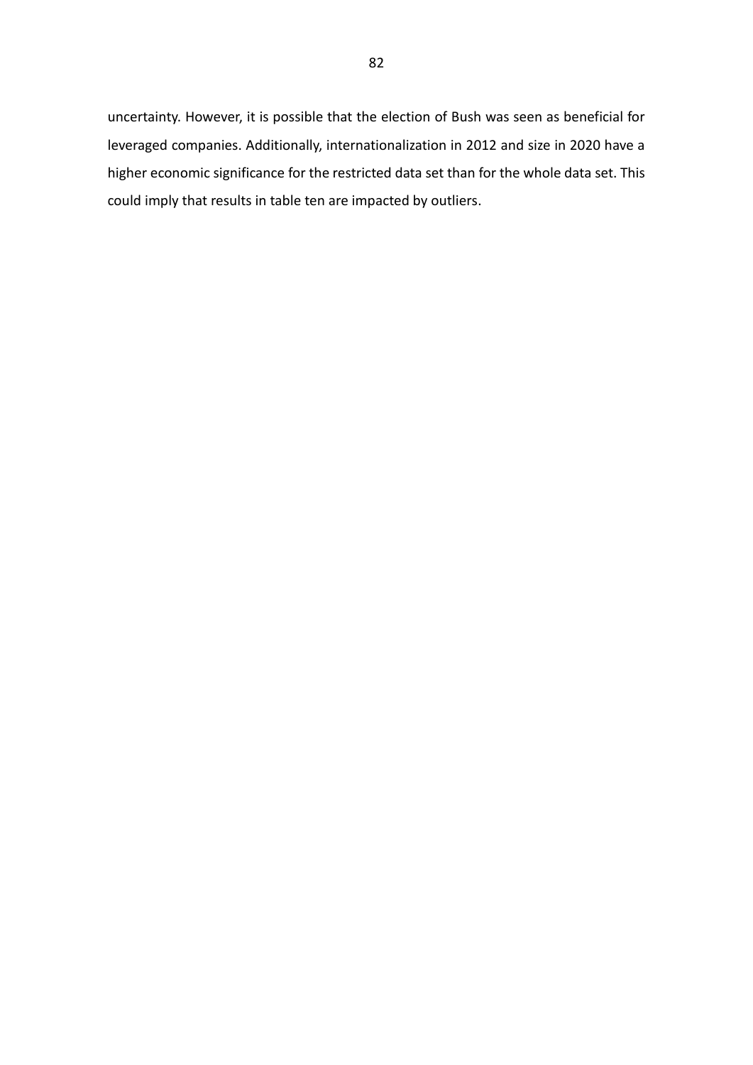uncertainty. However, it is possible that the election of Bush was seen as beneficial for leveraged companies. Additionally, internationalization in 2012 and size in 2020 have a higher economic significance for the restricted data set than for the whole data set. This could imply that results in table ten are impacted by outliers.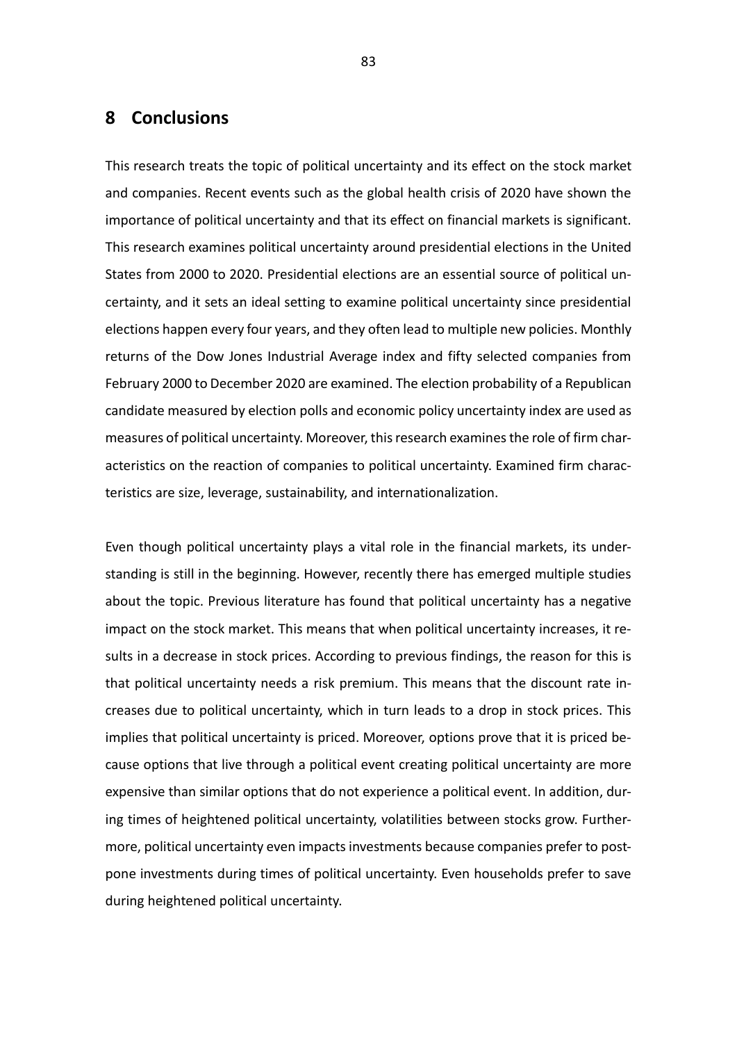# 8 Conclusions

This research treats the topic of political uncertainty and its effect on the stock market and companies. Recent events such as the global health crisis of 2020 have shown the importance of political uncertainty and that its effect on financial markets is significant. This research examines political uncertainty around presidential elections in the United States from 2000 to 2020. Presidential elections are an essential source of political uncertainty, and it sets an ideal setting to examine political uncertainty since presidential elections happen every four years, and they often lead to multiple new policies. Monthly returns of the Dow Jones Industrial Average index and fifty selected companies from February 2000 to December 2020 are examined. The election probability of a Republican candidate measured by election polls and economic policy uncertainty index are used as measures of political uncertainty. Moreover, this research examines the role of firm characteristics on the reaction of companies to political uncertainty. Examined firm characteristics are size, leverage, sustainability, and internationalization.

Even though political uncertainty plays a vital role in the financial markets, its understanding is still in the beginning. However, recently there has emerged multiple studies about the topic. Previous literature has found that political uncertainty has a negative impact on the stock market. This means that when political uncertainty increases, it results in a decrease in stock prices. According to previous findings, the reason for this is that political uncertainty needs a risk premium. This means that the discount rate increases due to political uncertainty, which in turn leads to a drop in stock prices. This implies that political uncertainty is priced. Moreover, options prove that it is priced because options that live through a political event creating political uncertainty are more expensive than similar options that do not experience a political event. In addition, during times of heightened political uncertainty, volatilities between stocks grow. Furthermore, political uncertainty even impacts investments because companies prefer to postpone investments during times of political uncertainty. Even households prefer to save during heightened political uncertainty.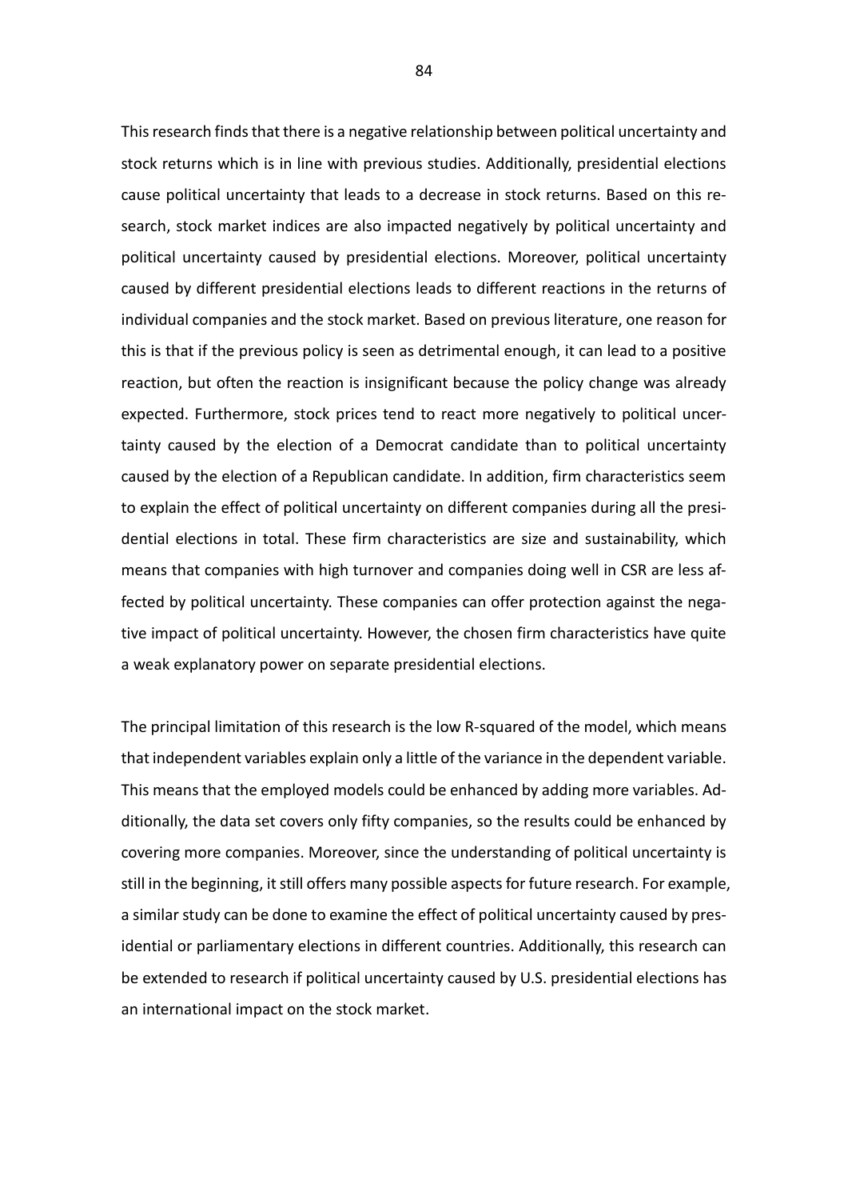This research finds that there is a negative relationship between political uncertainty and stock returns which is in line with previous studies. Additionally, presidential elections cause political uncertainty that leads to a decrease in stock returns. Based on this research, stock market indices are also impacted negatively by political uncertainty and political uncertainty caused by presidential elections. Moreover, political uncertainty caused by different presidential elections leads to different reactions in the returns of individual companies and the stock market. Based on previous literature, one reason for this is that if the previous policy is seen as detrimental enough, it can lead to a positive reaction, but often the reaction is insignificant because the policy change was already expected. Furthermore, stock prices tend to react more negatively to political uncertainty caused by the election of a Democrat candidate than to political uncertainty caused by the election of a Republican candidate. In addition, firm characteristics seem to explain the effect of political uncertainty on different companies during all the presidential elections in total. These firm characteristics are size and sustainability, which means that companies with high turnover and companies doing well in CSR are less affected by political uncertainty. These companies can offer protection against the negative impact of political uncertainty. However, the chosen firm characteristics have quite a weak explanatory power on separate presidential elections.

The principal limitation of this research is the low R-squared of the model, which means that independent variables explain only a little of the variance in the dependent variable. This means that the employed models could be enhanced by adding more variables. Additionally, the data set covers only fifty companies, so the results could be enhanced by covering more companies. Moreover, since the understanding of political uncertainty is still in the beginning, it still offers many possible aspects for future research. For example, a similar study can be done to examine the effect of political uncertainty caused by presidential or parliamentary elections in different countries. Additionally, this research can be extended to research if political uncertainty caused by U.S. presidential elections has an international impact on the stock market.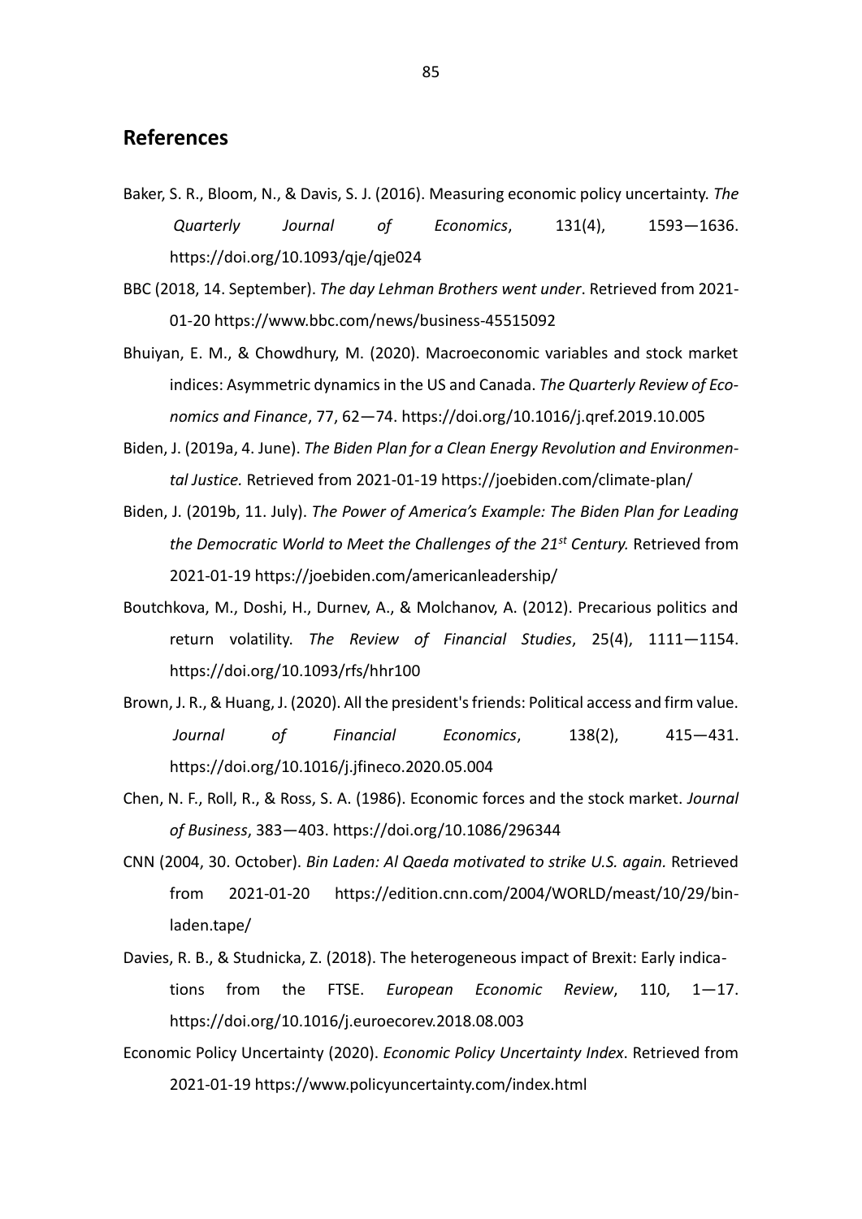# References

Baker, S. R., Bloom, N., & Davis, S. J. (2016). Measuring economic policy uncertainty. *The Quarterly Journal of Economics*, 131(4), 1593—1636. https://doi.org/10.1093/qje/qje024

BBC (2018, 14. September). *The day Lehman Brothers went under*. Retrieved from 2021-01-20 https://www.bbc.com/news/business-45515092

Bhuiyan, E. M., & Chowdhury, M. (2020). Macroeconomic variables and stock market indices: Asymmetric dynamics in the US and Canada. *The Quarterly Review of Economics and Finance*, 77, 62—74. https://doi.org/10.1016/j.qref.2019.10.005

Biden, J. (2019a, 4. June). *The Biden Plan for a Clean Energy Revolution and Environmental Justice.* Retrieved from 2021-01-19 https://joebiden.com/climate-plan/

Biden, J. (2019b, 11. July). *The Power of America's Example: The Biden Plan for Leading the Democratic World to Meet the Challenges of the 21st Century.* Retrieved from 2021-01-19 https://joebiden.com/americanleadership/

Boutchkova, M., Doshi, H., Durnev, A., & Molchanov, A. (2012). Precarious politics and return volatility. *The Review of Financial Studies*, 25(4), 1111—1154. https://doi.org/10.1093/rfs/hhr100

Brown, J. R., & Huang, J. (2020). All the president's friends: Political access and firm value. *Journal of Financial Economics*, 138(2), 415—431. https://doi.org/10.1016/j.jfineco.2020.05.004

Chen, N. F., Roll, R., & Ross, S. A. (1986). Economic forces and the stock market. *Journal of Business*, 383—403. https://doi.org/10.1086/296344

CNN (2004, 30. October). *Bin Laden: Al Qaeda motivated to strike U.S. again.* Retrieved from 2021-01-20 https://edition.cnn.com/2004/WORLD/meast/10/29/bin-laden.tape/

Davies, R. B., & Studnicka, Z. (2018). The heterogeneous impact of Brexit: Early indications from the FTSE. *European Economic Review*, 110, 1—17. https://doi.org/10.1016/j.euroecorev.2018.08.003

Economic Policy Uncertainty (2020). *Economic Policy Uncertainty Index*. Retrieved from 2021-01-19 https://www.policyuncertainty.com/index.html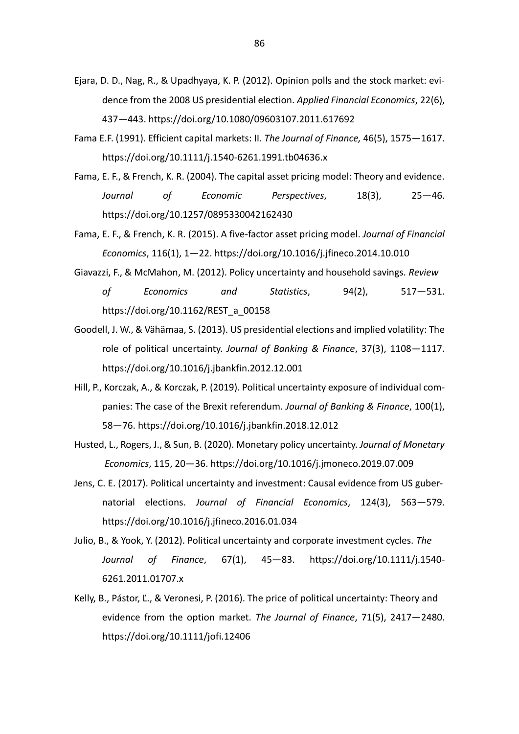Ejara, D. D., Nag, R., & Upadhyaya, K. P. (2012). Opinion polls and the stock market: evidence from the 2008 US presidential election. *Applied Financial Economics*, 22(6), 437—443. https://doi.org/10.1080/09603107.2011.617692

Fama E.F. (1991). Efficient capital markets: II. *The Journal of Finance,* 46(5), 1575—1617. https://doi.org/10.1111/j.1540-6261.1991.tb04636.x

Fama, E. F., & French, K. R. (2004). The capital asset pricing model: Theory and evidence. *Journal of Economic Perspectives*, 18(3), 25—46. https://doi.org/10.1257/0895330042162430

Fama, E. F., & French, K. R. (2015). A five-factor asset pricing model. *Journal of Financial Economics*, 116(1), 1—22. https://doi.org/10.1016/j.jfineco.2014.10.010

Giavazzi, F., & McMahon, M. (2012). Policy uncertainty and household savings. *Review of Economics and Statistics*, 94(2), 517—531. https://doi.org/10.1162/REST_a_00158

Goodell, J. W., & Vähämaa, S. (2013). US presidential elections and implied volatility: The role of political uncertainty. *Journal of Banking & Finance*, 37(3), 1108—1117. https://doi.org/10.1016/j.jbankfin.2012.12.001

Hill, P., Korczak, A., & Korczak, P. (2019). Political uncertainty exposure of individual companies: The case of the Brexit referendum. *Journal of Banking & Finance*, 100(1), 58—76. https://doi.org/10.1016/j.jbankfin.2018.12.012

Husted, L., Rogers, J., & Sun, B. (2020). Monetary policy uncertainty. *Journal of Monetary Economics*, 115, 20—36. https://doi.org/10.1016/j.jmoneco.2019.07.009

Jens, C. E. (2017). Political uncertainty and investment: Causal evidence from US gubernatorial elections. *Journal of Financial Economics*, 124(3), 563—579. https://doi.org/10.1016/j.jfineco.2016.01.034

Julio, B., & Yook, Y. (2012). Political uncertainty and corporate investment cycles. *The Journal of Finance*, 67(1), 45—83. https://doi.org/10.1111/j.1540-6261.2011.01707.x

Kelly, B., Pástor, Ľ., & Veronesi, P. (2016). The price of political uncertainty: Theory and evidence from the option market. *The Journal of Finance*, 71(5), 2417—2480. https://doi.org/10.1111/jofi.12406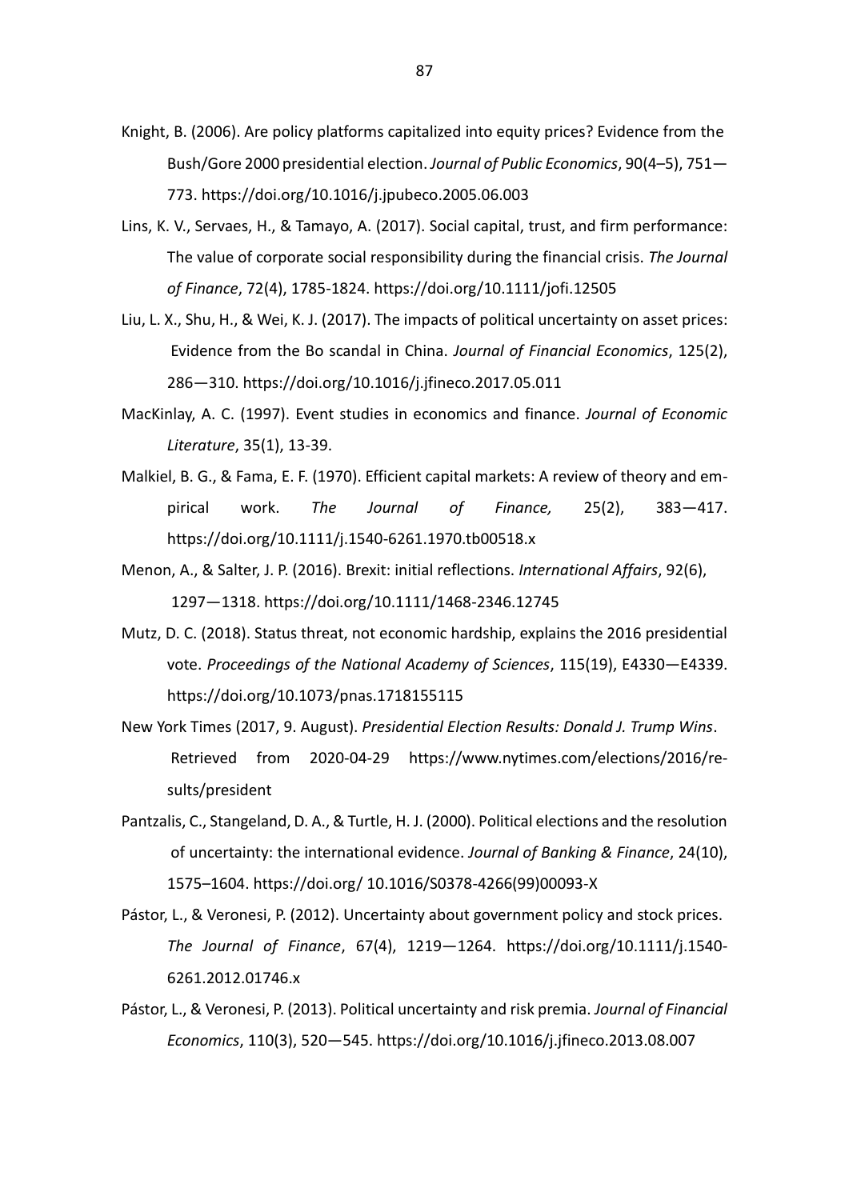Knight, B. (2006). Are policy platforms capitalized into equity prices? Evidence from the Bush/Gore 2000 presidential election. *Journal of Public Economics*, 90(4–5), 751—773. https://doi.org/10.1016/j.jpubeco.2005.06.003

Lins, K. V., Servaes, H., & Tamayo, A. (2017). Social capital, trust, and firm performance: The value of corporate social responsibility during the financial crisis. *The Journal of Finance*, 72(4), 1785-1824. https://doi.org/10.1111/jofi.12505

Liu, L. X., Shu, H., & Wei, K. J. (2017). The impacts of political uncertainty on asset prices: Evidence from the Bo scandal in China. *Journal of Financial Economics*, 125(2), 286—310. https://doi.org/10.1016/j.jfineco.2017.05.011

MacKinlay, A. C. (1997). Event studies in economics and finance. *Journal of Economic Literature*, 35(1), 13-39.

Malkiel, B. G., & Fama, E. F. (1970). Efficient capital markets: A review of theory and empirical work. *The Journal of Finance,* 25(2), 383—417. https://doi.org/10.1111/j.1540-6261.1970.tb00518.x

Menon, A., & Salter, J. P. (2016). Brexit: initial reflections. *International Affairs*, 92(6), 1297—1318. https://doi.org/10.1111/1468-2346.12745

Mutz, D. C. (2018). Status threat, not economic hardship, explains the 2016 presidential vote. *Proceedings of the National Academy of Sciences*, 115(19), E4330—E4339. https://doi.org/10.1073/pnas.1718155115

New York Times (2017, 9. August). *Presidential Election Results: Donald J. Trump Wins*. Retrieved from 2020-04-29 https://www.nytimes.com/elections/2016/results/president

Pantzalis, C., Stangeland, D. A., & Turtle, H. J. (2000). Political elections and the resolution of uncertainty: the international evidence. *Journal of Banking & Finance*, 24(10), 1575–1604. https://doi.org/ 10.1016/S0378-4266(99)00093-X

Pástor, L., & Veronesi, P. (2012). Uncertainty about government policy and stock prices. *The Journal of Finance*, 67(4), 1219—1264. https://doi.org/10.1111/j.1540-6261.2012.01746.x

Pástor, L., & Veronesi, P. (2013). Political uncertainty and risk premia. *Journal of Financial Economics*, 110(3), 520—545. https://doi.org/10.1016/j.jfineco.2013.08.007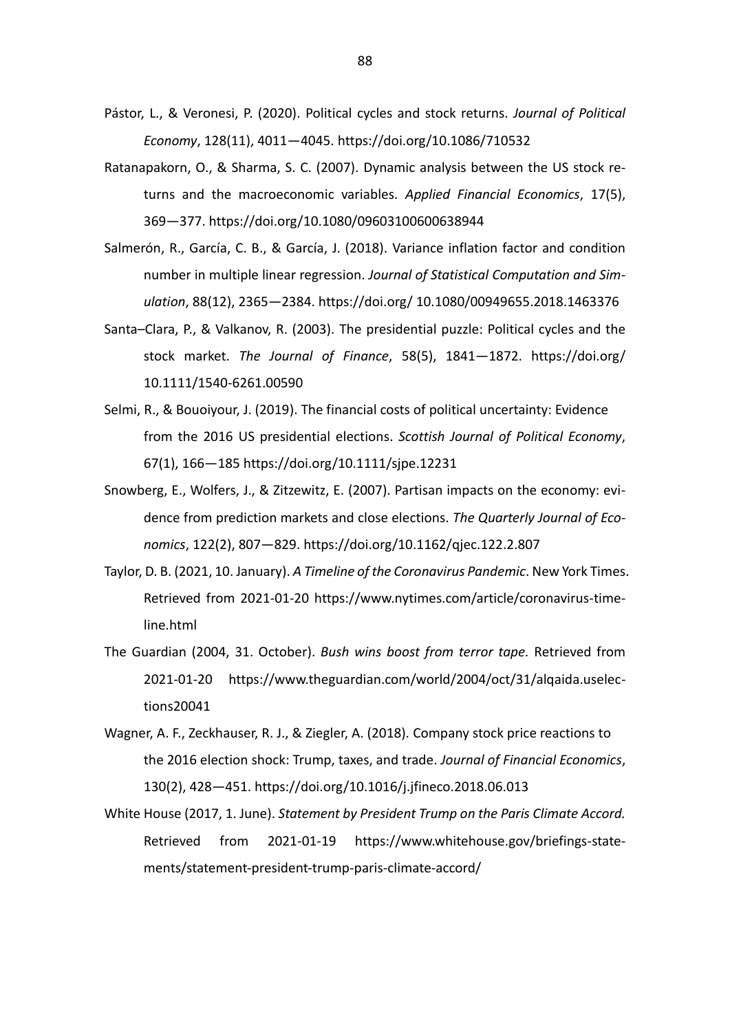Pástor, L., & Veronesi, P. (2020). Political cycles and stock returns. *Journal of Political Economy*, 128(11), 4011—4045. https://doi.org/10.1086/710532

Ratanapakorn, O., & Sharma, S. C. (2007). Dynamic analysis between the US stock returns and the macroeconomic variables. *Applied Financial Economics*, 17(5), 369—377. https://doi.org/10.1080/09603100600638944

Salmerón, R., García, C. B., & García, J. (2018). Variance inflation factor and condition number in multiple linear regression. *Journal of Statistical Computation and Simulation*, 88(12), 2365—2384. https://doi.org/ 10.1080/00949655.2018.1463376

Santa–Clara, P., & Valkanov, R. (2003). The presidential puzzle: Political cycles and the stock market. *The Journal of Finance*, 58(5), 1841—1872. https://doi.org/ 10.1111/1540-6261.00590

Selmi, R., & Bouoiyour, J. (2019). The financial costs of political uncertainty: Evidence from the 2016 US presidential elections. *Scottish Journal of Political Economy*, 67(1), 166—185 https://doi.org/10.1111/sjpe.12231

Snowberg, E., Wolfers, J., & Zitzewitz, E. (2007). Partisan impacts on the economy: evidence from prediction markets and close elections. *The Quarterly Journal of Economics*, 122(2), 807—829. https://doi.org/10.1162/qjec.122.2.807

Taylor, D. B. (2021, 10. January). *A Timeline of the Coronavirus Pandemic*. New York Times. Retrieved from 2021-01-20 https://www.nytimes.com/article/coronavirus-timeline.html

The Guardian (2004, 31. October). *Bush wins boost from terror tape.* Retrieved from 2021-01-20 https://www.theguardian.com/world/2004/oct/31/alqaida.uselections20041

Wagner, A. F., Zeckhauser, R. J., & Ziegler, A. (2018). Company stock price reactions to the 2016 election shock: Trump, taxes, and trade. *Journal of Financial Economics*, 130(2), 428—451. https://doi.org/10.1016/j.jfineco.2018.06.013

White House (2017, 1. June). *Statement by President Trump on the Paris Climate Accord.* Retrieved from 2021-01-19 https://www.whitehouse.gov/briefings-statements/statement-president-trump-paris-climate-accord/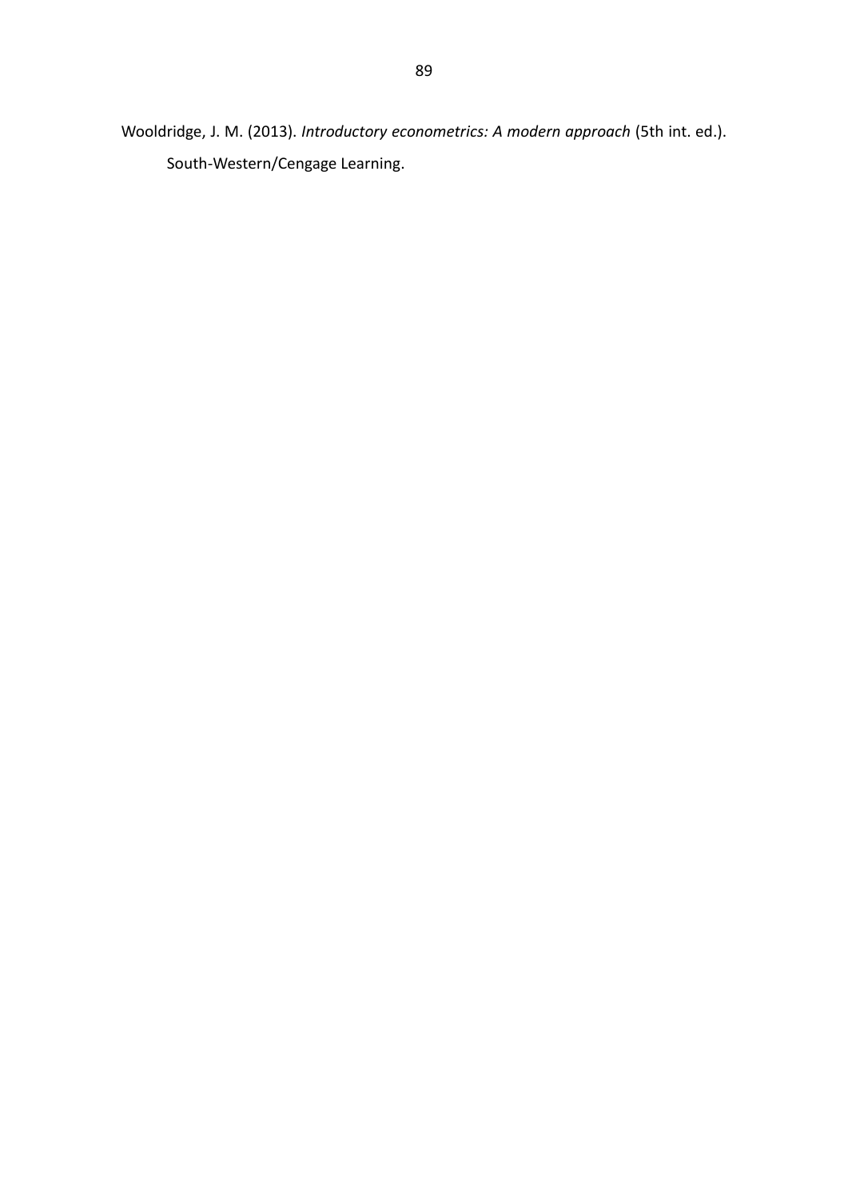Wooldridge, J. M. (2013). *Introductory econometrics: A modern approach* (5th int. ed.). South-Western/Cengage Learning.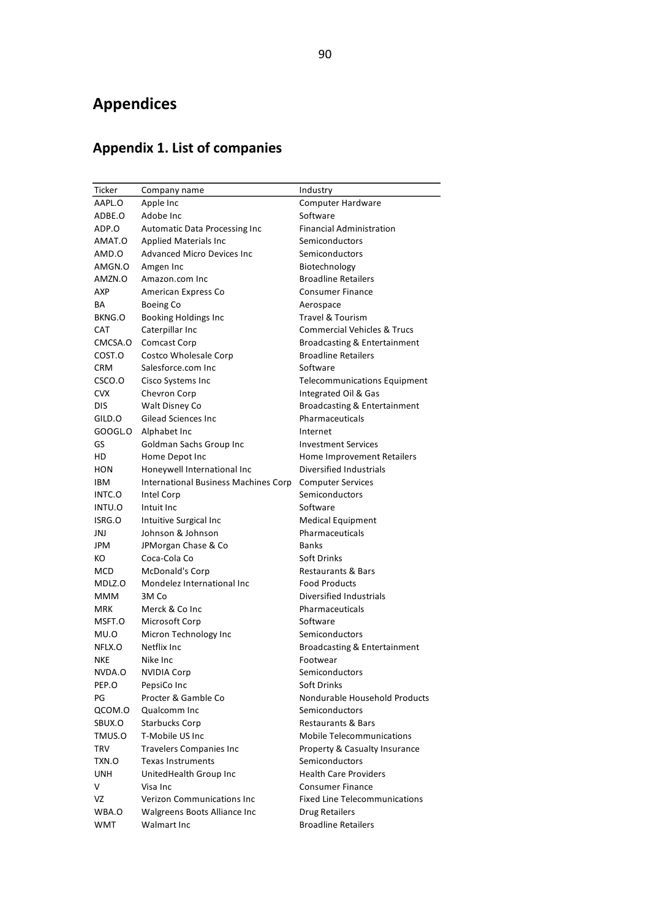# Appendices

## Appendix 1. List of companies

| Ticker | Company name | Industry |
|---|---|---|
| AAPL.O | Apple Inc | Computer Hardware |
| ADBE.O | Adobe Inc | Software |
| ADP.O | Automatic Data Processing Inc | Financial Administration |
| AMAT.O | Applied Materials Inc | Semiconductors |
| AMD.O | Advanced Micro Devices Inc | Semiconductors |
| AMGN.O | Amgen Inc | Biotechnology |
| AMZN.O | Amazon.com Inc | Broadline Retailers |
| AXP | American Express Co | Consumer Finance |
| BA | Boeing Co | Aerospace |
| BKNG.O | Booking Holdings Inc | Travel & Tourism |
| CAT | Caterpillar Inc | Commercial Vehicles & Trucs |
| CMCSA.O | Comcast Corp | Broadcasting & Entertainment |
| COST.O | Costco Wholesale Corp | Broadline Retailers |
| CRM | Salesforce.com Inc | Software |
| CSCO.O | Cisco Systems Inc | Telecommunications Equipment |
| CVX | Chevron Corp | Integrated Oil & Gas |
| DIS | Walt Disney Co | Broadcasting & Entertainment |
| GILD.O | Gilead Sciences Inc | Pharmaceuticals |
| GOOGL.O | Alphabet Inc | Internet |
| GS | Goldman Sachs Group Inc | Investment Services |
| HD | Home Depot Inc | Home Improvement Retailers |
| HON | Honeywell International Inc | Diversified Industrials |
| IBM | International Business Machines Corp | Computer Services |
| INTC.O | Intel Corp | Semiconductors |
| INTU.O | Intuit Inc | Software |
| ISRG.O | Intuitive Surgical Inc | Medical Equipment |
| JNJ | Johnson & Johnson | Pharmaceuticals |
| JPM | JPMorgan Chase & Co | Banks |
| KO | Coca-Cola Co | Soft Drinks |
| MCD | McDonald's Corp | Restaurants & Bars |
| MDLZ.O | Mondelez International Inc | Food Products |
| MMM | 3M Co | Diversified Industrials |
| MRK | Merck & Co Inc | Pharmaceuticals |
| MSFT.O | Microsoft Corp | Software |
| MU.O | Micron Technology Inc | Semiconductors |
| NFLX.O | Netflix Inc | Broadcasting & Entertainment |
| NKE | Nike Inc | Footwear |
| NVDA.O | NVIDIA Corp | Semiconductors |
| PEP.O | PepsiCo Inc | Soft Drinks |
| PG | Procter & Gamble Co | Nondurable Household Products |
| QCOM.O | Qualcomm Inc | Semiconductors |
| SBUX.O | Starbucks Corp | Restaurants & Bars |
| TMUS.O | T-Mobile US Inc | Mobile Telecommunications |
| TRV | Travelers Companies Inc | Property & Casualty Insurance |
| TXN.O | Texas Instruments | Semiconductors |
| UNH | UnitedHealth Group Inc | Health Care Providers |
| V | Visa Inc | Consumer Finance |
| VZ | Verizon Communications Inc | Fixed Line Telecommunications |
| WBA.O | Walgreens Boots Alliance Inc | Drug Retailers |
| WMT | Walmart Inc | Broadline Retailers |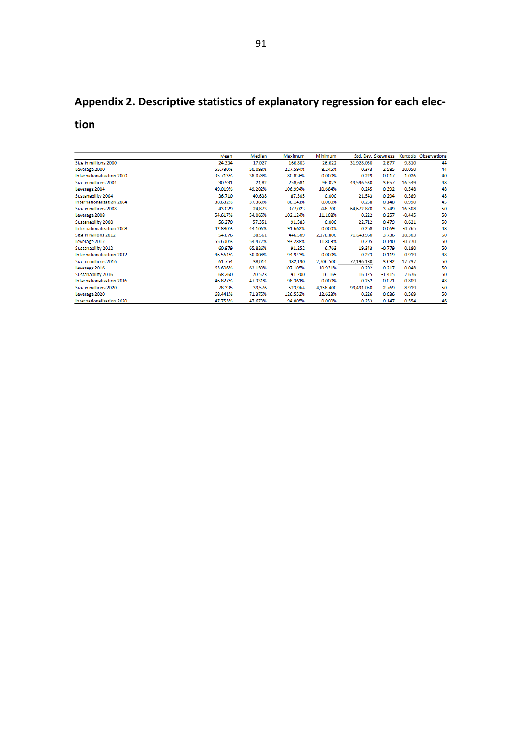# Appendix 2. Descriptive statistics of explanatory regression for each election

| | Mean | Median | Maximum | Minimum | Std. Dev. | Skewness | Kurtosis | Observations |
|---|---|---|---|---|---|---|---|---|
| Size in millions 2000 | 24,334 | 17,027 | 166,803 | 26.622 | 31,928.030 | 2.877 | 9.810 | 44 |
| Leverage 2000 | 55.730% | 50.093% | 227.594% | 8.245% | 0.373 | 2.585 | 10.050 | 44 |
| Internationalization 2000 | 35.713% | 38.078% | 80.836% | 0.000% | 0.229 | -0.017 | -1.026 | 40 |
| Size in millions 2004 | 30,531 | 21,82 | 258,681 | 96.023 | 43,596.530 | 3.657 | 16.549 | 48 |
| Leverage 2004 | 49.019% | 49.202% | 106.994% | 10.684% | 0.245 | 0.392 | -0.548 | 48 |
| Sustanability 2004 | 36.710 | 40.638 | 87.305 | 0.000 | 21.543 | -0.294 | -0.389 | 48 |
| Internationalization 2004 | 38.632% | 37.360% | 86.141% | 0.000% | 0.258 | 0.148 | -0.990 | 45 |
| Size in millions 2008 | 43,029 | 24,873 | 377,023 | 748.700 | 64,672.870 | 3.749 | 16.508 | 50 |
| Leverage 2008 | 54.617% | 54.065% | 102.124% | 11.108% | 0.222 | 0.257 | -0.445 | 50 |
| Sustanability 2008 | 56.270 | 57.351 | 91.583 | 0.000 | 22.712 | -0.479 | -0.621 | 50 |
| Internationalization 2008 | 42.880% | 44.106% | 91.662% | 0.000% | 0.268 | 0.069 | -0.765 | 48 |
| Size in millions 2012 | 54,876 | 38,561 | 446,509 | 2,178.800 | 71,643,960 | 3.736 | 18.303 | 50 |
| Leverage 2012 | 55.600% | 54.472% | 93.288% | 11.803% | 0.205 | 0.140 | -0.770 | 50 |
| Sustanability 2012 | 60.979 | 65.826% | 91.252 | 6.763 | 19.343 | -0.779 | 0.180 | 50 |
| Internationalization 2012 | 46.564% | 50.008% | 94.943% | 0.000% | 0.273 | -0.119 | -0.919 | 48 |
| Size in millions 2016 | 61,754 | 38,014 | 482,130 | 2,706.500 | 77,196.180 | 3.632 | 17.737 | 50 |
| Leverage 2016 | 63.606% | 62.150% | 107.105% | 10.931% | 0.202 | -0.217 | 0.048 | 50 |
| Sustanability 2016 | 68.260 | 70.523 | 91.200 | 16.169 | 16.125 | -1.415 | 2.676 | 50 |
| Internationalization 2016 | 46.827% | 47.331% | 98.361% | 0.000% | 0.262 | 0.071 | -0.809 | 48 |
| Size in millions 2020 | 78,335 | 39,576 | 523,964 | 4,358.400 | 99,491.050 | 2.769 | 8.919 | 50 |
| Leverage 2020 | 68.441% | 71.375% | 126.552% | 12.623% | 0.226 | 0.036 | 0.569 | 50 |
| Internationalization 2020 | 47.753% | 47.673% | 94.805% | 0.000% | 0.253 | 0.147 | -0.554 | 46 |